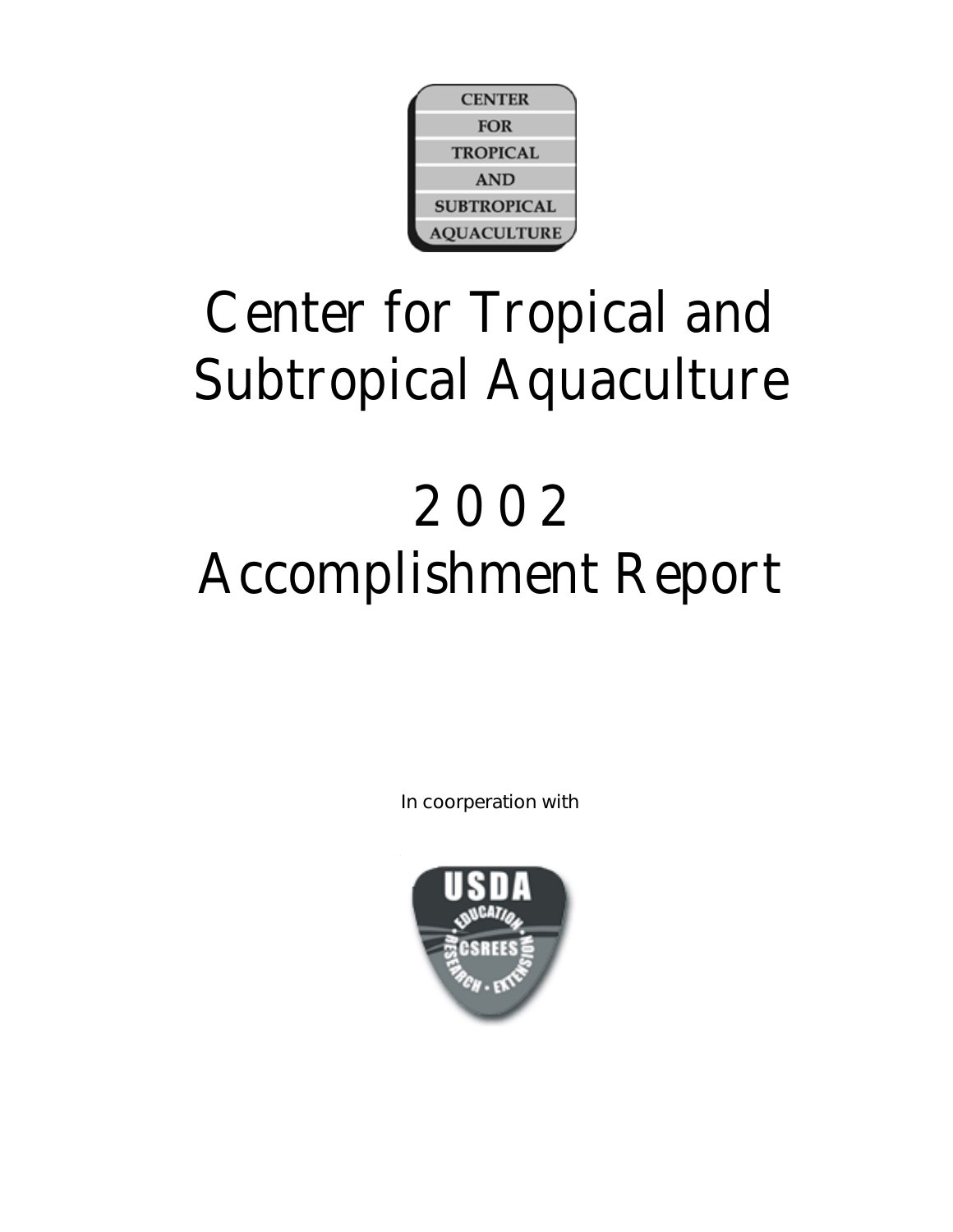# Center for Tropical and Subtropical Aquaculture

# 2002 Accomplishment Report

In coorperation with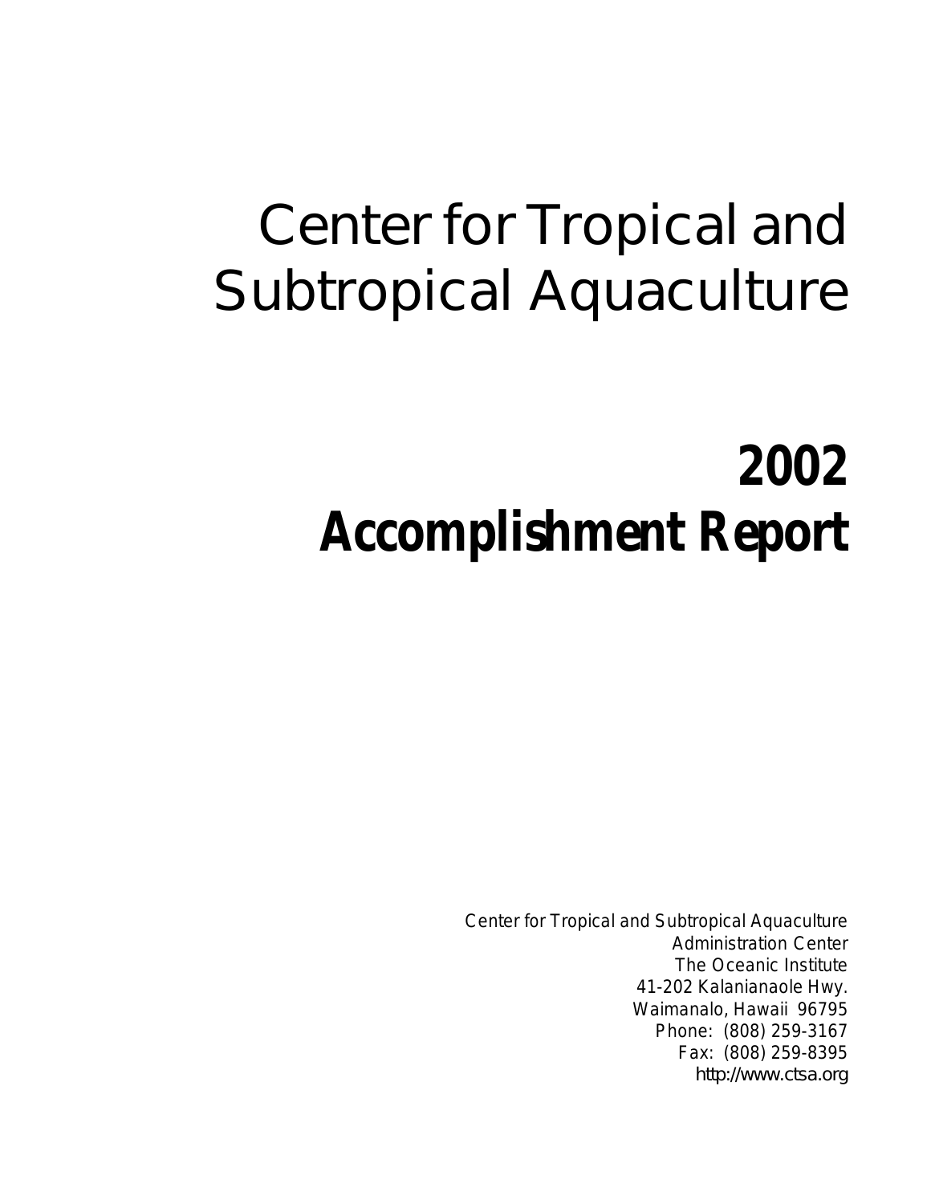# Center for Tropical and Subtropical Aquaculture

# 2002 Accomplishment Report

Center for Tropical and Subtropical Aquaculture
Administration Center
The Oceanic Institute
41-202 Kalanianaole Hwy.
Waimanalo, Hawaii 96795
Phone: (808) 259-3167
Fax: (808) 259-8395
http://www.ctsa.org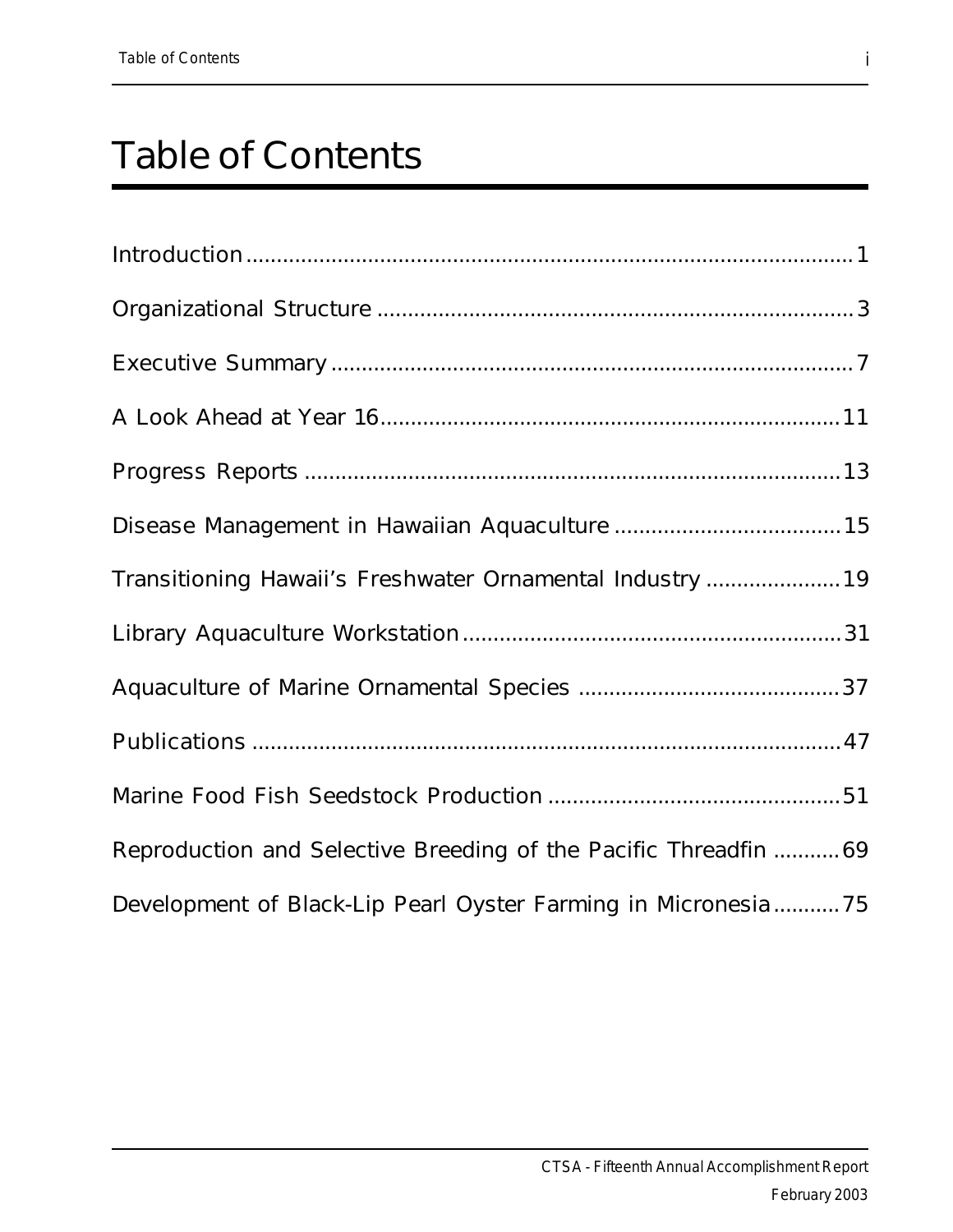# Table of Contents

| | |
|---|---|
| Introduction | 1 |
| Organizational Structure | 3 |
| Executive Summary | 7 |
| A Look Ahead at Year 16 | 11 |
| Progress Reports | 13 |
| Disease Management in Hawaiian Aquaculture | 15 |
| Transitioning Hawaii's Freshwater Ornamental Industry | 19 |
| Library Aquaculture Workstation | 31 |
| Aquaculture of Marine Ornamental Species | 37 |
| Publications | 47 |
| Marine Food Fish Seedstock Production | 51 |
| Reproduction and Selective Breeding of the Pacific Threadfin | 69 |
| Development of Black-Lip Pearl Oyster Farming in Micronesia | 75 |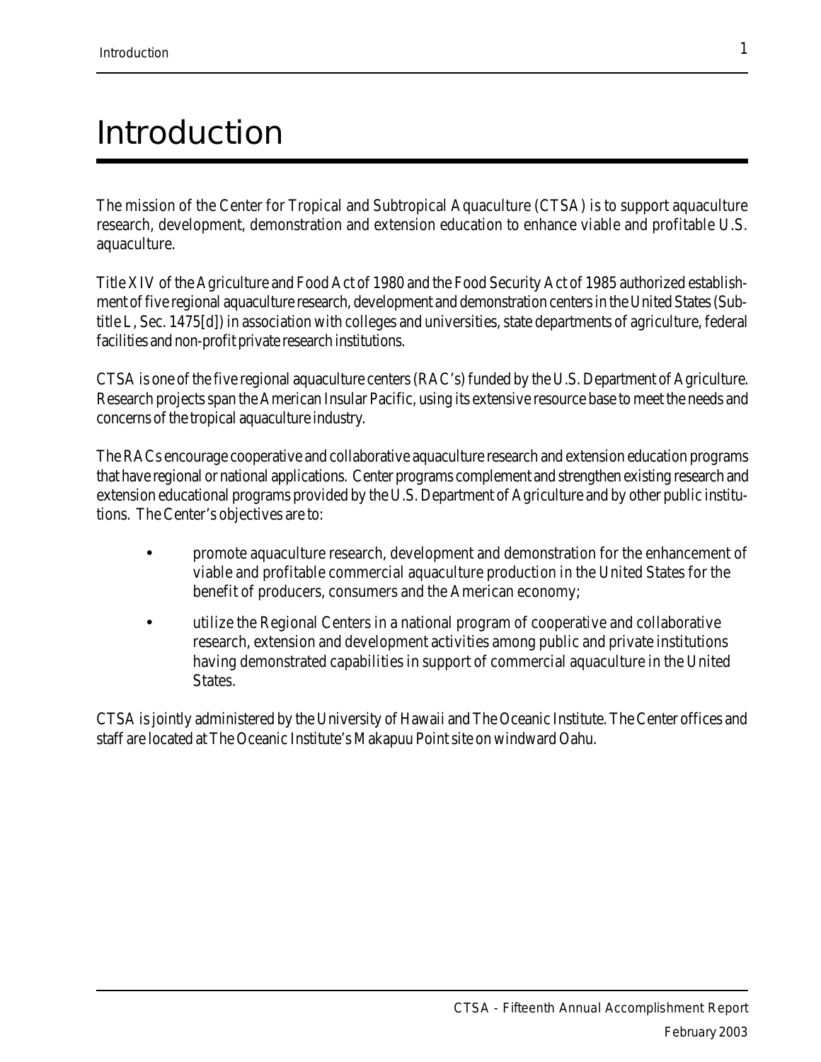# Introduction

The mission of the Center for Tropical and Subtropical Aquaculture (CTSA) is to support aquaculture research, development, demonstration and extension education to enhance viable and profitable U.S. aquaculture.

Title XIV of the Agriculture and Food Act of 1980 and the Food Security Act of 1985 authorized establishment of five regional aquaculture research, development and demonstration centers in the United States (Subtitle L, Sec. 1475[d]) in association with colleges and universities, state departments of agriculture, federal facilities and non-profit private research institutions.

CTSA is one of the five regional aquaculture centers (RAC's) funded by the U.S. Department of Agriculture. Research projects span the American Insular Pacific, using its extensive resource base to meet the needs and concerns of the tropical aquaculture industry.

The RACs encourage cooperative and collaborative aquaculture research and extension education programs that have regional or national applications. Center programs complement and strengthen existing research and extension educational programs provided by the U.S. Department of Agriculture and by other public institutions. The Center's objectives are to:

- promote aquaculture research, development and demonstration for the enhancement of viable and profitable commercial aquaculture production in the United States for the benefit of producers, consumers and the American economy;
- utilize the Regional Centers in a national program of cooperative and collaborative research, extension and development activities among public and private institutions having demonstrated capabilities in support of commercial aquaculture in the United States.

CTSA is jointly administered by the University of Hawaii and The Oceanic Institute. The Center offices and staff are located at The Oceanic Institute's Makapuu Point site on windward Oahu.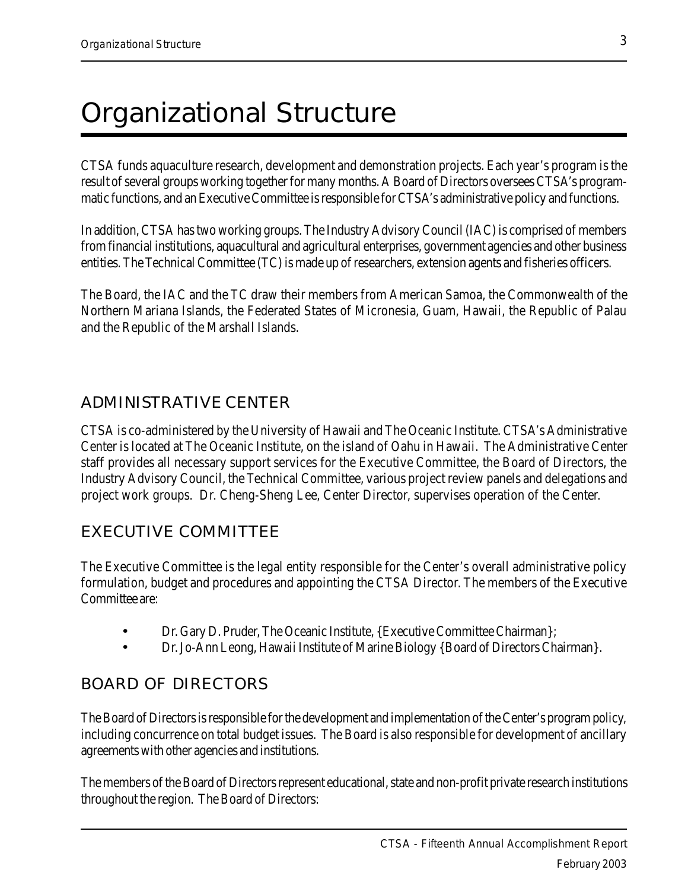# Organizational Structure

CTSA funds aquaculture research, development and demonstration projects. Each year's program is the result of several groups working together for many months. A Board of Directors oversees CTSA's programmatic functions, and an Executive Committee is responsible for CTSA's administrative policy and functions.

In addition, CTSA has two working groups. The Industry Advisory Council (IAC) is comprised of members from financial institutions, aquacultural and agricultural enterprises, government agencies and other business entities. The Technical Committee (TC) is made up of researchers, extension agents and fisheries officers.

The Board, the IAC and the TC draw their members from American Samoa, the Commonwealth of the Northern Mariana Islands, the Federated States of Micronesia, Guam, Hawaii, the Republic of Palau and the Republic of the Marshall Islands.

## ADMINISTRATIVE CENTER

CTSA is co-administered by the University of Hawaii and The Oceanic Institute. CTSA's Administrative Center is located at The Oceanic Institute, on the island of Oahu in Hawaii. The Administrative Center staff provides all necessary support services for the Executive Committee, the Board of Directors, the Industry Advisory Council, the Technical Committee, various project review panels and delegations and project work groups. Dr. Cheng-Sheng Lee, Center Director, supervises operation of the Center.

## EXECUTIVE COMMITTEE

The Executive Committee is the legal entity responsible for the Center's overall administrative policy formulation, budget and procedures and appointing the CTSA Director. The members of the Executive Committee are:

- Dr. Gary D. Pruder, The Oceanic Institute, {Executive Committee Chairman};
- Dr. Jo-Ann Leong, Hawaii Institute of Marine Biology {Board of Directors Chairman}.

## BOARD OF DIRECTORS

The Board of Directors is responsible for the development and implementation of the Center's program policy, including concurrence on total budget issues. The Board is also responsible for development of ancillary agreements with other agencies and institutions.

The members of the Board of Directors represent educational, state and non-profit private research institutions throughout the region. The Board of Directors: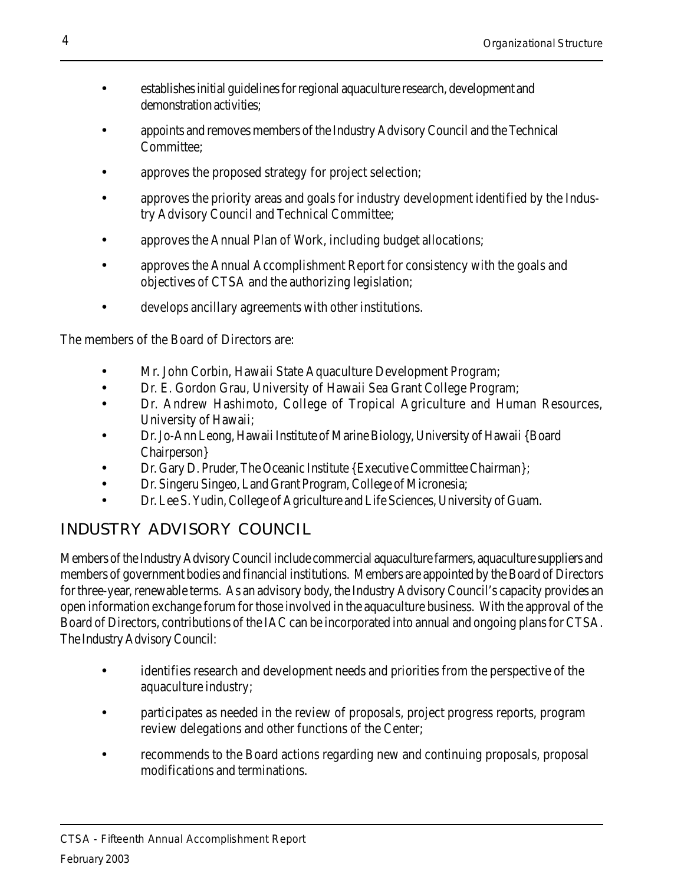- establishes initial guidelines for regional aquaculture research, development and demonstration activities;
- appoints and removes members of the Industry Advisory Council and the Technical Committee;
- approves the proposed strategy for project selection;
- approves the priority areas and goals for industry development identified by the Industry Advisory Council and Technical Committee;
- approves the Annual Plan of Work, including budget allocations;
- approves the Annual Accomplishment Report for consistency with the goals and objectives of CTSA and the authorizing legislation;
- develops ancillary agreements with other institutions.

The members of the Board of Directors are:

- Mr. John Corbin, Hawaii State Aquaculture Development Program;
- Dr. E. Gordon Grau, University of Hawaii Sea Grant College Program;
- Dr. Andrew Hashimoto, College of Tropical Agriculture and Human Resources, University of Hawaii;
- Dr. Jo-Ann Leong, Hawaii Institute of Marine Biology, University of Hawaii {Board Chairperson}
- Dr. Gary D. Pruder, The Oceanic Institute {Executive Committee Chairman};
- Dr. Singeru Singeo, Land Grant Program, College of Micronesia;
- Dr. Lee S. Yudin, College of Agriculture and Life Sciences, University of Guam.

## INDUSTRY ADVISORY COUNCIL

Members of the Industry Advisory Council include commercial aquaculture farmers, aquaculture suppliers and members of government bodies and financial institutions. Members are appointed by the Board of Directors for three-year, renewable terms. As an advisory body, the Industry Advisory Council's capacity provides an open information exchange forum for those involved in the aquaculture business. With the approval of the Board of Directors, contributions of the IAC can be incorporated into annual and ongoing plans for CTSA. The Industry Advisory Council:

- identifies research and development needs and priorities from the perspective of the aquaculture industry;
- participates as needed in the review of proposals, project progress reports, program review delegations and other functions of the Center;
- recommends to the Board actions regarding new and continuing proposals, proposal modifications and terminations.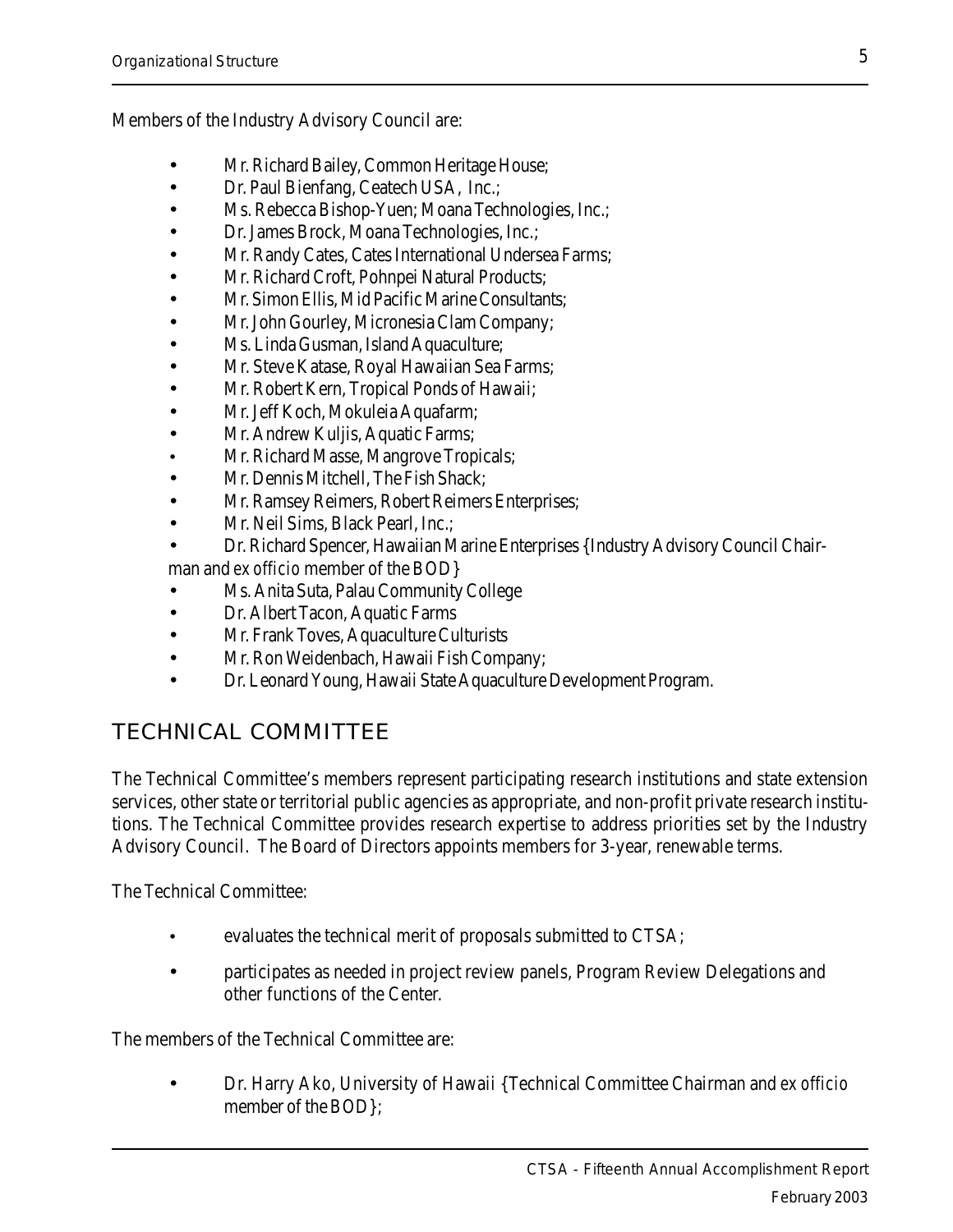Members of the Industry Advisory Council are:

- Mr. Richard Bailey, Common Heritage House;
- Dr. Paul Bienfang, Ceatech USA, Inc.;
- Ms. Rebecca Bishop-Yuen; Moana Technologies, Inc.;
- Dr. James Brock, Moana Technologies, Inc.;
- Mr. Randy Cates, Cates International Undersea Farms;
- Mr. Richard Croft, Pohnpei Natural Products;
- Mr. Simon Ellis, Mid Pacific Marine Consultants;
- Mr. John Gourley, Micronesia Clam Company;
- Ms. Linda Gusman, Island Aquaculture;
- Mr. Steve Katase, Royal Hawaiian Sea Farms;
- Mr. Robert Kern, Tropical Ponds of Hawaii;
- Mr. Jeff Koch, Mokuleia Aquafarm;
- Mr. Andrew Kuljis, Aquatic Farms;
- Mr. Richard Masse, Mangrove Tropicals;
- Mr. Dennis Mitchell, The Fish Shack;
- Mr. Ramsey Reimers, Robert Reimers Enterprises;
- Mr. Neil Sims, Black Pearl, Inc.;
- Dr. Richard Spencer, Hawaiian Marine Enterprises {Industry Advisory Council Chairman and *ex officio* member of the BOD}
- Ms. Anita Suta, Palau Community College
- Dr. Albert Tacon, Aquatic Farms
- Mr. Frank Toves, Aquaculture Culturists
- Mr. Ron Weidenbach, Hawaii Fish Company;
- Dr. Leonard Young, Hawaii State Aquaculture Development Program.

## TECHNICAL COMMITTEE

The Technical Committee's members represent participating research institutions and state extension services, other state or territorial public agencies as appropriate, and non-profit private research institutions. The Technical Committee provides research expertise to address priorities set by the Industry Advisory Council. The Board of Directors appoints members for 3-year, renewable terms.

The Technical Committee:

- evaluates the technical merit of proposals submitted to CTSA;
- participates as needed in project review panels, Program Review Delegations and other functions of the Center.

The members of the Technical Committee are:

- Dr. Harry Ako, University of Hawaii {Technical Committee Chairman and *ex officio* member of the BOD};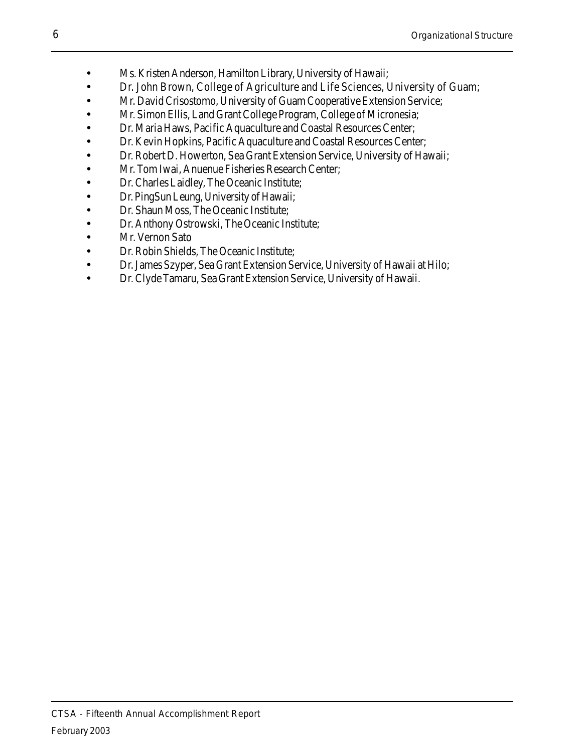- Ms. Kristen Anderson, Hamilton Library, University of Hawaii;
- Dr. John Brown, College of Agriculture and Life Sciences, University of Guam;
- Mr. David Crisostomo, University of Guam Cooperative Extension Service;
- Mr. Simon Ellis, Land Grant College Program, College of Micronesia;
- Dr. Maria Haws, Pacific Aquaculture and Coastal Resources Center;
- Dr. Kevin Hopkins, Pacific Aquaculture and Coastal Resources Center;
- Dr. Robert D. Howerton, Sea Grant Extension Service, University of Hawaii;
- Mr. Tom Iwai, Anuenue Fisheries Research Center;
- Dr. Charles Laidley, The Oceanic Institute;
- Dr. PingSun Leung, University of Hawaii;
- Dr. Shaun Moss, The Oceanic Institute;
- Dr. Anthony Ostrowski, The Oceanic Institute;
- Mr. Vernon Sato
- Dr. Robin Shields, The Oceanic Institute;
- Dr. James Szyper, Sea Grant Extension Service, University of Hawaii at Hilo;
- Dr. Clyde Tamaru, Sea Grant Extension Service, University of Hawaii.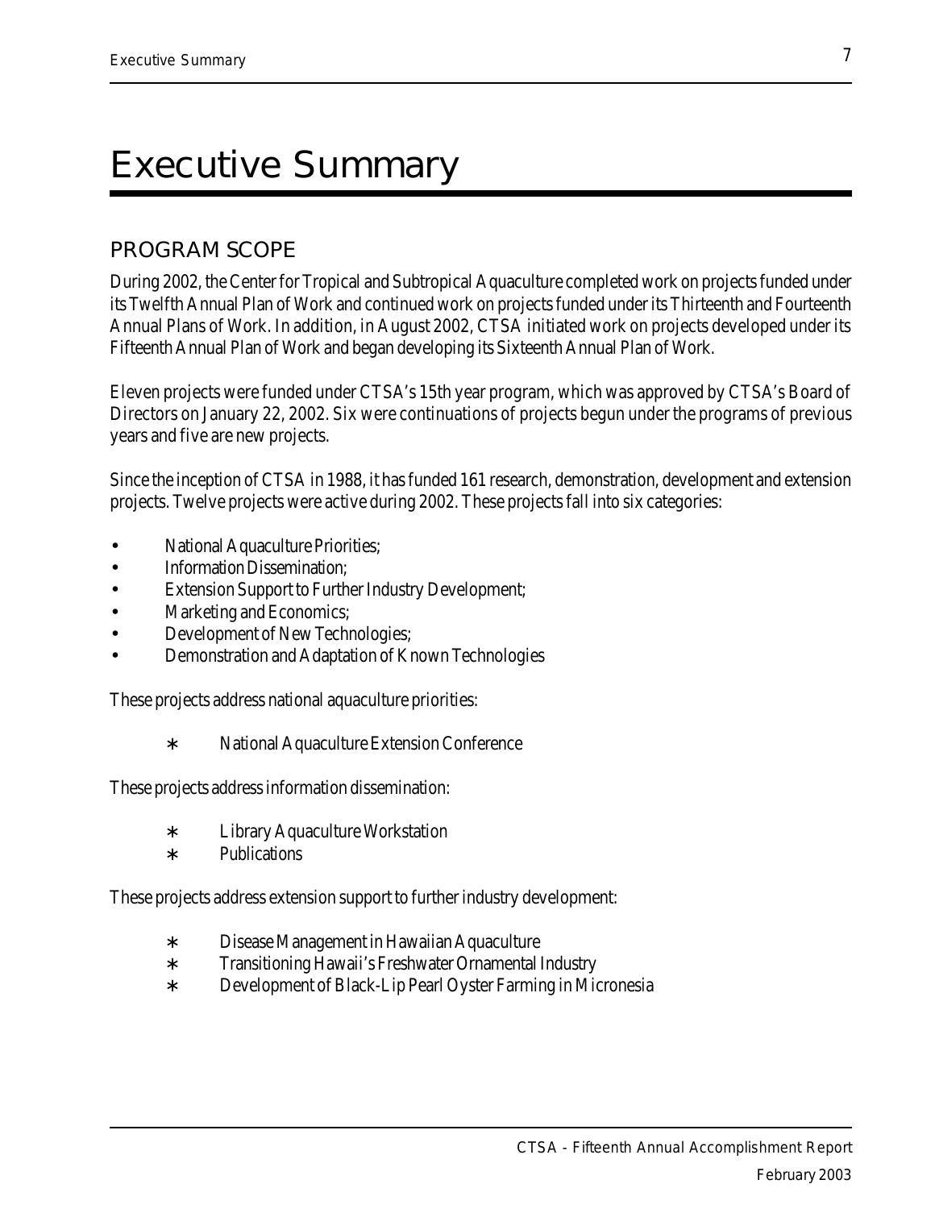# Executive Summary

## PROGRAM SCOPE

During 2002, the Center for Tropical and Subtropical Aquaculture completed work on projects funded under its Twelfth Annual Plan of Work and continued work on projects funded under its Thirteenth and Fourteenth Annual Plans of Work. In addition, in August 2002, CTSA initiated work on projects developed under its Fifteenth Annual Plan of Work and began developing its Sixteenth Annual Plan of Work.

Eleven projects were funded under CTSA's 15th year program, which was approved by CTSA's Board of Directors on January 22, 2002. Six were continuations of projects begun under the programs of previous years and five are new projects.

Since the inception of CTSA in 1988, it has funded 161 research, demonstration, development and extension projects. Twelve projects were active during 2002. These projects fall into six categories:

- National Aquaculture Priorities;
- Information Dissemination;
- Extension Support to Further Industry Development;
- Marketing and Economics;
- Development of New Technologies;
- Demonstration and Adaptation of Known Technologies

These projects address national aquaculture priorities:

- National Aquaculture Extension Conference

These projects address information dissemination:

- Library Aquaculture Workstation
- Publications

These projects address extension support to further industry development:

- Disease Management in Hawaiian Aquaculture
- Transitioning Hawaii's Freshwater Ornamental Industry
- Development of Black-Lip Pearl Oyster Farming in Micronesia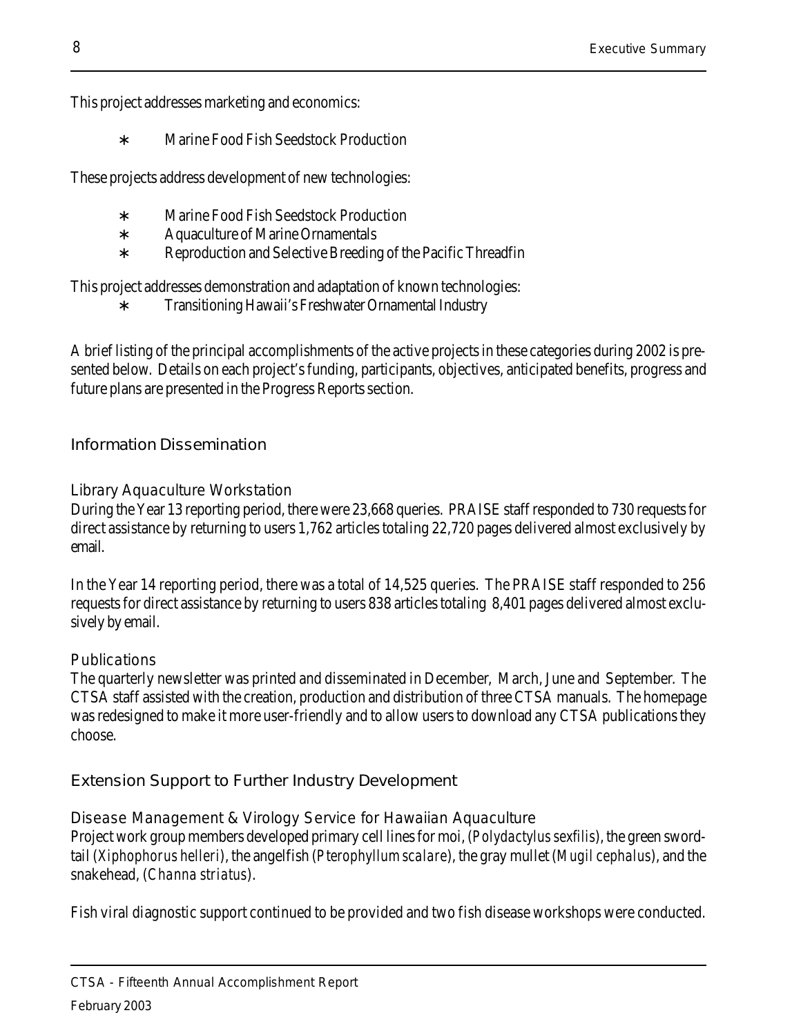This project addresses marketing and economics:

- Marine Food Fish Seedstock Production

These projects address development of new technologies:

- Marine Food Fish Seedstock Production
- Aquaculture of Marine Ornamentals
- Reproduction and Selective Breeding of the Pacific Threadfin

This project addresses demonstration and adaptation of known technologies:

- Transitioning Hawaii's Freshwater Ornamental Industry

A brief listing of the principal accomplishments of the active projects in these categories during 2002 is presented below. Details on each project's funding, participants, objectives, anticipated benefits, progress and future plans are presented in the Progress Reports section.

## Information Dissemination

### Library Aquaculture Workstation

During the Year 13 reporting period, there were 23,668 queries. PRAISE staff responded to 730 requests for direct assistance by returning to users 1,762 articles totaling 22,720 pages delivered almost exclusively by email.

In the Year 14 reporting period, there was a total of 14,525 queries. The PRAISE staff responded to 256 requests for direct assistance by returning to users 838 articles totaling 8,401 pages delivered almost exclusively by email.

### Publications

The quarterly newsletter was printed and disseminated in December, March, June and September. The CTSA staff assisted with the creation, production and distribution of three CTSA manuals. The homepage was redesigned to make it more user-friendly and to allow users to download any CTSA publications they choose.

## Extension Support to Further Industry Development

### Disease Management & Virology Service for Hawaiian Aquaculture

Project work group members developed primary cell lines for moi, (*Polydactylus sexfilis*), the green swordtail (*Xiphophorus helleri*), the angelfish (*Pterophyllum scalare*), the gray mullet (*Mugil cephalus*), and the snakehead, (*Channa striatus*).

Fish viral diagnostic support continued to be provided and two fish disease workshops were conducted.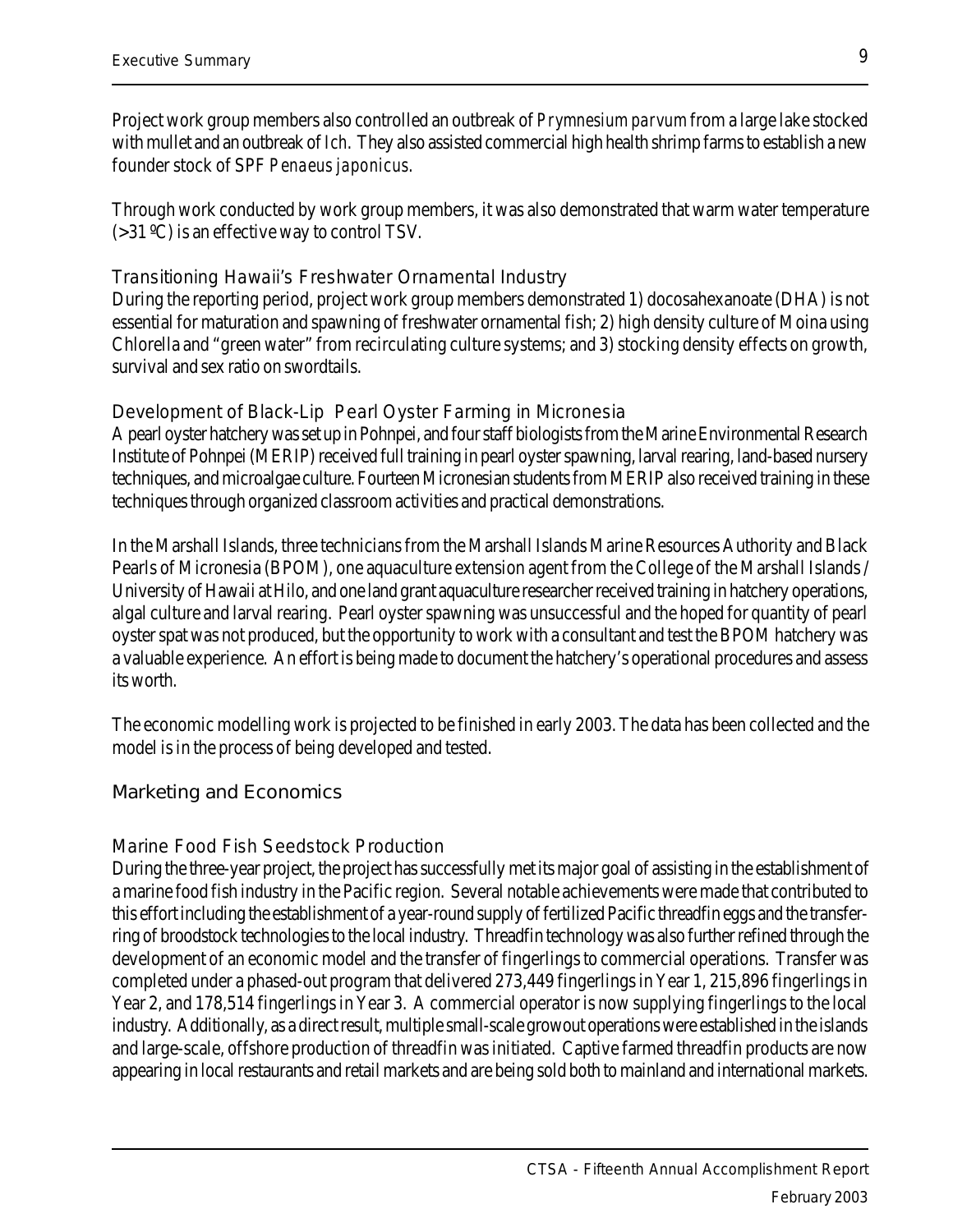Project work group members also controlled an outbreak of *Prymnesium parvum* from a large lake stocked with mullet and an outbreak of *Ich*. They also assisted commercial high health shrimp farms to establish a new founder stock of SPF *Penaeus japonicus*.

Through work conducted by work group members, it was also demonstrated that warm water temperature (>31 ºC) is an effective way to control TSV.

### Transitioning Hawaii's Freshwater Ornamental Industry

During the reporting period, project work group members demonstrated 1) docosahexanoate (DHA) is not essential for maturation and spawning of freshwater ornamental fish; 2) high density culture of Moina using Chlorella and "green water" from recirculating culture systems; and 3) stocking density effects on growth, survival and sex ratio on swordtails.

### Development of Black-Lip Pearl Oyster Farming in Micronesia

A pearl oyster hatchery was set up in Pohnpei, and four staff biologists from the Marine Environmental Research Institute of Pohnpei (MERIP) received full training in pearl oyster spawning, larval rearing, land-based nursery techniques, and microalgae culture. Fourteen Micronesian students from MERIP also received training in these techniques through organized classroom activities and practical demonstrations.

In the Marshall Islands, three technicians from the Marshall Islands Marine Resources Authority and Black Pearls of Micronesia (BPOM), one aquaculture extension agent from the College of the Marshall Islands / University of Hawaii at Hilo, and one land grant aquaculture researcher received training in hatchery operations, algal culture and larval rearing. Pearl oyster spawning was unsuccessful and the hoped for quantity of pearl oyster spat was not produced, but the opportunity to work with a consultant and test the BPOM hatchery was a valuable experience. An effort is being made to document the hatchery's operational procedures and assess its worth.

The economic modelling work is projected to be finished in early 2003. The data has been collected and the model is in the process of being developed and tested.

## Marketing and Economics

### Marine Food Fish Seedstock Production

During the three-year project, the project has successfully met its major goal of assisting in the establishment of a marine food fish industry in the Pacific region. Several notable achievements were made that contributed to this effort including the establishment of a year-round supply of fertilized Pacific threadfin eggs and the transferring of broodstock technologies to the local industry. Threadfin technology was also further refined through the development of an economic model and the transfer of fingerlings to commercial operations. Transfer was completed under a phased-out program that delivered 273,449 fingerlings in Year 1, 215,896 fingerlings in Year 2, and 178,514 fingerlings in Year 3. A commercial operator is now supplying fingerlings to the local industry. Additionally, as a direct result, multiple small-scale growout operations were established in the islands and large-scale, offshore production of threadfin was initiated. Captive farmed threadfin products are now appearing in local restaurants and retail markets and are being sold both to mainland and international markets.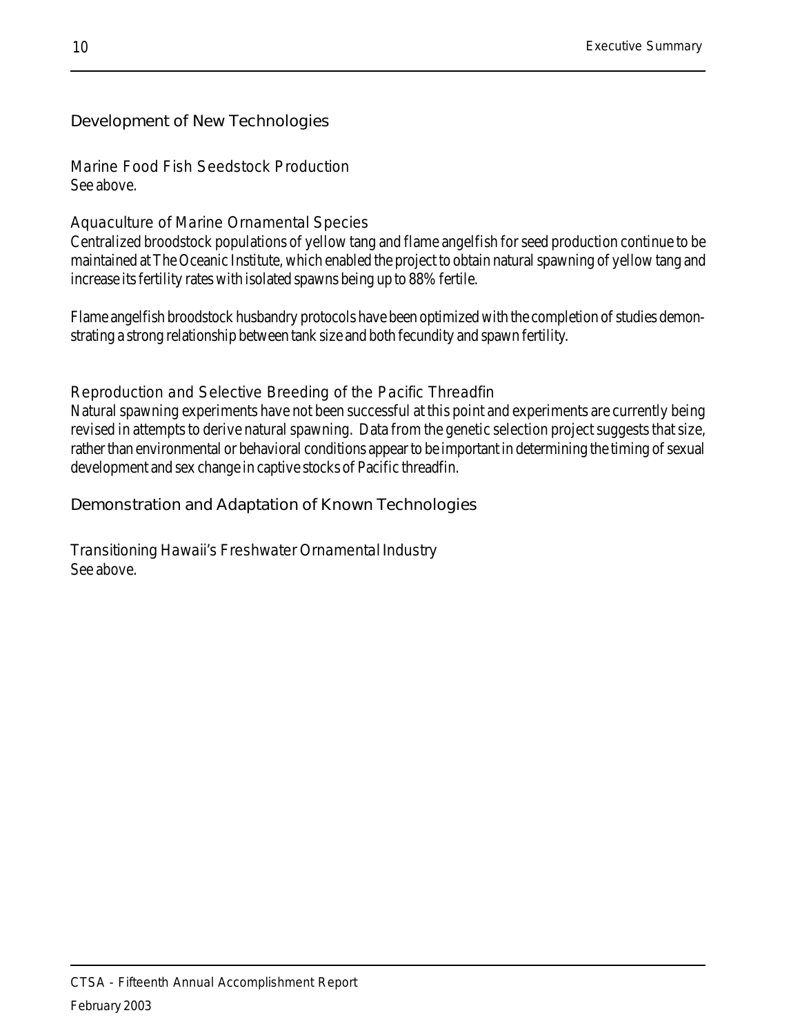## Development of New Technologies

### Marine Food Fish Seedstock Production

See above.

### Aquaculture of Marine Ornamental Species

Centralized broodstock populations of yellow tang and flame angelfish for seed production continue to be maintained at The Oceanic Institute, which enabled the project to obtain natural spawning of yellow tang and increase its fertility rates with isolated spawns being up to 88% fertile.

Flame angelfish broodstock husbandry protocols have been optimized with the completion of studies demonstrating a strong relationship between tank size and both fecundity and spawn fertility.

### Reproduction and Selective Breeding of the Pacific Threadfin

Natural spawning experiments have not been successful at this point and experiments are currently being revised in attempts to derive natural spawning. Data from the genetic selection project suggests that size, rather than environmental or behavioral conditions appear to be important in determining the timing of sexual development and sex change in captive stocks of Pacific threadfin.

## Demonstration and Adaptation of Known Technologies

### Transitioning Hawaii's Freshwater Ornamental Industry

See above.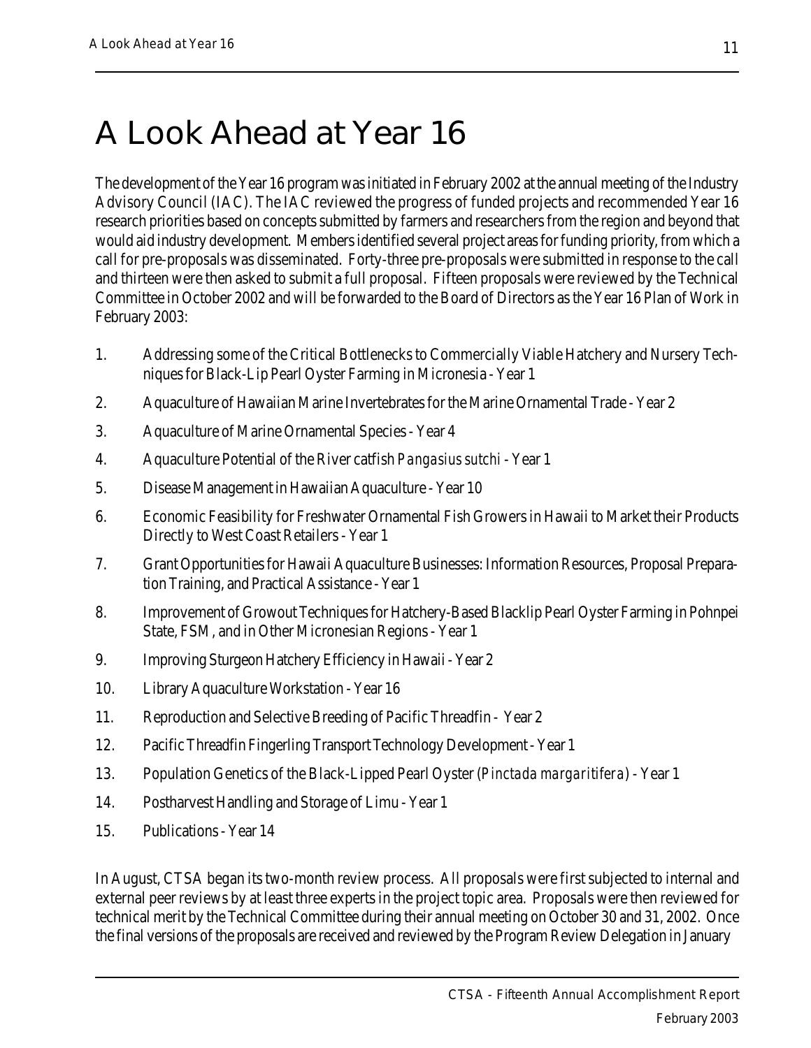# A Look Ahead at Year 16

The development of the Year 16 program was initiated in February 2002 at the annual meeting of the Industry Advisory Council (IAC). The IAC reviewed the progress of funded projects and recommended Year 16 research priorities based on concepts submitted by farmers and researchers from the region and beyond that would aid industry development. Members identified several project areas for funding priority, from which a call for pre-proposals was disseminated. Forty-three pre-proposals were submitted in response to the call and thirteen were then asked to submit a full proposal. Fifteen proposals were reviewed by the Technical Committee in October 2002 and will be forwarded to the Board of Directors as the Year 16 Plan of Work in February 2003:

1. Addressing some of the Critical Bottlenecks to Commercially Viable Hatchery and Nursery Techniques for Black-Lip Pearl Oyster Farming in Micronesia - Year 1
2. Aquaculture of Hawaiian Marine Invertebrates for the Marine Ornamental Trade - Year 2
3. Aquaculture of Marine Ornamental Species - Year 4
4. Aquaculture Potential of the River catfish *Pangasius sutchi* - Year 1
5. Disease Management in Hawaiian Aquaculture - Year 10
6. Economic Feasibility for Freshwater Ornamental Fish Growers in Hawaii to Market their Products Directly to West Coast Retailers - Year 1
7. Grant Opportunities for Hawaii Aquaculture Businesses: Information Resources, Proposal Preparation Training, and Practical Assistance - Year 1
8. Improvement of Growout Techniques for Hatchery-Based Blacklip Pearl Oyster Farming in Pohnpei State, FSM, and in Other Micronesian Regions - Year 1
9. Improving Sturgeon Hatchery Efficiency in Hawaii - Year 2
10. Library Aquaculture Workstation - Year 16
11. Reproduction and Selective Breeding of Pacific Threadfin - Year 2
12. Pacific Threadfin Fingerling Transport Technology Development - Year 1
13. Population Genetics of the Black-Lipped Pearl Oyster (*Pinctada margaritifera*) - Year 1
14. Postharvest Handling and Storage of Limu - Year 1
15. Publications - Year 14

In August, CTSA began its two-month review process. All proposals were first subjected to internal and external peer reviews by at least three experts in the project topic area. Proposals were then reviewed for technical merit by the Technical Committee during their annual meeting on October 30 and 31, 2002. Once the final versions of the proposals are received and reviewed by the Program Review Delegation in January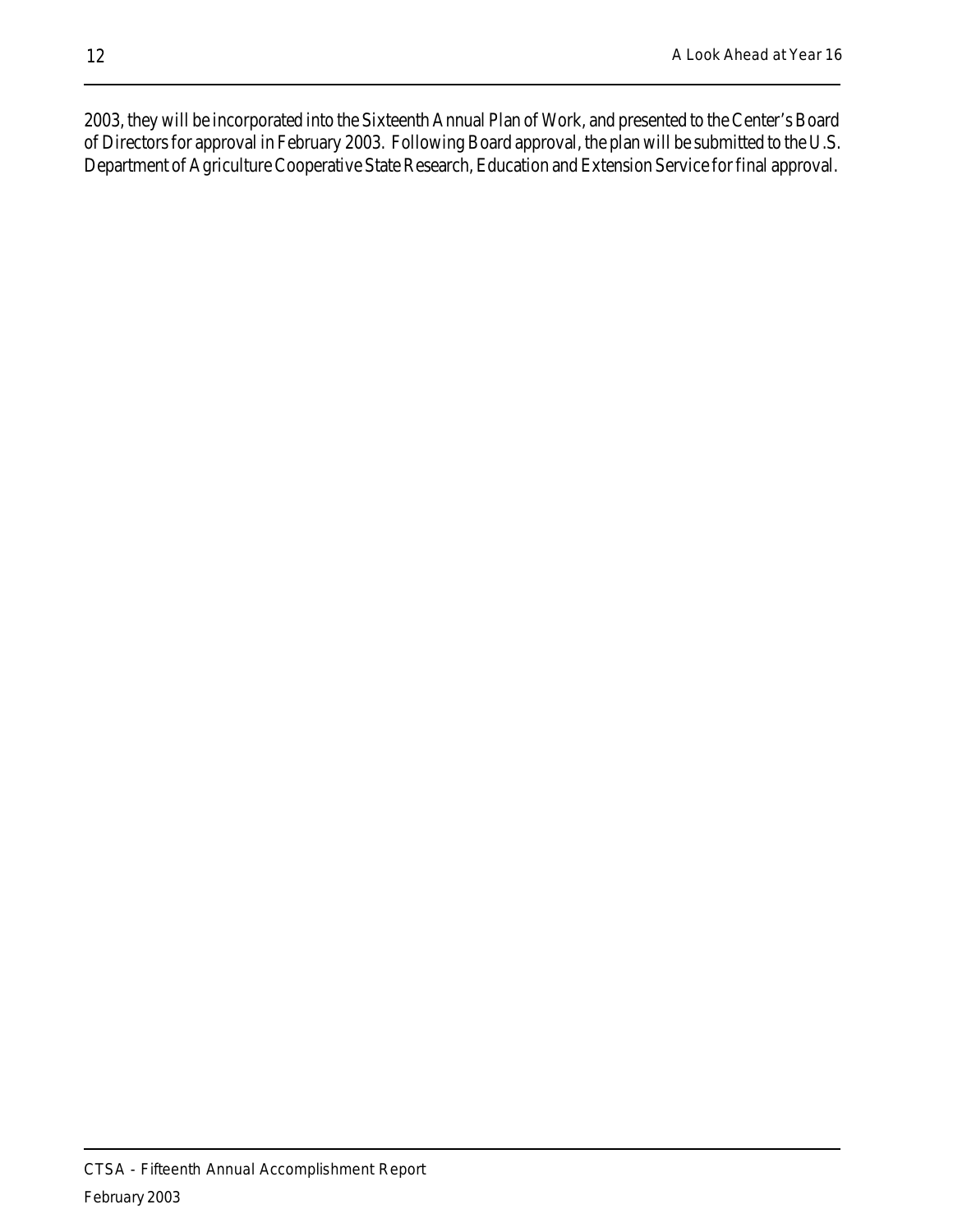2003, they will be incorporated into the Sixteenth Annual Plan of Work, and presented to the Center's Board of Directors for approval in February 2003. Following Board approval, the plan will be submitted to the U.S. Department of Agriculture Cooperative State Research, Education and Extension Service for final approval.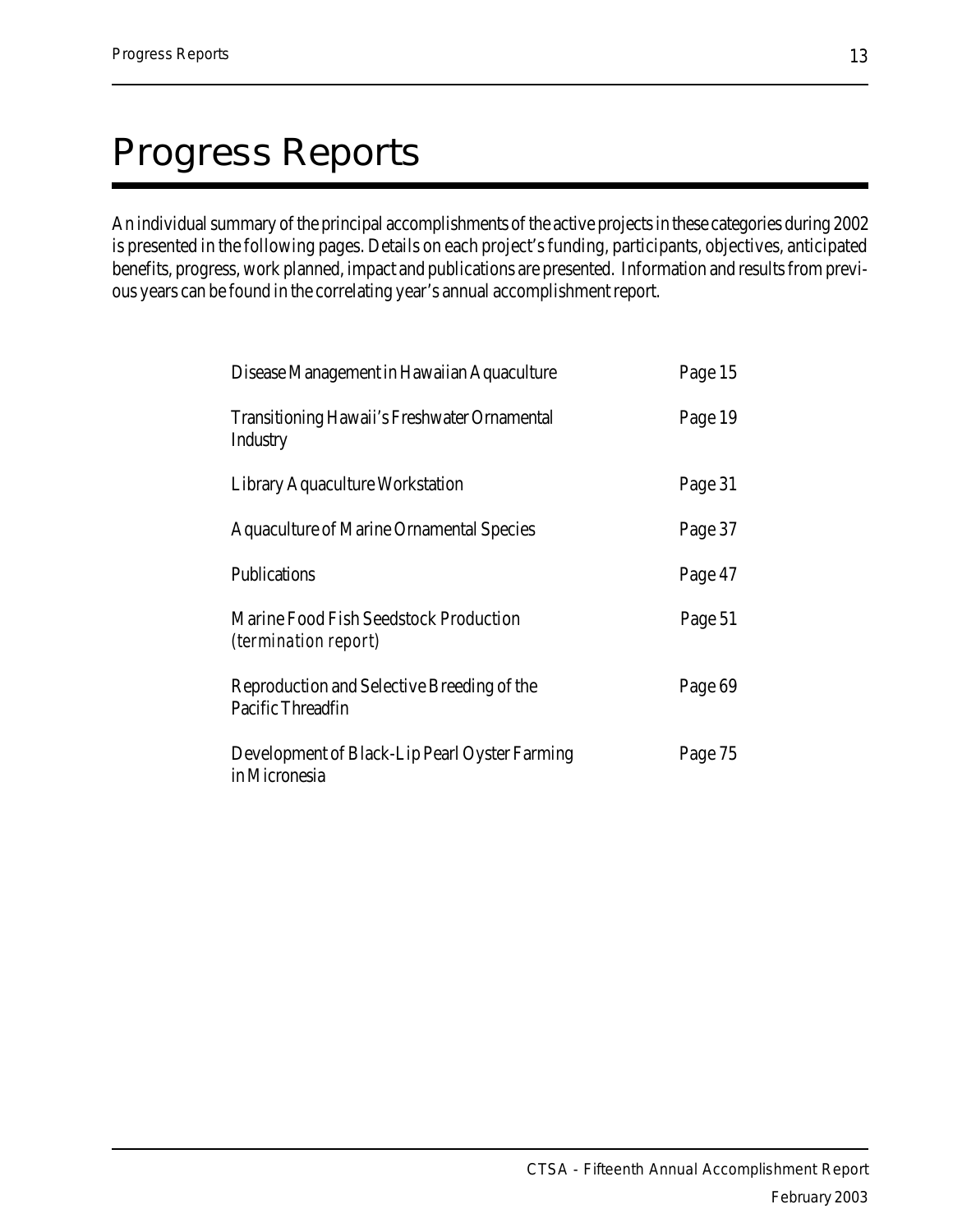# Progress Reports

An individual summary of the principal accomplishments of the active projects in these categories during 2002 is presented in the following pages. Details on each project's funding, participants, objectives, anticipated benefits, progress, work planned, impact and publications are presented. Information and results from previous years can be found in the correlating year's annual accomplishment report.

| | |
|---|---|
| Disease Management in Hawaiian Aquaculture | Page 15 |
| Transitioning Hawaii's Freshwater Ornamental Industry | Page 19 |
| Library Aquaculture Workstation | Page 31 |
| Aquaculture of Marine Ornamental Species | Page 37 |
| Publications | Page 47 |
| Marine Food Fish Seedstock Production *(termination report)* | Page 51 |
| Reproduction and Selective Breeding of the Pacific Threadfin | Page 69 |
| Development of Black-Lip Pearl Oyster Farming in Micronesia | Page 75 |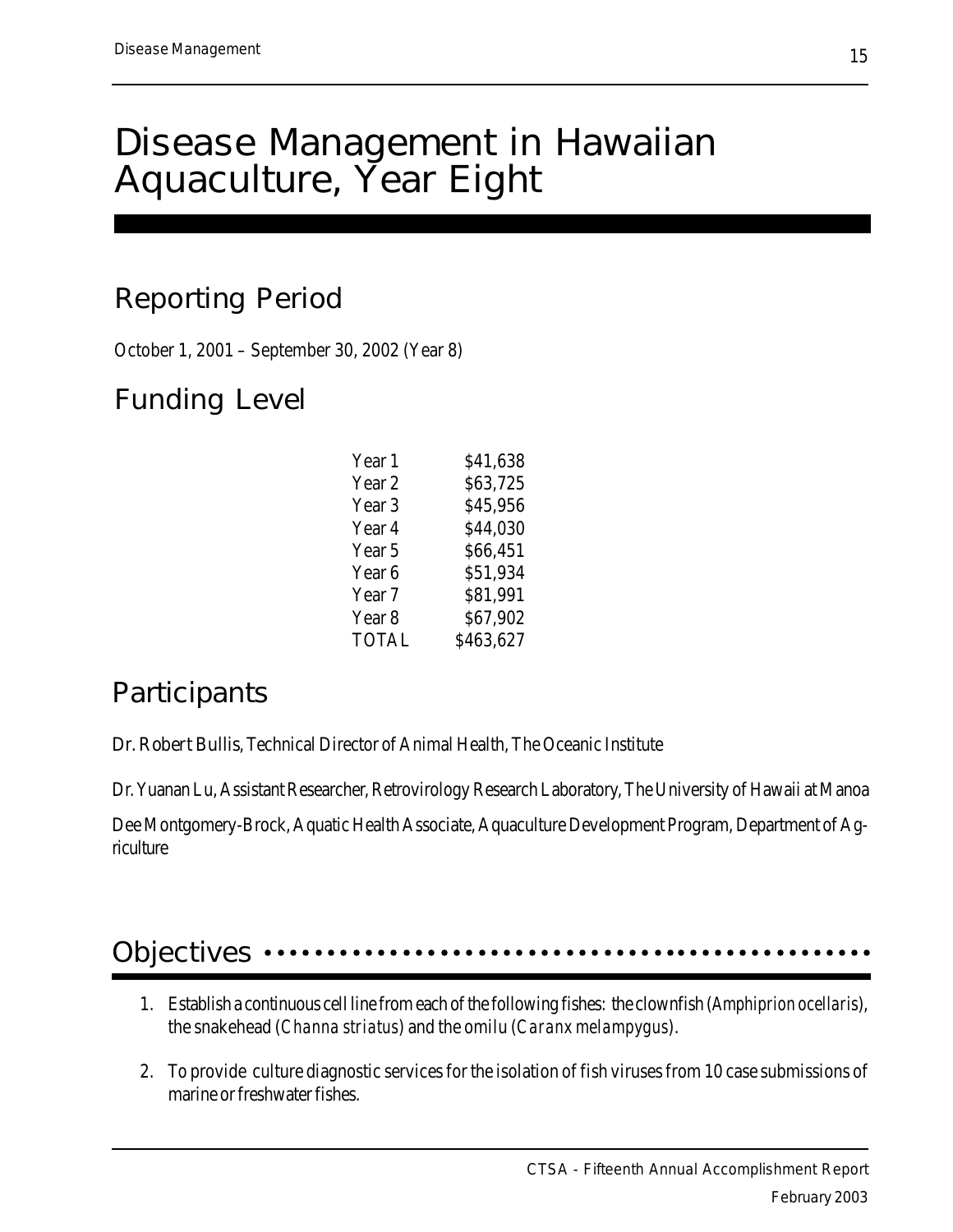# Disease Management in Hawaiian Aquaculture, Year Eight

## Reporting Period

October 1, 2001 – September 30, 2002 (Year 8)

## Funding Level

| | |
|---|---|
| Year 1 | $41,638 |
| Year 2 | $63,725 |
| Year 3 | $45,956 |
| Year 4 | $44,030 |
| Year 5 | $66,451 |
| Year 6 | $51,934 |
| Year 7 | $81,991 |
| Year 8 | $67,902 |
| TOTAL | $463,627 |

## Participants

Dr. Robert Bullis, Technical Director of Animal Health, The Oceanic Institute

Dr. Yuanan Lu, Assistant Researcher, Retrovirology Research Laboratory, The University of Hawaii at Manoa

Dee Montgomery-Brock, Aquatic Health Associate, Aquaculture Development Program, Department of Agriculture

## Objectives

1. Establish a continuous cell line from each of the following fishes: the clownfish (*Amphiprion ocellaris*), the snakehead (*Channa striatus*) and the omilu (*Caranx melampygus*).
2. To provide culture diagnostic services for the isolation of fish viruses from 10 case submissions of marine or freshwater fishes.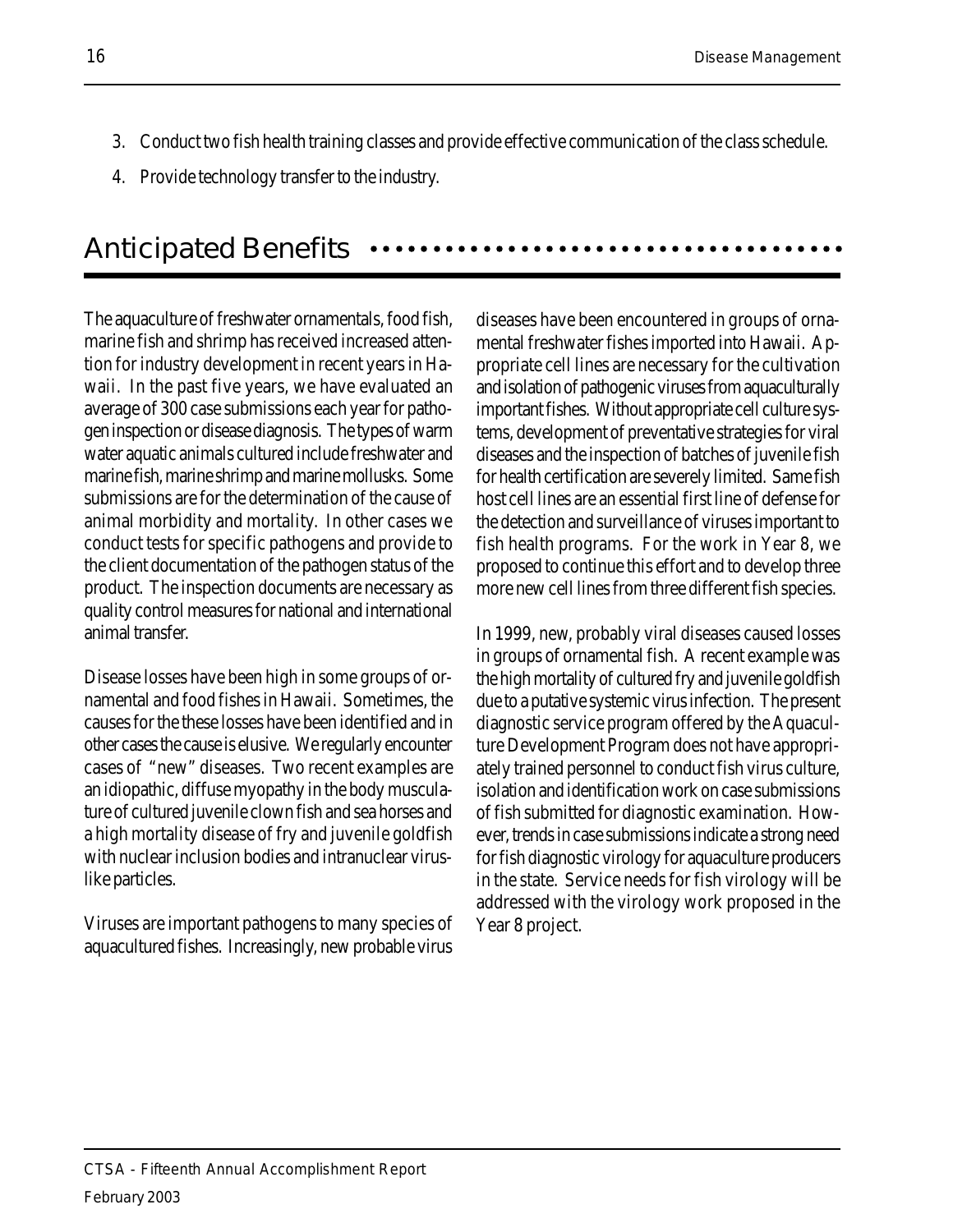3. Conduct two fish health training classes and provide effective communication of the class schedule.
4. Provide technology transfer to the industry.

## Anticipated Benefits

The aquaculture of freshwater ornamentals, food fish, marine fish and shrimp has received increased attention for industry development in recent years in Hawaii. In the past five years, we have evaluated an average of 300 case submissions each year for pathogen inspection or disease diagnosis. The types of warm water aquatic animals cultured include freshwater and marine fish, marine shrimp and marine mollusks. Some submissions are for the determination of the cause of animal morbidity and mortality. In other cases we conduct tests for specific pathogens and provide to the client documentation of the pathogen status of the product. The inspection documents are necessary as quality control measures for national and international animal transfer.

Disease losses have been high in some groups of ornamental and food fishes in Hawaii. Sometimes, the causes for the these losses have been identified and in other cases the cause is elusive. We regularly encounter cases of "new" diseases. Two recent examples are an idiopathic, diffuse myopathy in the body musculature of cultured juvenile clown fish and sea horses and a high mortality disease of fry and juvenile goldfish with nuclear inclusion bodies and intranuclear virus-like particles.

Viruses are important pathogens to many species of aquacultured fishes. Increasingly, new probable virus diseases have been encountered in groups of ornamental freshwater fishes imported into Hawaii. Appropriate cell lines are necessary for the cultivation and isolation of pathogenic viruses from aquaculturally important fishes. Without appropriate cell culture systems, development of preventative strategies for viral diseases and the inspection of batches of juvenile fish for health certification are severely limited. Same fish host cell lines are an essential first line of defense for the detection and surveillance of viruses important to fish health programs. For the work in Year 8, we proposed to continue this effort and to develop three more new cell lines from three different fish species.

In 1999, new, probably viral diseases caused losses in groups of ornamental fish. A recent example was the high mortality of cultured fry and juvenile goldfish due to a putative systemic virus infection. The present diagnostic service program offered by the Aquaculture Development Program does not have appropriately trained personnel to conduct fish virus culture, isolation and identification work on case submissions of fish submitted for diagnostic examination. However, trends in case submissions indicate a strong need for fish diagnostic virology for aquaculture producers in the state. Service needs for fish virology will be addressed with the virology work proposed in the Year 8 project.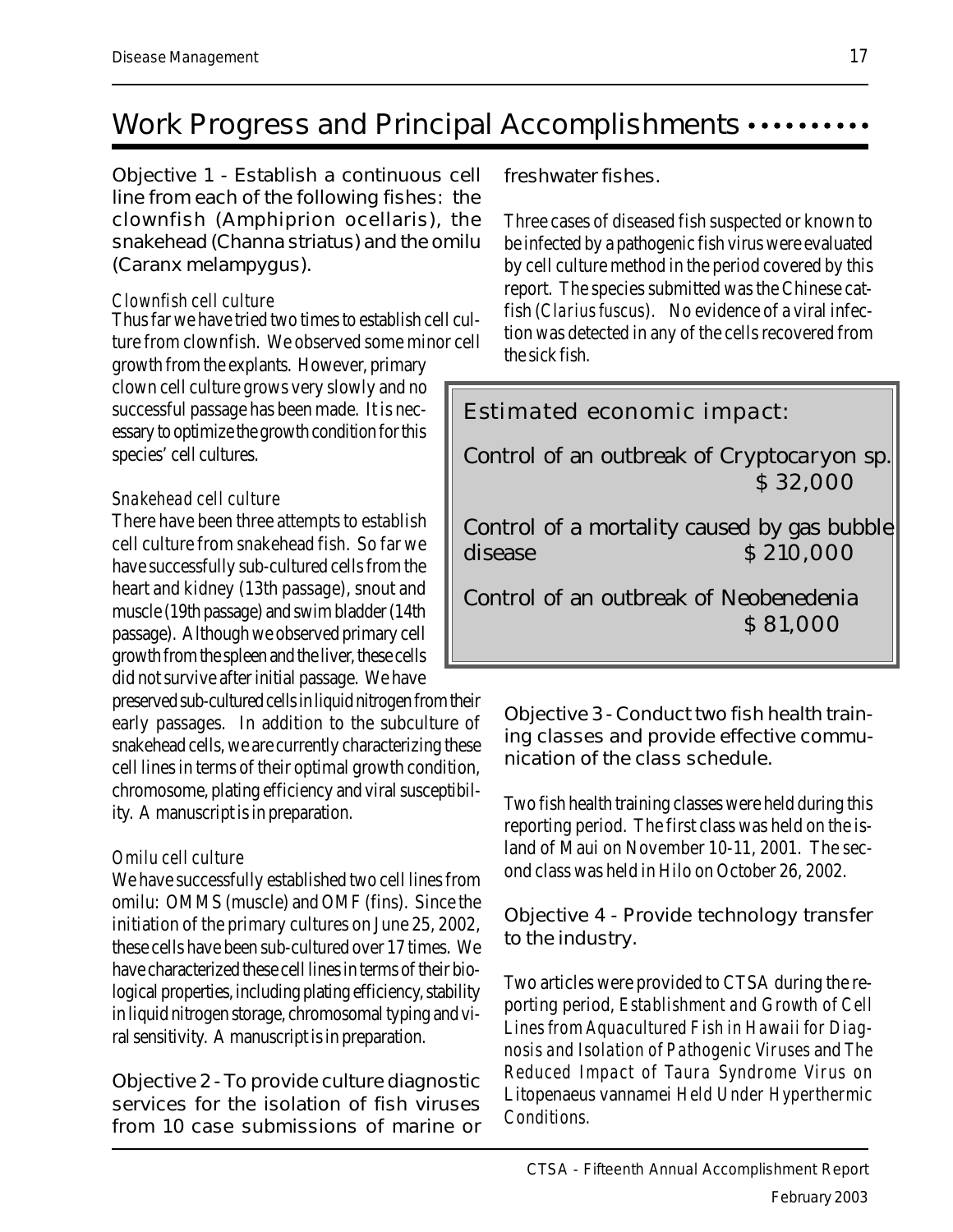## Work Progress and Principal Accomplishments

**Objective 1 - Establish a continuous cell line from each of the following fishes: the clownfish (Amphiprion ocellaris), the snakehead (Channa striatus) and the omilu (Caranx melampygus).**

*Clownfish cell culture*

Thus far we have tried two times to establish cell culture from clownfish. We observed some minor cell growth from the explants. However, primary clown cell culture grows very slowly and no successful passage has been made. It is necessary to optimize the growth condition for this species' cell cultures.

*Snakehead cell culture*

There have been three attempts to establish cell culture from snakehead fish. So far we have successfully sub-cultured cells from the heart and kidney (13th passage), snout and muscle (19th passage) and swim bladder (14th passage). Although we observed primary cell growth from the spleen and the liver, these cells did not survive after initial passage. We have preserved sub-cultured cells in liquid nitrogen from their early passages. In addition to the subculture of snakehead cells, we are currently characterizing these cell lines in terms of their optimal growth condition, chromosome, plating efficiency and viral susceptibility. A manuscript is in preparation.

*Omilu cell culture*

We have successfully established two cell lines from omilu: OMMS (muscle) and OMF (fins). Since the initiation of the primary cultures on June 25, 2002, these cells have been sub-cultured over 17 times. We have characterized these cell lines in terms of their biological properties, including plating efficiency, stability in liquid nitrogen storage, chromosomal typing and viral sensitivity. A manuscript is in preparation.

**Objective 2 - To provide culture diagnostic services for the isolation of fish viruses from 10 case submissions of marine or freshwater fishes.**

Three cases of diseased fish suspected or known to be infected by a pathogenic fish virus were evaluated by cell culture method in the period covered by this report. The species submitted was the Chinese catfish (*Clarius fuscus*). No evidence of a viral infection was detected in any of the cells recovered from the sick fish.

**Estimated economic impact:**

Control of an outbreak of Cryptocaryon sp. $ 32,000

Control of a mortality caused by gas bubble disease $ 210,000

Control of an outbreak of Neobenedenia $ 81,000

**Objective 3 - Conduct two fish health training classes and provide effective communication of the class schedule.**

Two fish health training classes were held during this reporting period. The first class was held on the island of Maui on November 10-11, 2001. The second class was held in Hilo on October 26, 2002.

**Objective 4 - Provide technology transfer to the industry.**

Two articles were provided to CTSA during the reporting period, *Establishment and Growth of Cell Lines from Aquacultured Fish in Hawaii for Diagnosis and Isolation of Pathogenic Viruses* and *The Reduced Impact of Taura Syndrome Virus on* Litopenaeus vannamei *Held Under Hyperthermic Conditions.*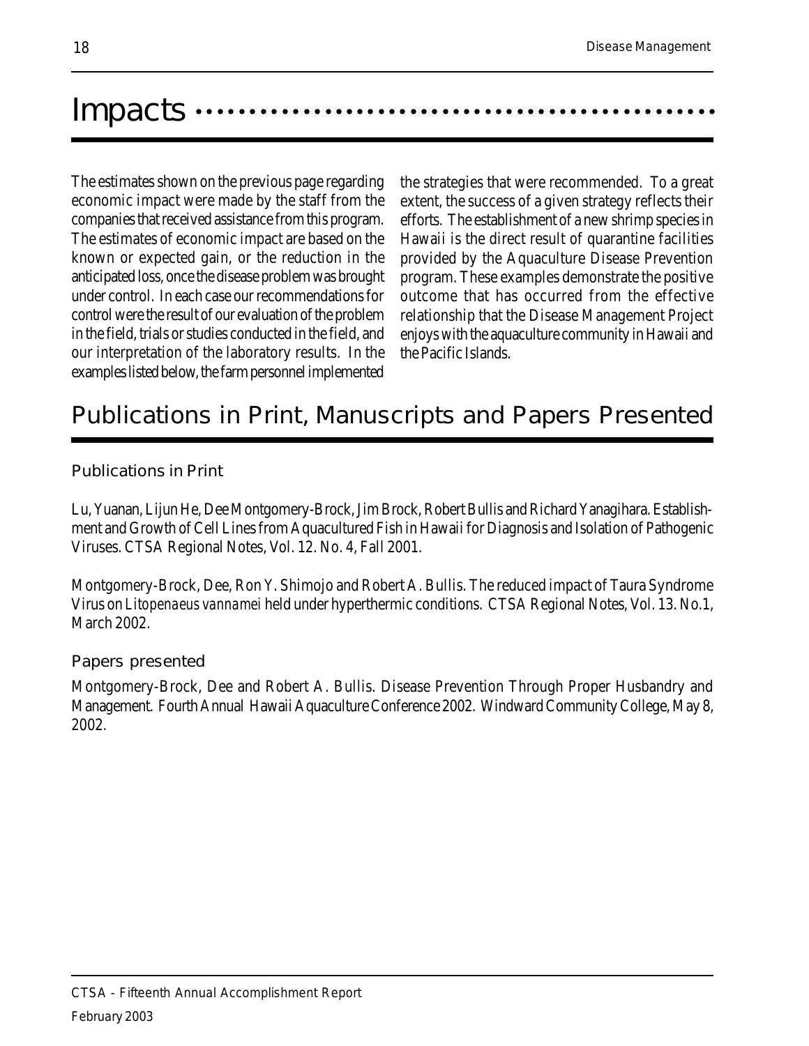# Impacts

The estimates shown on the previous page regarding economic impact were made by the staff from the companies that received assistance from this program. The estimates of economic impact are based on the known or expected gain, or the reduction in the anticipated loss, once the disease problem was brought under control. In each case our recommendations for control were the result of our evaluation of the problem in the field, trials or studies conducted in the field, and our interpretation of the laboratory results. In the examples listed below, the farm personnel implemented the strategies that were recommended. To a great extent, the success of a given strategy reflects their efforts. The establishment of a new shrimp species in Hawaii is the direct result of quarantine facilities provided by the Aquaculture Disease Prevention program. These examples demonstrate the positive outcome that has occurred from the effective relationship that the Disease Management Project enjoys with the aquaculture community in Hawaii and the Pacific Islands.

# Publications in Print, Manuscripts and Papers Presented

## Publications in Print

Lu, Yuanan, Lijun He, Dee Montgomery-Brock, Jim Brock, Robert Bullis and Richard Yanagihara. Establishment and Growth of Cell Lines from Aquacultured Fish in Hawaii for Diagnosis and Isolation of Pathogenic Viruses. CTSA Regional Notes, Vol. 12. No. 4, Fall 2001.

Montgomery-Brock, Dee, Ron Y. Shimojo and Robert A. Bullis. The reduced impact of Taura Syndrome Virus on *Litopenaeus vannamei* held under hyperthermic conditions. CTSA Regional Notes, Vol. 13. No.1, March 2002.

## Papers presented

Montgomery-Brock, Dee and Robert A. Bullis. Disease Prevention Through Proper Husbandry and Management. Fourth Annual Hawaii Aquaculture Conference 2002. Windward Community College, May 8, 2002.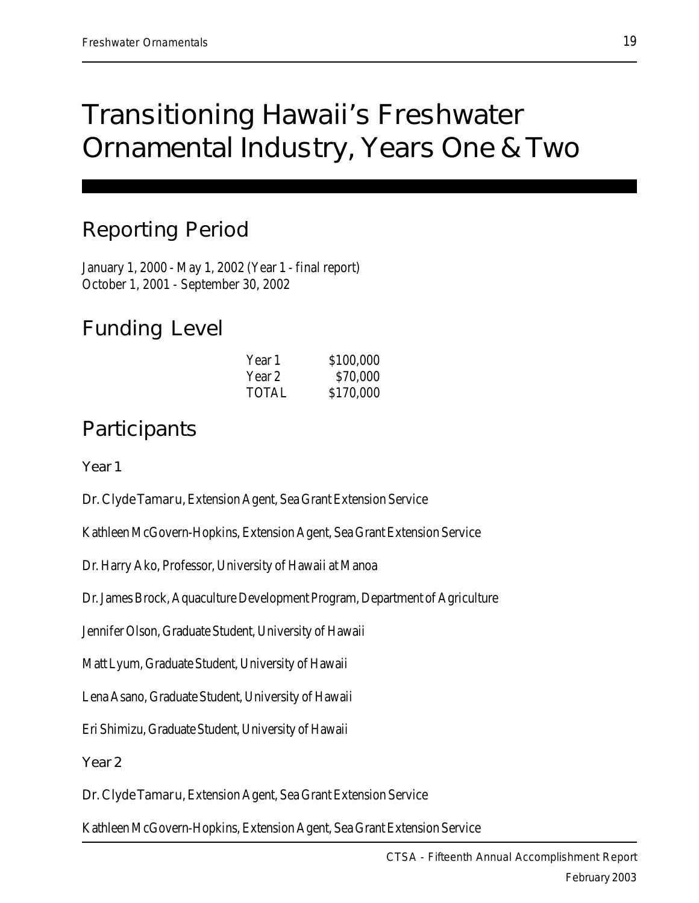# Transitioning Hawaii's Freshwater Ornamental Industry, Years One & Two

## Reporting Period

January 1, 2000 - May 1, 2002 (Year 1 - final report)
October 1, 2001 - September 30, 2002

## Funding Level

| | |
|---|---|
| Year 1 | $100,000 |
| Year 2 | $70,000 |
| TOTAL | $170,000 |

## Participants

### Year 1

Dr. Clyde Tamaru, Extension Agent, Sea Grant Extension Service

Kathleen McGovern-Hopkins, Extension Agent, Sea Grant Extension Service

Dr. Harry Ako, Professor, University of Hawaii at Manoa

Dr. James Brock, Aquaculture Development Program, Department of Agriculture

Jennifer Olson, Graduate Student, University of Hawaii

Matt Lyum, Graduate Student, University of Hawaii

Lena Asano, Graduate Student, University of Hawaii

Eri Shimizu, Graduate Student, University of Hawaii

### Year 2

Dr. Clyde Tamaru, Extension Agent, Sea Grant Extension Service

Kathleen McGovern-Hopkins, Extension Agent, Sea Grant Extension Service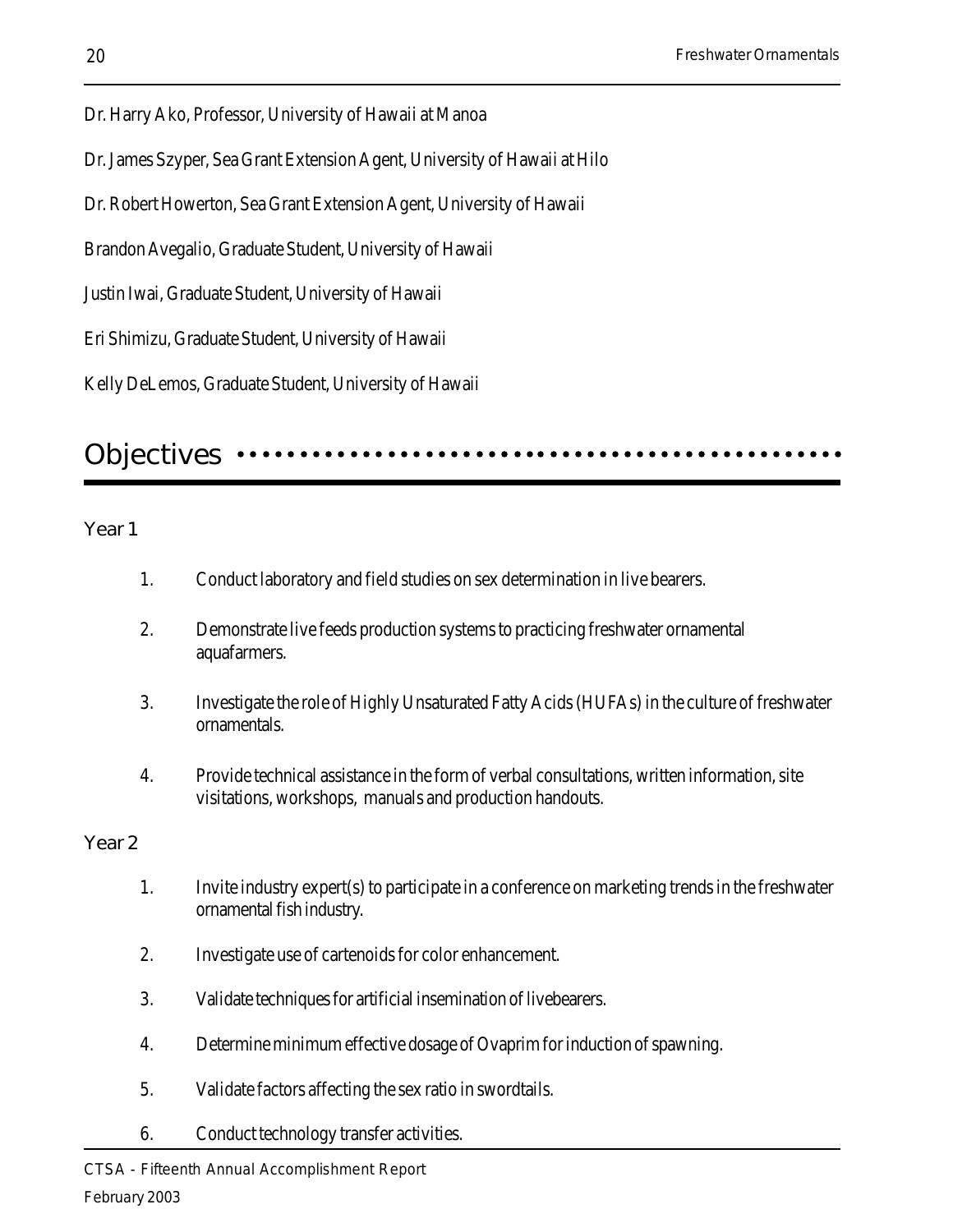Dr. Harry Ako, Professor, University of Hawaii at Manoa

Dr. James Szyper, Sea Grant Extension Agent, University of Hawaii at Hilo

Dr. Robert Howerton, Sea Grant Extension Agent, University of Hawaii

Brandon Avegalio, Graduate Student, University of Hawaii

Justin Iwai, Graduate Student, University of Hawaii

Eri Shimizu, Graduate Student, University of Hawaii

Kelly DeLemos, Graduate Student, University of Hawaii

## Objectives

### Year 1

1. Conduct laboratory and field studies on sex determination in live bearers.

2. Demonstrate live feeds production systems to practicing freshwater ornamental aquafarmers.

3. Investigate the role of Highly Unsaturated Fatty Acids (HUFAs) in the culture of freshwater ornamentals.

4. Provide technical assistance in the form of verbal consultations, written information, site visitations, workshops, manuals and production handouts.

### Year 2

1. Invite industry expert(s) to participate in a conference on marketing trends in the freshwater ornamental fish industry.

2. Investigate use of cartenoids for color enhancement.

3. Validate techniques for artificial insemination of livebearers.

4. Determine minimum effective dosage of Ovaprim for induction of spawning.

5. Validate factors affecting the sex ratio in swordtails.

6. Conduct technology transfer activities.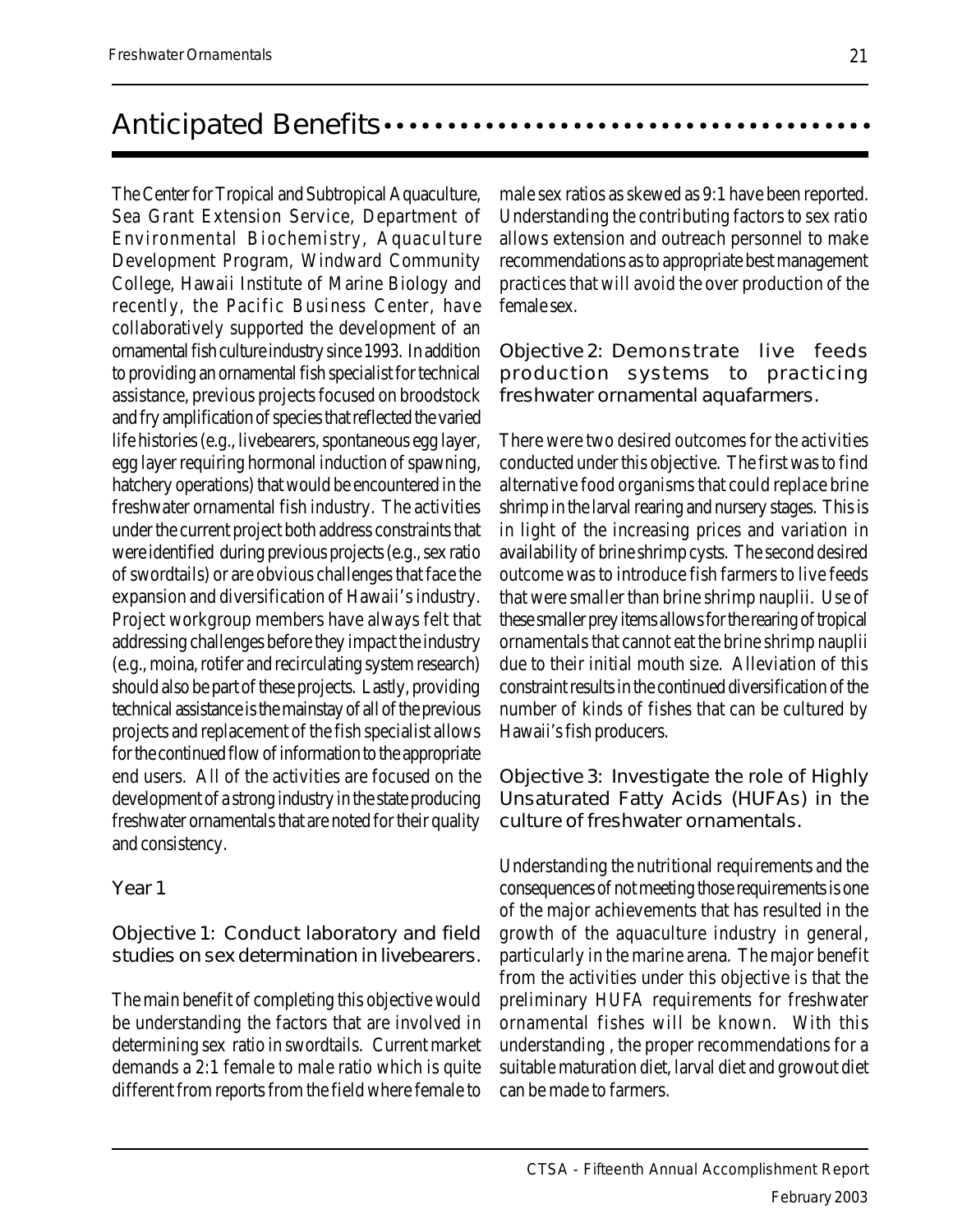## Anticipated Benefits

The Center for Tropical and Subtropical Aquaculture, Sea Grant Extension Service, Department of Environmental Biochemistry, Aquaculture Development Program, Windward Community College, Hawaii Institute of Marine Biology and recently, the Pacific Business Center, have collaboratively supported the development of an ornamental fish culture industry since 1993. In addition to providing an ornamental fish specialist for technical assistance, previous projects focused on broodstock and fry amplification of species that reflected the varied life histories (e.g., livebearers, spontaneous egg layer, egg layer requiring hormonal induction of spawning, hatchery operations) that would be encountered in the freshwater ornamental fish industry. The activities under the current project both address constraints that were identified during previous projects (e.g., sex ratio of swordtails) or are obvious challenges that face the expansion and diversification of Hawaii's industry. Project workgroup members have always felt that addressing challenges before they impact the industry (e.g., moina, rotifer and recirculating system research) should also be part of these projects. Lastly, providing technical assistance is the mainstay of all of the previous projects and replacement of the fish specialist allows for the continued flow of information to the appropriate end users. All of the activities are focused on the development of a strong industry in the state producing freshwater ornamentals that are noted for their quality and consistency.

### Year 1

#### Objective 1: Conduct laboratory and field studies on sex determination in livebearers.

The main benefit of completing this objective would be understanding the factors that are involved in determining sex ratio in swordtails. Current market demands a 2:1 female to male ratio which is quite different from reports from the field where female to male sex ratios as skewed as 9:1 have been reported. Understanding the contributing factors to sex ratio allows extension and outreach personnel to make recommendations as to appropriate best management practices that will avoid the over production of the female sex.

#### Objective 2: Demonstrate live feeds production systems to practicing freshwater ornamental aquafarmers.

There were two desired outcomes for the activities conducted under this objective. The first was to find alternative food organisms that could replace brine shrimp in the larval rearing and nursery stages. This is in light of the increasing prices and variation in availability of brine shrimp cysts. The second desired outcome was to introduce fish farmers to live feeds that were smaller than brine shrimp nauplii. Use of these smaller prey items allows for the rearing of tropical ornamentals that cannot eat the brine shrimp nauplii due to their initial mouth size. Alleviation of this constraint results in the continued diversification of the number of kinds of fishes that can be cultured by Hawaii's fish producers.

#### Objective 3: Investigate the role of Highly Unsaturated Fatty Acids (HUFAs) in the culture of freshwater ornamentals.

Understanding the nutritional requirements and the consequences of not meeting those requirements is one of the major achievements that has resulted in the growth of the aquaculture industry in general, particularly in the marine arena. The major benefit from the activities under this objective is that the preliminary HUFA requirements for freshwater ornamental fishes will be known. With this understanding , the proper recommendations for a suitable maturation diet, larval diet and growout diet can be made to farmers.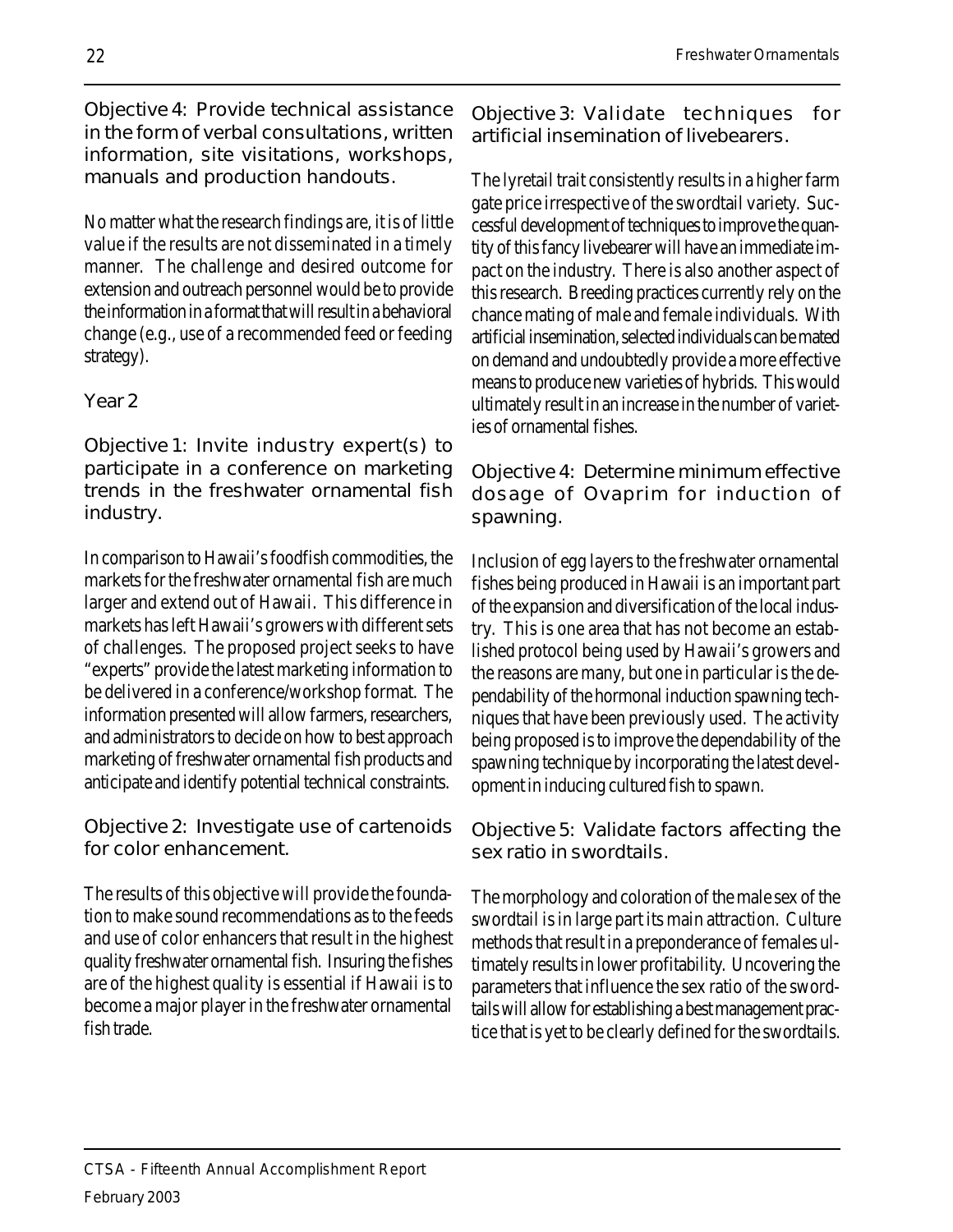### Objective 4: Provide technical assistance in the form of verbal consultations, written information, site visitations, workshops, manuals and production handouts.

No matter what the research findings are, it is of little value if the results are not disseminated in a timely manner. The challenge and desired outcome for extension and outreach personnel would be to provide the information in a format that will result in a behavioral change (e.g., use of a recommended feed or feeding strategy).

## Year 2

### Objective 1: Invite industry expert(s) to participate in a conference on marketing trends in the freshwater ornamental fish industry.

In comparison to Hawaii's foodfish commodities, the markets for the freshwater ornamental fish are much larger and extend out of Hawaii. This difference in markets has left Hawaii's growers with different sets of challenges. The proposed project seeks to have "experts" provide the latest marketing information to be delivered in a conference/workshop format. The information presented will allow farmers, researchers, and administrators to decide on how to best approach marketing of freshwater ornamental fish products and anticipate and identify potential technical constraints.

### Objective 2: Investigate use of cartenoids for color enhancement.

The results of this objective will provide the foundation to make sound recommendations as to the feeds and use of color enhancers that result in the highest quality freshwater ornamental fish. Insuring the fishes are of the highest quality is essential if Hawaii is to become a major player in the freshwater ornamental fish trade.

### Objective 3: Validate techniques for artificial insemination of livebearers.

The lyretail trait consistently results in a higher farm gate price irrespective of the swordtail variety. Successful development of techniques to improve the quantity of this fancy livebearer will have an immediate impact on the industry. There is also another aspect of this research. Breeding practices currently rely on the chance mating of male and female individuals. With artificial insemination, selected individuals can be mated on demand and undoubtedly provide a more effective means to produce new varieties of hybrids. This would ultimately result in an increase in the number of varieties of ornamental fishes.

### Objective 4: Determine minimum effective dosage of Ovaprim for induction of spawning.

Inclusion of egg layers to the freshwater ornamental fishes being produced in Hawaii is an important part of the expansion and diversification of the local industry. This is one area that has not become an established protocol being used by Hawaii's growers and the reasons are many, but one in particular is the dependability of the hormonal induction spawning techniques that have been previously used. The activity being proposed is to improve the dependability of the spawning technique by incorporating the latest development in inducing cultured fish to spawn.

### Objective 5: Validate factors affecting the sex ratio in swordtails.

The morphology and coloration of the male sex of the swordtail is in large part its main attraction. Culture methods that result in a preponderance of females ultimately results in lower profitability. Uncovering the parameters that influence the sex ratio of the swordtails will allow for establishing a best management practice that is yet to be clearly defined for the swordtails.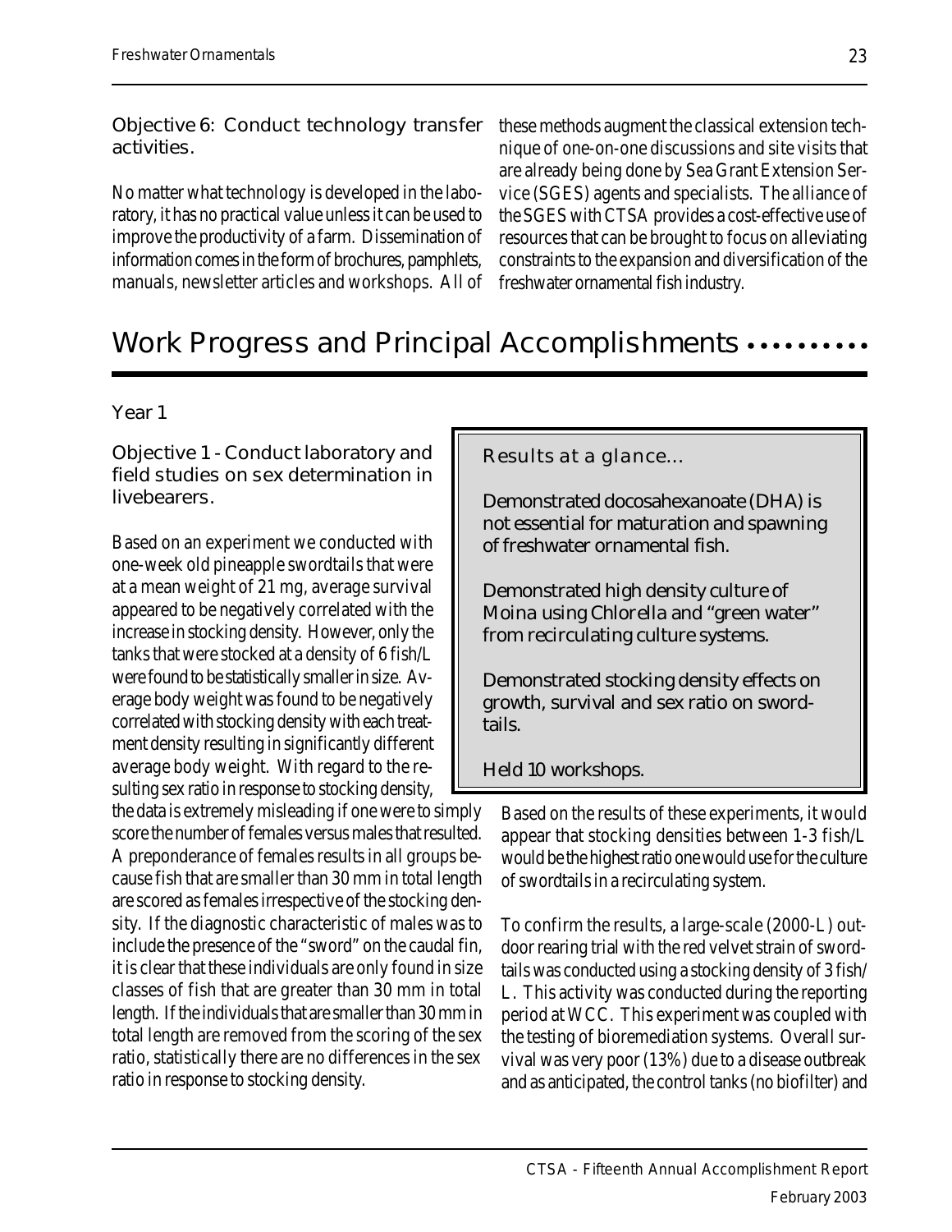### Objective 6: Conduct technology transfer activities.

No matter what technology is developed in the laboratory, it has no practical value unless it can be used to improve the productivity of a farm. Dissemination of information comes in the form of brochures, pamphlets, manuals, newsletter articles and workshops. All of these methods augment the classical extension technique of one-on-one discussions and site visits that are already being done by Sea Grant Extension Service (SGES) agents and specialists. The alliance of the SGES with CTSA provides a cost-effective use of resources that can be brought to focus on alleviating constraints to the expansion and diversification of the freshwater ornamental fish industry.

## Work Progress and Principal Accomplishments

### Year 1

#### Objective 1 - Conduct laboratory and field studies on sex determination in livebearers.

Based on an experiment we conducted with one-week old pineapple swordtails that were at a mean weight of 21 mg, average survival appeared to be negatively correlated with the increase in stocking density. However, only the tanks that were stocked at a density of 6 fish/L were found to be statistically smaller in size. Average body weight was found to be negatively correlated with stocking density with each treatment density resulting in significantly different average body weight. With regard to the resulting sex ratio in response to stocking density, the data is extremely misleading if one were to simply score the number of females versus males that resulted. A preponderance of females results in all groups because fish that are smaller than 30 mm in total length are scored as females irrespective of the stocking density. If the diagnostic characteristic of males was to include the presence of the "sword" on the caudal fin, it is clear that these individuals are only found in size classes of fish that are greater than 30 mm in total length. If the individuals that are smaller than 30 mm in total length are removed from the scoring of the sex ratio, statistically there are no differences in the sex ratio in response to stocking density.

> **Results at a glance...**
>
> Demonstrated docosahexanoate (DHA) is not essential for maturation and spawning of freshwater ornamental fish.
>
> Demonstrated high density culture of *Moina* using *Chlorella* and "green water" from recirculating culture systems.
>
> Demonstrated stocking density effects on growth, survival and sex ratio on swordtails.
>
> Held 10 workshops.

Based on the results of these experiments, it would appear that stocking densities between 1-3 fish/L would be the highest ratio one would use for the culture of swordtails in a recirculating system.

To confirm the results, a large-scale (2000-L) outdoor rearing trial with the red velvet strain of swordtails was conducted using a stocking density of 3 fish/L. This activity was conducted during the reporting period at WCC. This experiment was coupled with the testing of bioremediation systems. Overall survival was very poor (13%) due to a disease outbreak and as anticipated, the control tanks (no biofilter) and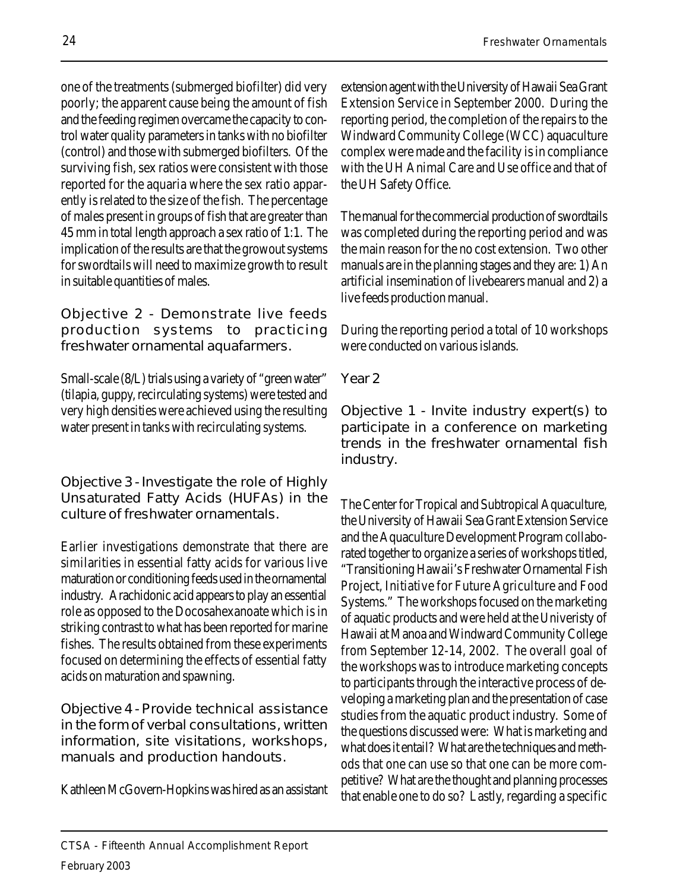one of the treatments (submerged biofilter) did very poorly; the apparent cause being the amount of fish and the feeding regimen overcame the capacity to control water quality parameters in tanks with no biofilter (control) and those with submerged biofilters. Of the surviving fish, sex ratios were consistent with those reported for the aquaria where the sex ratio apparently is related to the size of the fish. The percentage of males present in groups of fish that are greater than 45 mm in total length approach a sex ratio of 1:1. The implication of the results are that the growout systems for swordtails will need to maximize growth to result in suitable quantities of males.

### Objective 2 - Demonstrate live feeds production systems to practicing freshwater ornamental aquafarmers.

Small-scale (8/L) trials using a variety of "green water" (tilapia, guppy, recirculating systems) were tested and very high densities were achieved using the resulting water present in tanks with recirculating systems.

### Objective 3 - Investigate the role of Highly Unsaturated Fatty Acids (HUFAs) in the culture of freshwater ornamentals.

Earlier investigations demonstrate that there are similarities in essential fatty acids for various live maturation or conditioning feeds used in the ornamental industry. Arachidonic acid appears to play an essential role as opposed to the Docosahexanoate which is in striking contrast to what has been reported for marine fishes. The results obtained from these experiments focused on determining the effects of essential fatty acids on maturation and spawning.

### Objective 4 - Provide technical assistance in the form of verbal consultations, written information, site visitations, workshops, manuals and production handouts.

Kathleen McGovern-Hopkins was hired as an assistant extension agent with the University of Hawaii Sea Grant Extension Service in September 2000. During the reporting period, the completion of the repairs to the Windward Community College (WCC) aquaculture complex were made and the facility is in compliance with the UH Animal Care and Use office and that of the UH Safety Office.

The manual for the commercial production of swordtails was completed during the reporting period and was the main reason for the no cost extension. Two other manuals are in the planning stages and they are: 1) An artificial insemination of livebearers manual and 2) a live feeds production manual.

During the reporting period a total of 10 workshops were conducted on various islands.

## Year 2

### Objective 1 - Invite industry expert(s) to participate in a conference on marketing trends in the freshwater ornamental fish industry.

The Center for Tropical and Subtropical Aquaculture, the University of Hawaii Sea Grant Extension Service and the Aquaculture Development Program collaborated together to organize a series of workshops titled, "Transitioning Hawaii's Freshwater Ornamental Fish Project, Initiative for Future Agriculture and Food Systems." The workshops focused on the marketing of aquatic products and were held at the Univeristy of Hawaii at Manoa and Windward Community College from September 12-14, 2002. The overall goal of the workshops was to introduce marketing concepts to participants through the interactive process of developing a marketing plan and the presentation of case studies from the aquatic product industry. Some of the questions discussed were: What is marketing and what does it entail? What are the techniques and methods that one can use so that one can be more competitive? What are the thought and planning processes that enable one to do so? Lastly, regarding a specific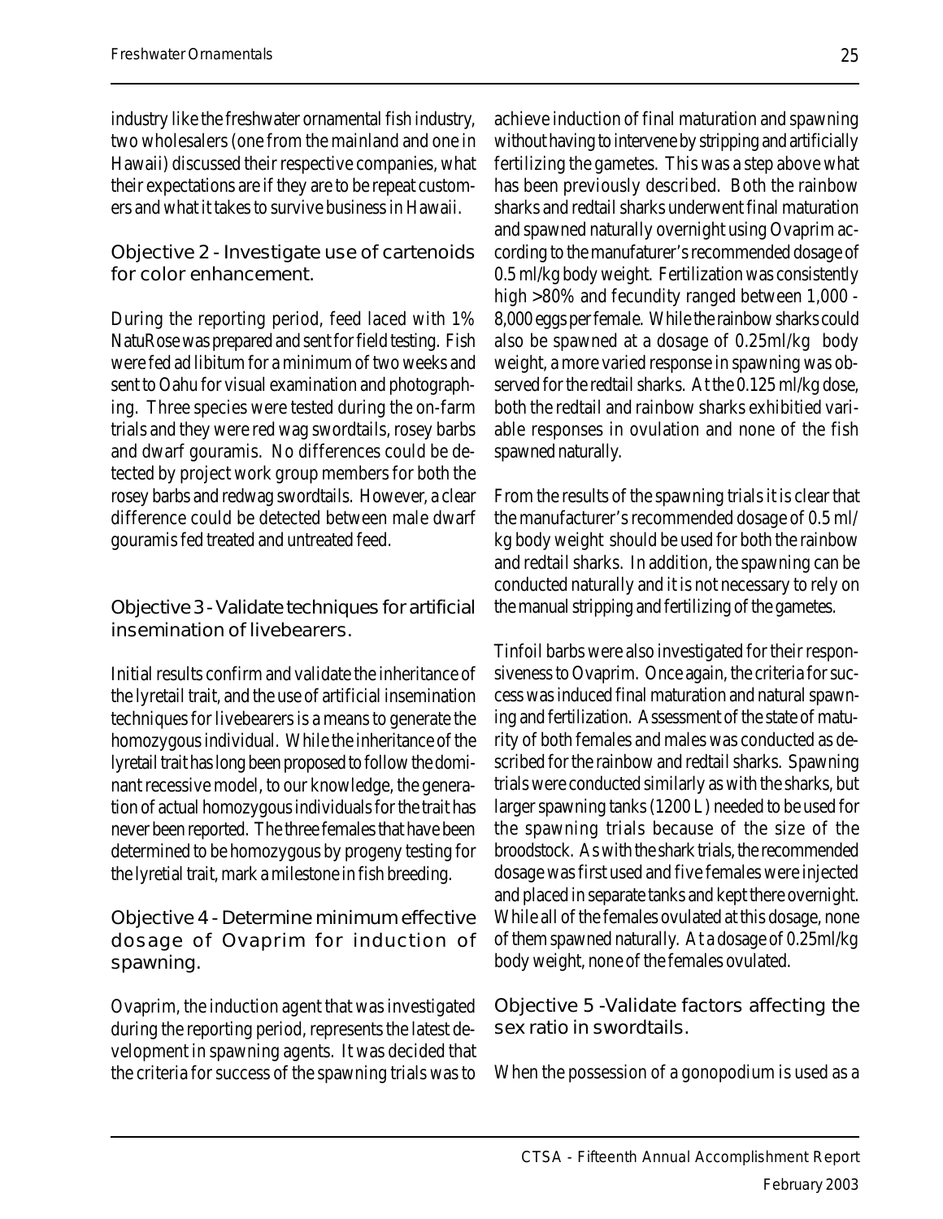industry like the freshwater ornamental fish industry, two wholesalers (one from the mainland and one in Hawaii) discussed their respective companies, what their expectations are if they are to be repeat customers and what it takes to survive business in Hawaii.

### Objective 2 - Investigate use of cartenoids for color enhancement.

During the reporting period, feed laced with 1% NatuRose was prepared and sent for field testing. Fish were fed ad libitum for a minimum of two weeks and sent to Oahu for visual examination and photographing. Three species were tested during the on-farm trials and they were red wag swordtails, rosey barbs and dwarf gouramis. No differences could be detected by project work group members for both the rosey barbs and redwag swordtails. However, a clear difference could be detected between male dwarf gouramis fed treated and untreated feed.

### Objective 3 - Validate techniques for artificial insemination of livebearers.

Initial results confirm and validate the inheritance of the lyretail trait, and the use of artificial insemination techniques for livebearers is a means to generate the homozygous individual. While the inheritance of the lyretail trait has long been proposed to follow the dominant recessive model, to our knowledge, the generation of actual homozygous individuals for the trait has never been reported. The three females that have been determined to be homozygous by progeny testing for the lyretial trait, mark a milestone in fish breeding.

### Objective 4 - Determine minimum effective dosage of Ovaprim for induction of spawning.

Ovaprim, the induction agent that was investigated during the reporting period, represents the latest development in spawning agents. It was decided that the criteria for success of the spawning trials was to achieve induction of final maturation and spawning without having to intervene by stripping and artificially fertilizing the gametes. This was a step above what has been previously described. Both the rainbow sharks and redtail sharks underwent final maturation and spawned naturally overnight using Ovaprim according to the manufaturer's recommended dosage of 0.5 ml/kg body weight. Fertilization was consistently high >80% and fecundity ranged between 1,000 - 8,000 eggs per female. While the rainbow sharks could also be spawned at a dosage of 0.25ml/kg body weight, a more varied response in spawning was observed for the redtail sharks. At the 0.125 ml/kg dose, both the redtail and rainbow sharks exhibitied variable responses in ovulation and none of the fish spawned naturally.

From the results of the spawning trials it is clear that the manufacturer's recommended dosage of 0.5 ml/kg body weight should be used for both the rainbow and redtail sharks. In addition, the spawning can be conducted naturally and it is not necessary to rely on the manual stripping and fertilizing of the gametes.

Tinfoil barbs were also investigated for their responsiveness to Ovaprim. Once again, the criteria for success was induced final maturation and natural spawning and fertilization. Assessment of the state of maturity of both females and males was conducted as described for the rainbow and redtail sharks. Spawning trials were conducted similarly as with the sharks, but larger spawning tanks (1200 L) needed to be used for the spawning trials because of the size of the broodstock. As with the shark trials, the recommended dosage was first used and five females were injected and placed in separate tanks and kept there overnight. While all of the females ovulated at this dosage, none of them spawned naturally. At a dosage of 0.25ml/kg body weight, none of the females ovulated.

### Objective 5 -Validate factors affecting the sex ratio in swordtails.

When the possession of a gonopodium is used as a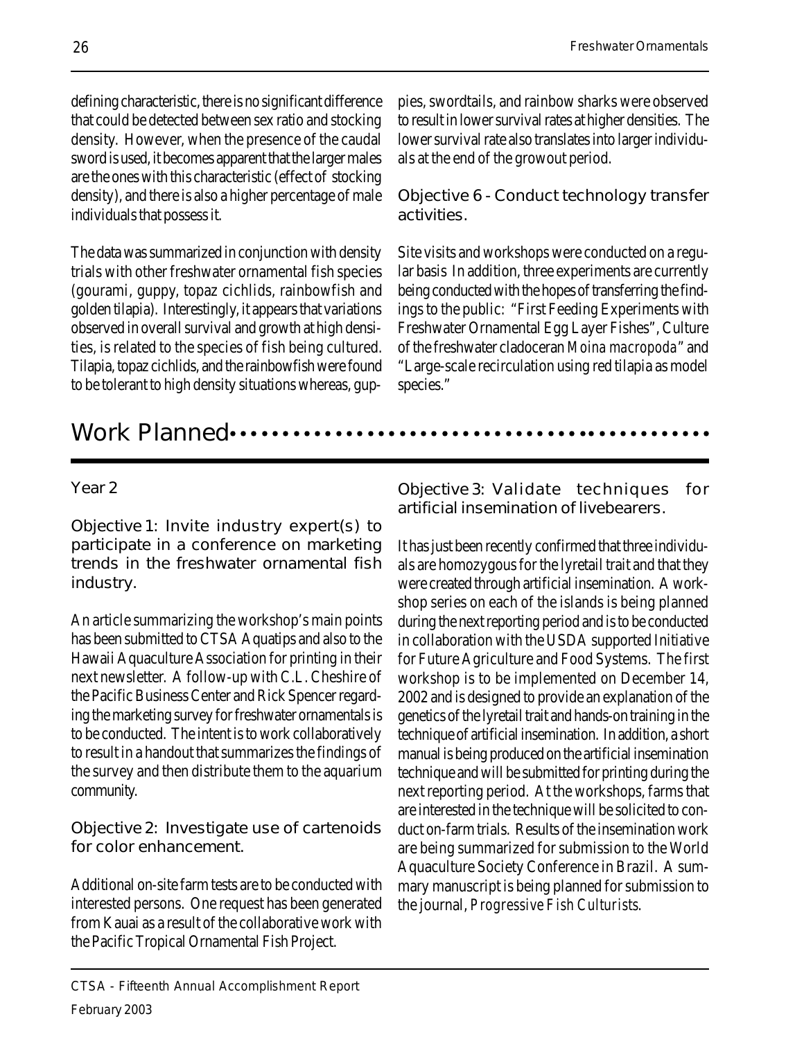defining characteristic, there is no significant difference that could be detected between sex ratio and stocking density. However, when the presence of the caudal sword is used, it becomes apparent that the larger males are the ones with this characteristic (effect of stocking density), and there is also a higher percentage of male individuals that possess it.

The data was summarized in conjunction with density trials with other freshwater ornamental fish species (gourami, guppy, topaz cichlids, rainbowfish and golden tilapia). Interestingly, it appears that variations observed in overall survival and growth at high densities, is related to the species of fish being cultured. Tilapia, topaz cichlids, and the rainbowfish were found to be tolerant to high density situations whereas, guppies, swordtails, and rainbow sharks were observed to result in lower survival rates at higher densities. The lower survival rate also translates into larger individuals at the end of the growout period.

### Objective 6 - Conduct technology transfer activities.

Site visits and workshops were conducted on a regular basis In addition, three experiments are currently being conducted with the hopes of transferring the findings to the public: "First Feeding Experiments with Freshwater Ornamental Egg Layer Fishes", Culture of the freshwater cladoceran *Moina macropoda*" and "Large-scale recirculation using red tilapia as model species."

## Work Planned

### Year 2

### Objective 1: Invite industry expert(s) to participate in a conference on marketing trends in the freshwater ornamental fish industry.

An article summarizing the workshop's main points has been submitted to CTSA Aquatips and also to the Hawaii Aquaculture Association for printing in their next newsletter. A follow-up with C.L. Cheshire of the Pacific Business Center and Rick Spencer regarding the marketing survey for freshwater ornamentals is to be conducted. The intent is to work collaboratively to result in a handout that summarizes the findings of the survey and then distribute them to the aquarium community.

### Objective 2: Investigate use of cartenoids for color enhancement.

Additional on-site farm tests are to be conducted with interested persons. One request has been generated from Kauai as a result of the collaborative work with the Pacific Tropical Ornamental Fish Project.

### Objective 3: Validate techniques for artificial insemination of livebearers.

It has just been recently confirmed that three individuals are homozygous for the lyretail trait and that they were created through artificial insemination. A workshop series on each of the islands is being planned during the next reporting period and is to be conducted in collaboration with the USDA supported Initiative for Future Agriculture and Food Systems. The first workshop is to be implemented on December 14, 2002 and is designed to provide an explanation of the genetics of the lyretail trait and hands-on training in the technique of artificial insemination. In addition, a short manual is being produced on the artificial insemination technique and will be submitted for printing during the next reporting period. At the workshops, farms that are interested in the technique will be solicited to conduct on-farm trials. Results of the insemination work are being summarized for submission to the World Aquaculture Society Conference in Brazil. A summary manuscript is being planned for submission to the journal, *Progressive Fish Culturists*.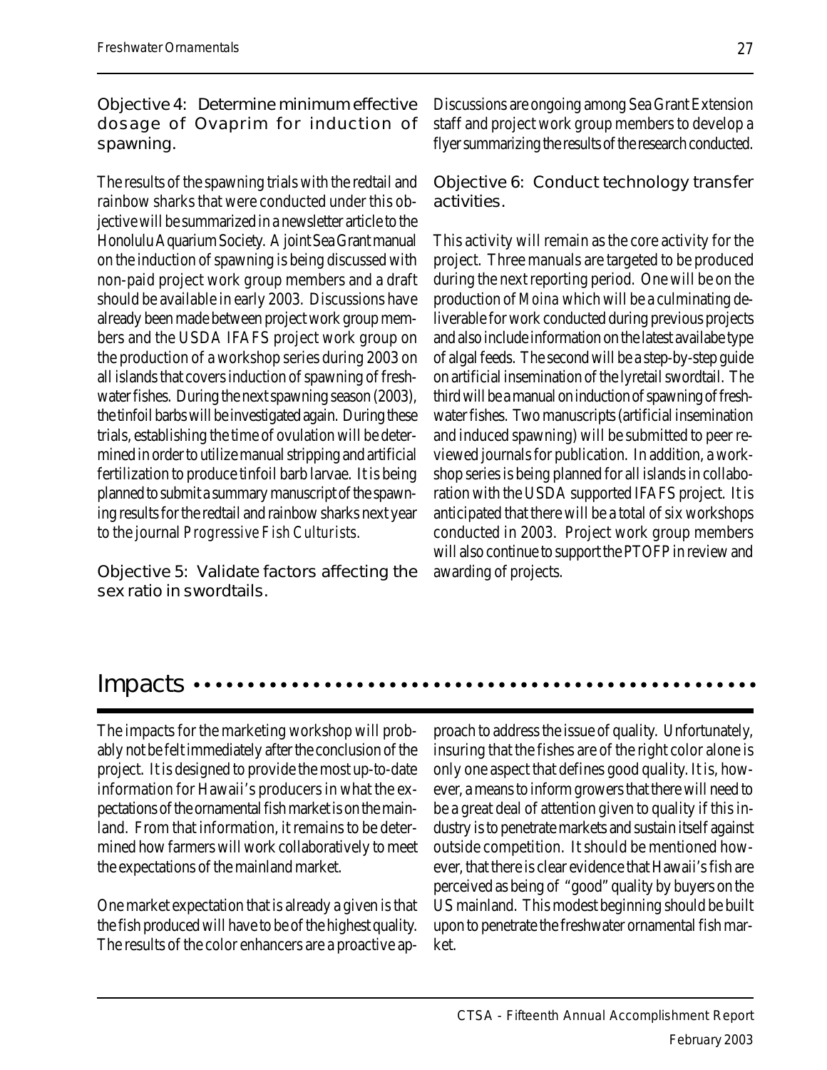### Objective 4: Determine minimum effective dosage of Ovaprim for induction of spawning.

The results of the spawning trials with the redtail and rainbow sharks that were conducted under this objective will be summarized in a newsletter article to the Honolulu Aquarium Society. A joint Sea Grant manual on the induction of spawning is being discussed with non-paid project work group members and a draft should be available in early 2003. Discussions have already been made between project work group members and the USDA IFAFS project work group on the production of a workshop series during 2003 on all islands that covers induction of spawning of freshwater fishes. During the next spawning season (2003), the tinfoil barbs will be investigated again. During these trials, establishing the time of ovulation will be determined in order to utilize manual stripping and artificial fertilization to produce tinfoil barb larvae. It is being planned to submit a summary manuscript of the spawning results for the redtail and rainbow sharks next year to the journal *Progressive Fish Culturists*.

### Objective 5: Validate factors affecting the sex ratio in swordtails.

Discussions are ongoing among Sea Grant Extension staff and project work group members to develop a flyer summarizing the results of the research conducted.

### Objective 6: Conduct technology transfer activities.

This activity will remain as the core activity for the project. Three manuals are targeted to be produced during the next reporting period. One will be on the production of *Moina* which will be a culminating deliverable for work conducted during previous projects and also include information on the latest availabe type of algal feeds. The second will be a step-by-step guide on artificial insemination of the lyretail swordtail. The third will be a manual on induction of spawning of freshwater fishes. Two manuscripts (artificial insemination and induced spawning) will be submitted to peer reviewed journals for publication. In addition, a workshop series is being planned for all islands in collaboration with the USDA supported IFAFS project. It is anticipated that there will be a total of six workshops conducted in 2003. Project work group members will also continue to support the PTOFP in review and awarding of projects.

## Impacts

The impacts for the marketing workshop will probably not be felt immediately after the conclusion of the project. It is designed to provide the most up-to-date information for Hawaii's producers in what the expectations of the ornamental fish market is on the mainland. From that information, it remains to be determined how farmers will work collaboratively to meet the expectations of the mainland market.

One market expectation that is already a given is that the fish produced will have to be of the highest quality. The results of the color enhancers are a proactive approach to address the issue of quality. Unfortunately, insuring that the fishes are of the right color alone is only one aspect that defines good quality. It is, however, a means to inform growers that there will need to be a great deal of attention given to quality if this industry is to penetrate markets and sustain itself against outside competition. It should be mentioned however, that there is clear evidence that Hawaii's fish are perceived as being of "good" quality by buyers on the US mainland. This modest beginning should be built upon to penetrate the freshwater ornamental fish market.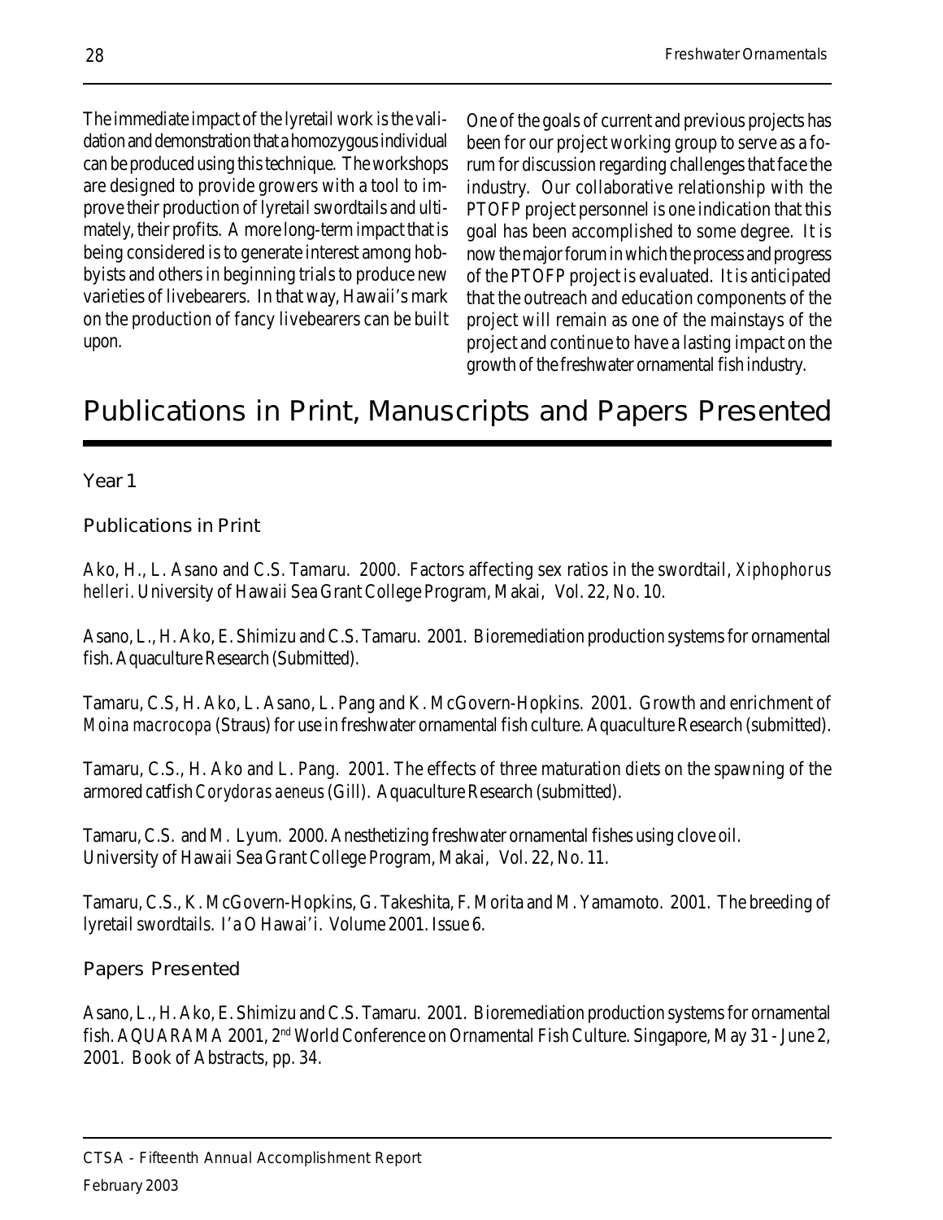The immediate impact of the lyretail work is the validation and demonstration that a homozygous individual can be produced using this technique. The workshops are designed to provide growers with a tool to improve their production of lyretail swordtails and ultimately, their profits. A more long-term impact that is being considered is to generate interest among hobbyists and others in beginning trials to produce new varieties of livebearers. In that way, Hawaii's mark on the production of fancy livebearers can be built upon.

One of the goals of current and previous projects has been for our project working group to serve as a forum for discussion regarding challenges that face the industry. Our collaborative relationship with the PTOFP project personnel is one indication that this goal has been accomplished to some degree. It is now the major forum in which the process and progress of the PTOFP project is evaluated. It is anticipated that the outreach and education components of the project will remain as one of the mainstays of the project and continue to have a lasting impact on the growth of the freshwater ornamental fish industry.

# Publications in Print, Manuscripts and Papers Presented

## Year 1

### Publications in Print

Ako, H., L. Asano and C.S. Tamaru. 2000. Factors affecting sex ratios in the swordtail, *Xiphophorus helleri*. University of Hawaii Sea Grant College Program, Makai, Vol. 22, No. 10.

Asano, L., H. Ako, E. Shimizu and C.S. Tamaru. 2001. Bioremediation production systems for ornamental fish. Aquaculture Research (Submitted).

Tamaru, C.S, H. Ako, L. Asano, L. Pang and K. McGovern-Hopkins. 2001. Growth and enrichment of *Moina macrocopa* (Straus) for use in freshwater ornamental fish culture. Aquaculture Research (submitted).

Tamaru, C.S., H. Ako and L. Pang. 2001. The effects of three maturation diets on the spawning of the armored catfish *Corydoras aeneus* (Gill). Aquaculture Research (submitted).

Tamaru, C.S. and M. Lyum. 2000. Anesthetizing freshwater ornamental fishes using clove oil. University of Hawaii Sea Grant College Program, Makai, Vol. 22, No. 11.

Tamaru, C.S., K. McGovern-Hopkins, G. Takeshita, F. Morita and M. Yamamoto. 2001. The breeding of lyretail swordtails. I'a O Hawai'i. Volume 2001. Issue 6.

### Papers Presented

Asano, L., H. Ako, E. Shimizu and C.S. Tamaru. 2001. Bioremediation production systems for ornamental fish. AQUARAMA 2001, 2nd World Conference on Ornamental Fish Culture. Singapore, May 31 - June 2, 2001. Book of Abstracts, pp. 34.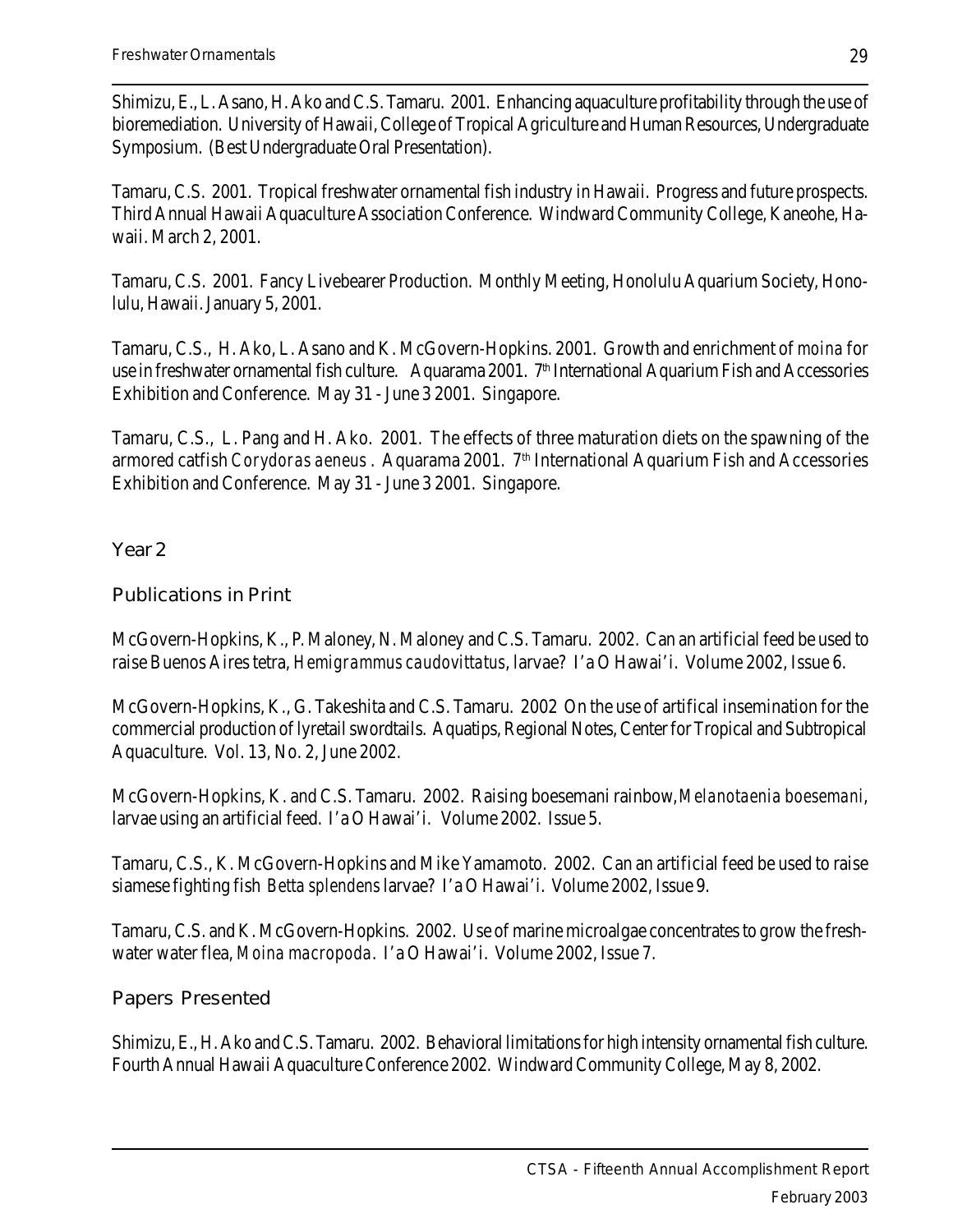Shimizu, E., L. Asano, H. Ako and C.S. Tamaru. 2001. Enhancing aquaculture profitability through the use of bioremediation. University of Hawaii, College of Tropical Agriculture and Human Resources, Undergraduate Symposium. (Best Undergraduate Oral Presentation).

Tamaru, C.S. 2001. Tropical freshwater ornamental fish industry in Hawaii. Progress and future prospects. Third Annual Hawaii Aquaculture Association Conference. Windward Community College, Kaneohe, Hawaii. March 2, 2001.

Tamaru, C.S. 2001. Fancy Livebearer Production. Monthly Meeting, Honolulu Aquarium Society, Honolulu, Hawaii. January 5, 2001.

Tamaru, C.S., H. Ako, L. Asano and K. McGovern-Hopkins. 2001. Growth and enrichment of *moina* for use in freshwater ornamental fish culture. Aquarama 2001. 7th International Aquarium Fish and Accessories Exhibition and Conference. May 31 - June 3 2001. Singapore.

Tamaru, C.S., L. Pang and H. Ako. 2001. The effects of three maturation diets on the spawning of the armored catfish *Corydoras aeneus* . Aquarama 2001. 7th International Aquarium Fish and Accessories Exhibition and Conference. May 31 - June 3 2001. Singapore.

## Year 2

### Publications in Print

McGovern-Hopkins, K., P. Maloney, N. Maloney and C.S. Tamaru. 2002. Can an artificial feed be used to raise Buenos Aires tetra, *Hemigrammus caudovittatus*, larvae? I'a O Hawai'i. Volume 2002, Issue 6.

McGovern-Hopkins, K., G. Takeshita and C.S. Tamaru. 2002 On the use of artifical insemination for the commercial production of lyretail swordtails. Aquatips, Regional Notes, Center for Tropical and Subtropical Aquaculture. Vol. 13, No. 2, June 2002.

McGovern-Hopkins, K. and C.S. Tamaru. 2002. Raising boesemani rainbow, *Melanotaenia boesemani*, larvae using an artificial feed. I'a O Hawai'i. Volume 2002. Issue 5.

Tamaru, C.S., K. McGovern-Hopkins and Mike Yamamoto. 2002. Can an artificial feed be used to raise siamese fighting fish *Betta splendens* larvae? I'a O Hawai'i. Volume 2002, Issue 9.

Tamaru, C.S. and K. McGovern-Hopkins. 2002. Use of marine microalgae concentrates to grow the freshwater water flea, *Moina macropoda*. I'a O Hawai'i. Volume 2002, Issue 7.

### Papers Presented

Shimizu, E., H. Ako and C.S. Tamaru. 2002. Behavioral limitations for high intensity ornamental fish culture. Fourth Annual Hawaii Aquaculture Conference 2002. Windward Community College, May 8, 2002.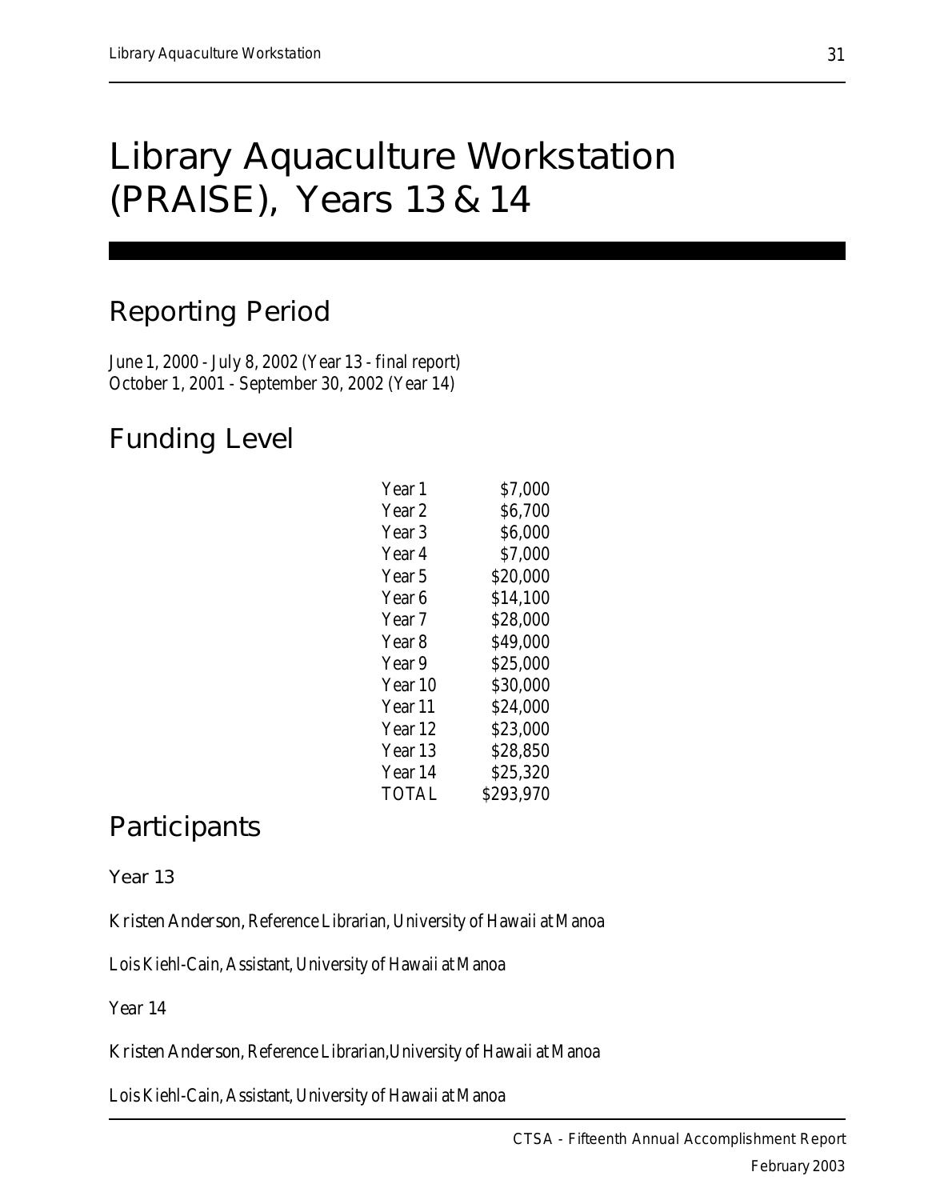# Library Aquaculture Workstation (PRAISE), Years 13 & 14

## Reporting Period

June 1, 2000 - July 8, 2002 (Year 13 - final report)
October 1, 2001 - September 30, 2002 (Year 14)

## Funding Level

| | |
|---|---:|
| Year 1 | $7,000 |
| Year 2 | $6,700 |
| Year 3 | $6,000 |
| Year 4 | $7,000 |
| Year 5 | $20,000 |
| Year 6 | $14,100 |
| Year 7 | $28,000 |
| Year 8 | $49,000 |
| Year 9 | $25,000 |
| Year 10 | $30,000 |
| Year 11 | $24,000 |
| Year 12 | $23,000 |
| Year 13 | $28,850 |
| Year 14 | $25,320 |
| TOTAL | $293,970 |

## Participants

### Year 13

Kristen Anderson, Reference Librarian, University of Hawaii at Manoa

Lois Kiehl-Cain, Assistant, University of Hawaii at Manoa

### Year 14

Kristen Anderson, Reference Librarian, University of Hawaii at Manoa

Lois Kiehl-Cain, Assistant, University of Hawaii at Manoa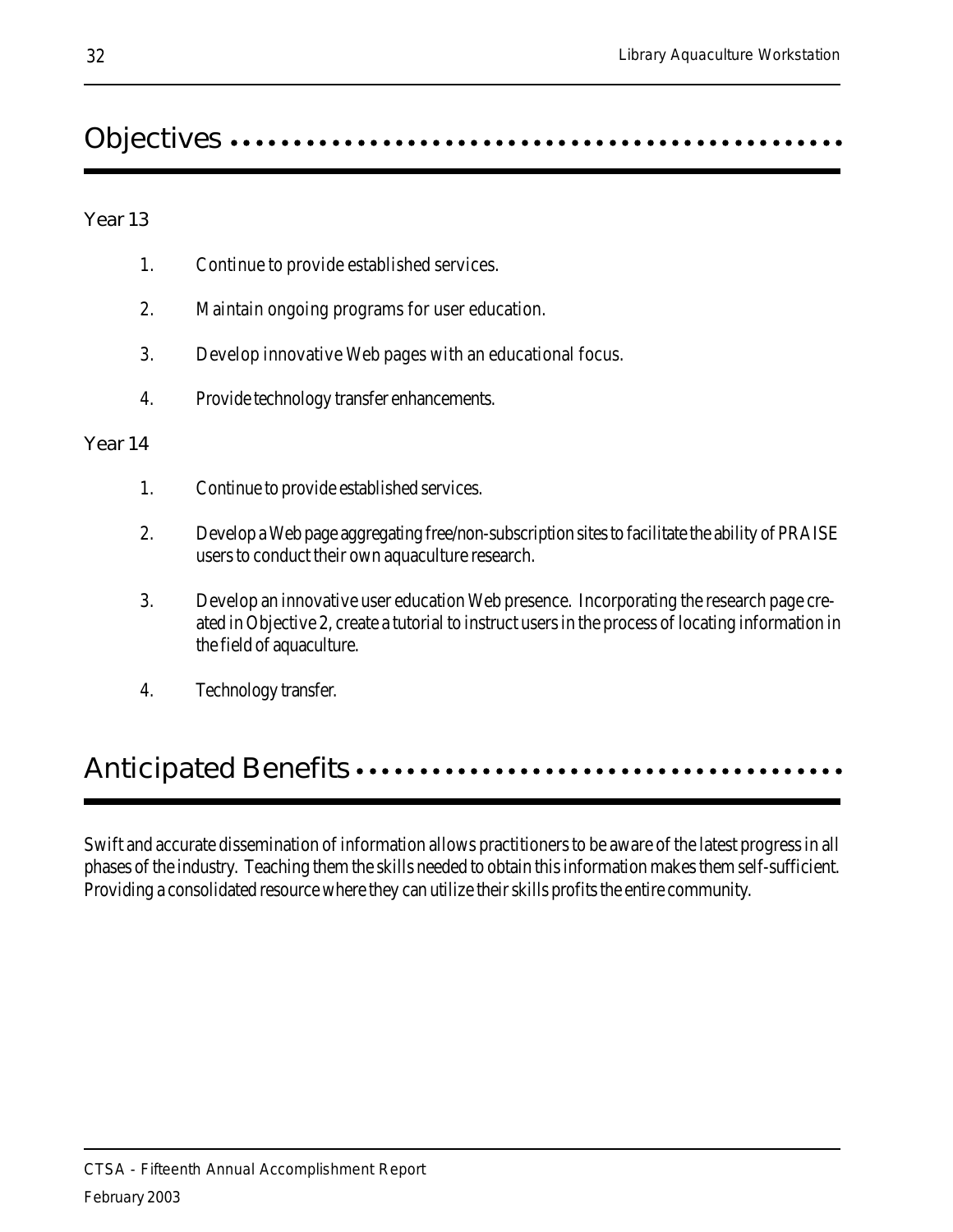## Objectives

### Year 13

1. Continue to provide established services.
2. Maintain ongoing programs for user education.
3. Develop innovative Web pages with an educational focus.
4. Provide technology transfer enhancements.

### Year 14

1. Continue to provide established services.
2. Develop a Web page aggregating free/non-subscription sites to facilitate the ability of PRAISE users to conduct their own aquaculture research.
3. Develop an innovative user education Web presence. Incorporating the research page created in Objective 2, create a tutorial to instruct users in the process of locating information in the field of aquaculture.
4. Technology transfer.

## Anticipated Benefits

Swift and accurate dissemination of information allows practitioners to be aware of the latest progress in all phases of the industry. Teaching them the skills needed to obtain this information makes them self-sufficient. Providing a consolidated resource where they can utilize their skills profits the entire community.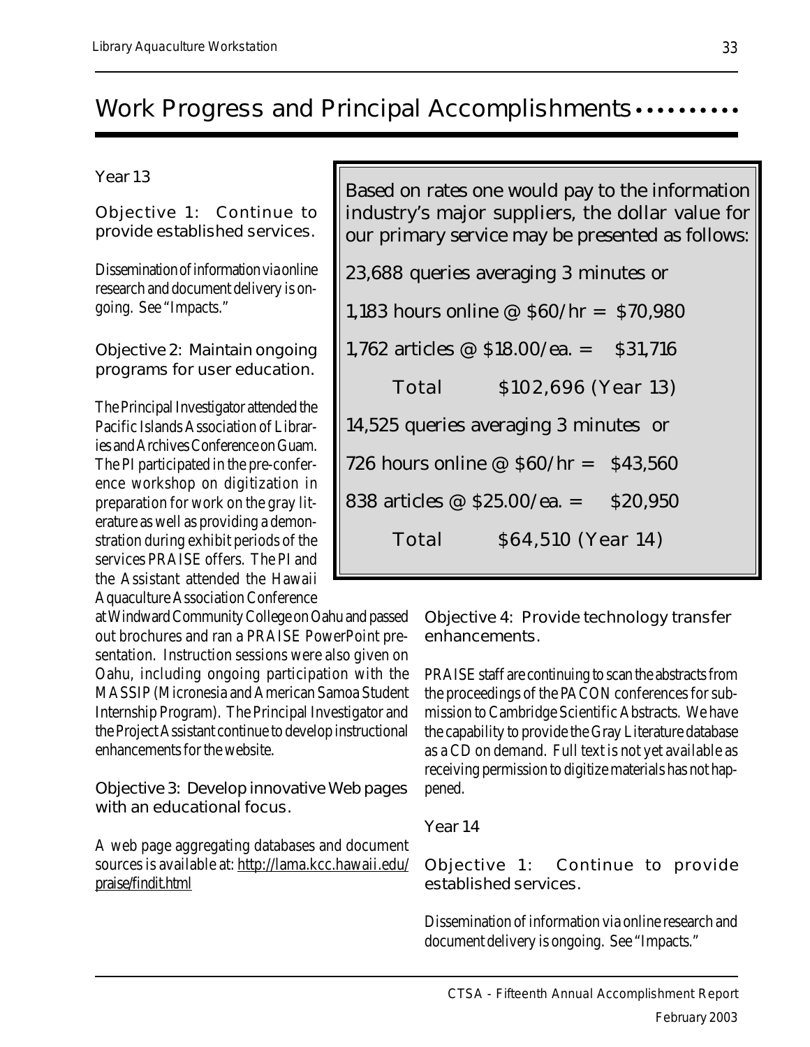## Work Progress and Principal Accomplishments

### Year 13

#### Objective 1: Continue to provide established services.

Dissemination of information via online research and document delivery is ongoing. See "Impacts."

#### Objective 2: Maintain ongoing programs for user education.

The Principal Investigator attended the Pacific Islands Association of Libraries and Archives Conference on Guam. The PI participated in the pre-conference workshop on digitization in preparation for work on the gray literature as well as providing a demonstration during exhibit periods of the services PRAISE offers. The PI and the Assistant attended the Hawaii Aquaculture Association Conference at Windward Community College on Oahu and passed out brochures and ran a PRAISE PowerPoint presentation. Instruction sessions were also given on Oahu, including ongoing participation with the MASSIP (Micronesia and American Samoa Student Internship Program). The Principal Investigator and the Project Assistant continue to develop instructional enhancements for the website.

#### Objective 3: Develop innovative Web pages with an educational focus.

A web page aggregating databases and document sources is available at: http://lama.kcc.hawaii.edu/praise/findit.html

Based on rates one would pay to the information industry's major suppliers, the dollar value for our primary service may be presented as follows:

23,688 queries averaging 3 minutes or

1,183 hours online @ $60/hr = $70,980

1,762 articles @ $18.00/ea. = $31,716

Total $102,696 (Year 13)

14,525 queries averaging 3 minutes or

726 hours online @ $60/hr = $43,560

838 articles @ $25.00/ea. = $20,950

Total $64,510 (Year 14)

#### Objective 4: Provide technology transfer enhancements.

PRAISE staff are continuing to scan the abstracts from the proceedings of the PACON conferences for submission to Cambridge Scientific Abstracts. We have the capability to provide the Gray Literature database as a CD on demand. Full text is not yet available as receiving permission to digitize materials has not happened.

### Year 14

#### Objective 1: Continue to provide established services.

Dissemination of information via online research and document delivery is ongoing. See "Impacts."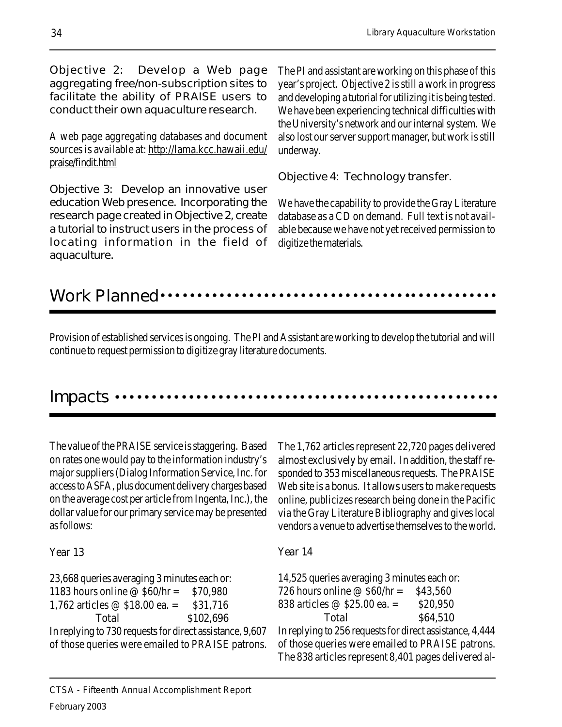**Objective 2: Develop a Web page aggregating free/non-subscription sites to facilitate the ability of PRAISE users to conduct their own aquaculture research.**

A web page aggregating databases and document sources is available at: http://lama.kcc.hawaii.edu/praise/findit.html

**Objective 3: Develop an innovative user education Web presence. Incorporating the research page created in Objective 2, create a tutorial to instruct users in the process of locating information in the field of aquaculture.**

The PI and assistant are working on this phase of this year's project. Objective 2 is still a work in progress and developing a tutorial for utilizing it is being tested. We have been experiencing technical difficulties with the University's network and our internal system. We also lost our server support manager, but work is still underway.

**Objective 4: Technology transfer.**

We have the capability to provide the Gray Literature database as a CD on demand. Full text is not available because we have not yet received permission to digitize the materials.

## Work Planned

Provision of established services is ongoing. The PI and Assistant are working to develop the tutorial and will continue to request permission to digitize gray literature documents.

## Impacts

The value of the PRAISE service is staggering. Based on rates one would pay to the information industry's major suppliers (Dialog Information Service, Inc. for access to ASFA, plus document delivery charges based on the average cost per article from Ingenta, Inc.), the dollar value for our primary service may be presented as follows:

Year 13

23,668 queries averaging 3 minutes each or:

| | |
|---|---|
| 1183 hours online @ $60/hr = | $70,980 |
| 1,762 articles @ $18.00 ea. = | $31,716 |
| Total | $102,696 |

In replying to 730 requests for direct assistance, 9,607 of those queries were emailed to PRAISE patrons. The 1,762 articles represent 22,720 pages delivered almost exclusively by email. In addition, the staff responded to 353 miscellaneous requests. The PRAISE Web site is a bonus. It allows users to make requests online, publicizes research being done in the Pacific via the Gray Literature Bibliography and gives local vendors a venue to advertise themselves to the world.

Year 14

14,525 queries averaging 3 minutes each or:

| | |
|---|---|
| 726 hours online @ $60/hr = | $43,560 |
| 838 articles @ $25.00 ea. = | $20,950 |
| Total | $64,510 |

In replying to 256 requests for direct assistance, 4,444 of those queries were emailed to PRAISE patrons. The 838 articles represent 8,401 pages delivered al-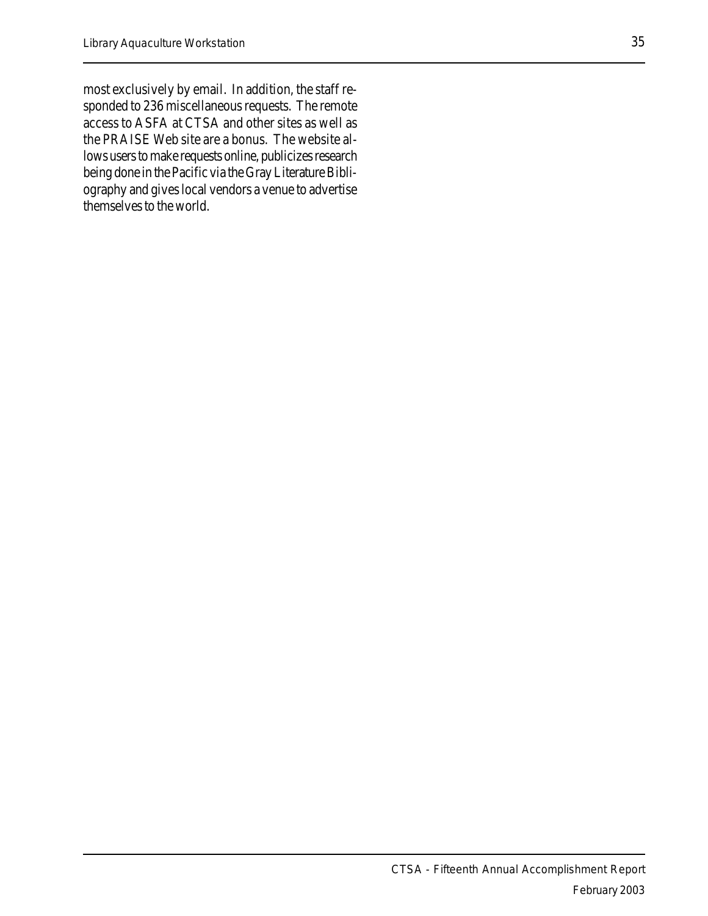most exclusively by email. In addition, the staff responded to 236 miscellaneous requests. The remote access to ASFA at CTSA and other sites as well as the PRAISE Web site are a bonus. The website allows users to make requests online, publicizes research being done in the Pacific via the Gray Literature Bibliography and gives local vendors a venue to advertise themselves to the world.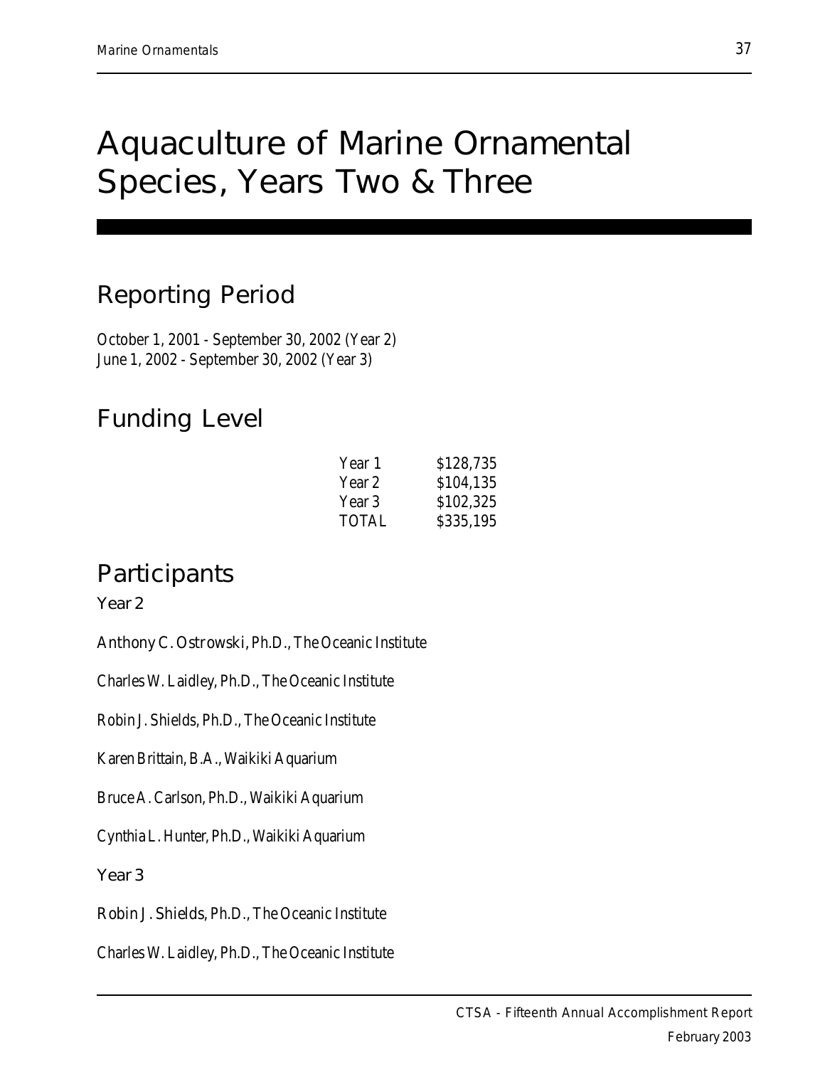# Aquaculture of Marine Ornamental Species, Years Two & Three

## Reporting Period

October 1, 2001 - September 30, 2002 (Year 2)
June 1, 2002 - September 30, 2002 (Year 3)

## Funding Level

| | |
|---|---|
| Year 1 | \$128,735 |
| Year 2 | \$104,135 |
| Year 3 | \$102,325 |
| TOTAL | \$335,195 |

## Participants

### Year 2

Anthony C. Ostrowski, Ph.D., The Oceanic Institute

Charles W. Laidley, Ph.D., The Oceanic Institute

Robin J. Shields, Ph.D., The Oceanic Institute

Karen Brittain, B.A., Waikiki Aquarium

Bruce A. Carlson, Ph.D., Waikiki Aquarium

Cynthia L. Hunter, Ph.D., Waikiki Aquarium

### Year 3

Robin J. Shields, Ph.D., The Oceanic Institute

Charles W. Laidley, Ph.D., The Oceanic Institute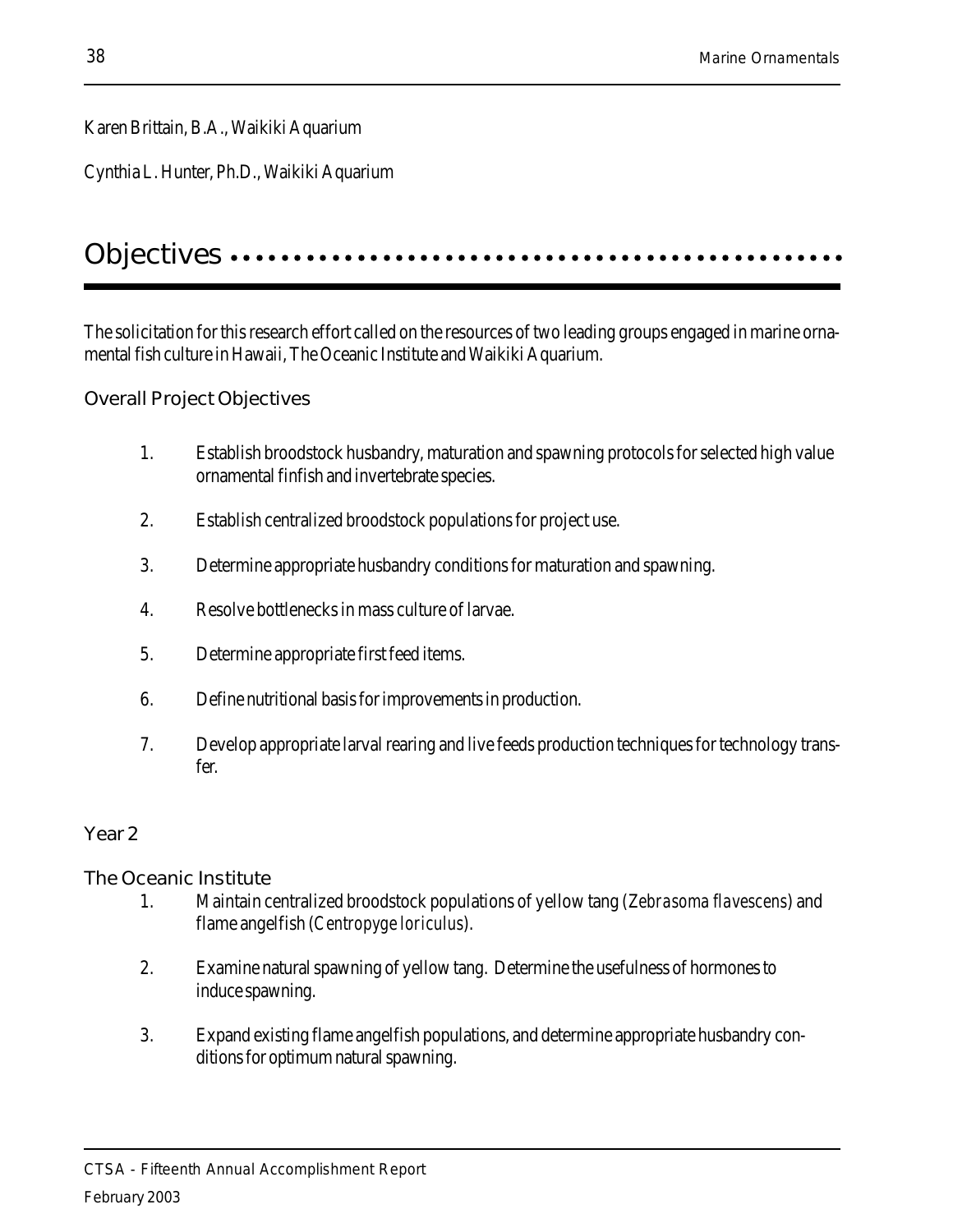Karen Brittain, B.A., Waikiki Aquarium

Cynthia L. Hunter, Ph.D., Waikiki Aquarium

# Objectives

The solicitation for this research effort called on the resources of two leading groups engaged in marine ornamental fish culture in Hawaii, The Oceanic Institute and Waikiki Aquarium.

## Overall Project Objectives

1. Establish broodstock husbandry, maturation and spawning protocols for selected high value ornamental finfish and invertebrate species.
2. Establish centralized broodstock populations for project use.
3. Determine appropriate husbandry conditions for maturation and spawning.
4. Resolve bottlenecks in mass culture of larvae.
5. Determine appropriate first feed items.
6. Define nutritional basis for improvements in production.
7. Develop appropriate larval rearing and live feeds production techniques for technology transfer.

## Year 2

### The Oceanic Institute

1. Maintain centralized broodstock populations of yellow tang (*Zebrasoma flavescens*) and flame angelfish (*Centropyge loriculus*).
2. Examine natural spawning of yellow tang. Determine the usefulness of hormones to induce spawning.
3. Expand existing flame angelfish populations, and determine appropriate husbandry conditions for optimum natural spawning.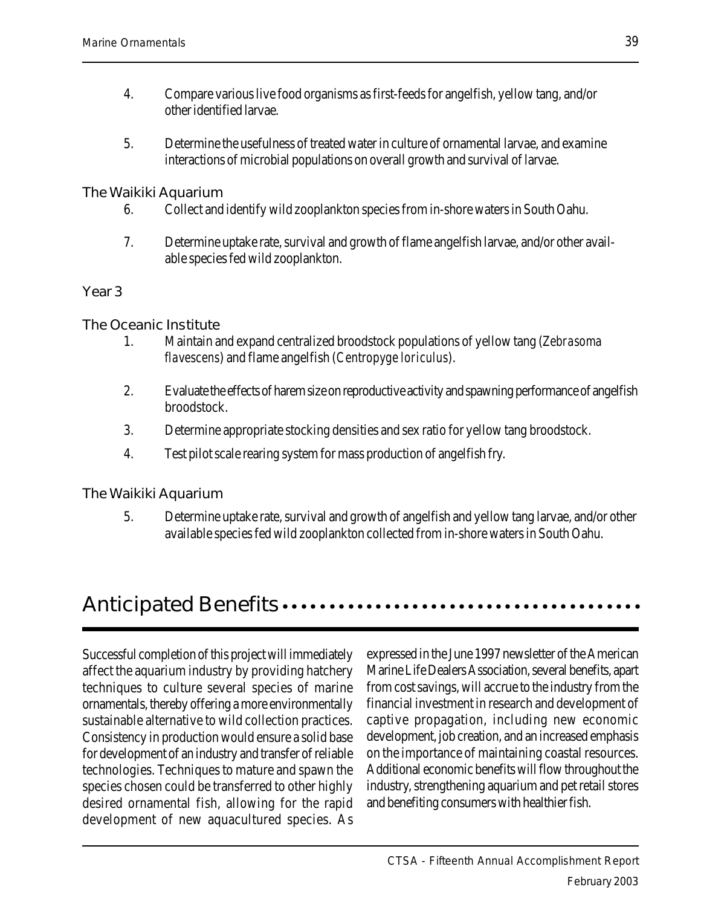4. Compare various live food organisms as first-feeds for angelfish, yellow tang, and/or other identified larvae.

5. Determine the usefulness of treated water in culture of ornamental larvae, and examine interactions of microbial populations on overall growth and survival of larvae.

### The Waikiki Aquarium

6. Collect and identify wild zooplankton species from in-shore waters in South Oahu.

7. Determine uptake rate, survival and growth of flame angelfish larvae, and/or other available species fed wild zooplankton.

### Year 3

### The Oceanic Institute

1. Maintain and expand centralized broodstock populations of yellow tang (*Zebrasoma flavescens*) and flame angelfish (*Centropyge loriculus*).

2. Evaluate the effects of harem size on reproductive activity and spawning performance of angelfish broodstock.

3. Determine appropriate stocking densities and sex ratio for yellow tang broodstock.

4. Test pilot scale rearing system for mass production of angelfish fry.

### The Waikiki Aquarium

5. Determine uptake rate, survival and growth of angelfish and yellow tang larvae, and/or other available species fed wild zooplankton collected from in-shore waters in South Oahu.

## Anticipated Benefits

Successful completion of this project will immediately affect the aquarium industry by providing hatchery techniques to culture several species of marine ornamentals, thereby offering a more environmentally sustainable alternative to wild collection practices. Consistency in production would ensure a solid base for development of an industry and transfer of reliable technologies. Techniques to mature and spawn the species chosen could be transferred to other highly desired ornamental fish, allowing for the rapid development of new aquacultured species. As expressed in the June 1997 newsletter of the American Marine Life Dealers Association, several benefits, apart from cost savings, will accrue to the industry from the financial investment in research and development of captive propagation, including new economic development, job creation, and an increased emphasis on the importance of maintaining coastal resources. Additional economic benefits will flow throughout the industry, strengthening aquarium and pet retail stores and benefiting consumers with healthier fish.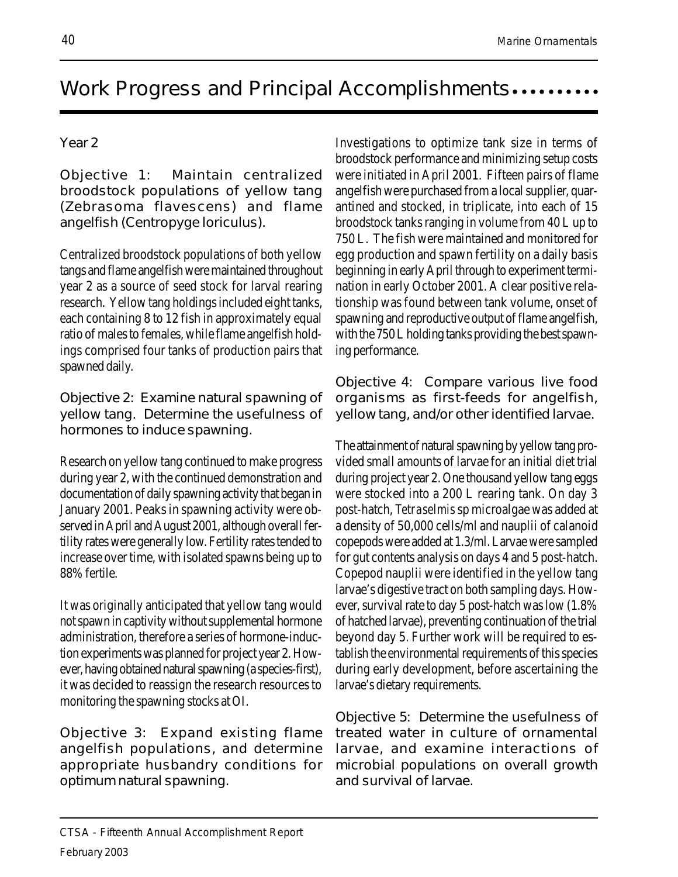# Work Progress and Principal Accomplishments

## Year 2

### Objective 1: Maintain centralized broodstock populations of yellow tang (*Zebrasoma flavescens*) and flame angelfish (*Centropyge loriculus*).

Centralized broodstock populations of both yellow tangs and flame angelfish were maintained throughout year 2 as a source of seed stock for larval rearing research. Yellow tang holdings included eight tanks, each containing 8 to 12 fish in approximately equal ratio of males to females, while flame angelfish holdings comprised four tanks of production pairs that spawned daily.

### Objective 2: Examine natural spawning of yellow tang. Determine the usefulness of hormones to induce spawning.

Research on yellow tang continued to make progress during year 2, with the continued demonstration and documentation of daily spawning activity that began in January 2001. Peaks in spawning activity were observed in April and August 2001, although overall fertility rates were generally low. Fertility rates tended to increase over time, with isolated spawns being up to 88% fertile.

It was originally anticipated that yellow tang would not spawn in captivity without supplemental hormone administration, therefore a series of hormone-induction experiments was planned for project year 2. However, having obtained natural spawning (a species-first), it was decided to reassign the research resources to monitoring the spawning stocks at OI.

### Objective 3: Expand existing flame angelfish populations, and determine appropriate husbandry conditions for optimum natural spawning.

Investigations to optimize tank size in terms of broodstock performance and minimizing setup costs were initiated in April 2001. Fifteen pairs of flame angelfish were purchased from a local supplier, quarantined and stocked, in triplicate, into each of 15 broodstock tanks ranging in volume from 40 L up to 750 L. The fish were maintained and monitored for egg production and spawn fertility on a daily basis beginning in early April through to experiment termination in early October 2001. A clear positive relationship was found between tank volume, onset of spawning and reproductive output of flame angelfish, with the 750 L holding tanks providing the best spawning performance.

### Objective 4: Compare various live food organisms as first-feeds for angelfish, yellow tang, and/or other identified larvae.

The attainment of natural spawning by yellow tang provided small amounts of larvae for an initial diet trial during project year 2. One thousand yellow tang eggs were stocked into a 200 L rearing tank. On day 3 post-hatch, *Tetraselmis* sp microalgae was added at a density of 50,000 cells/ml and nauplii of calanoid copepods were added at 1.3/ml. Larvae were sampled for gut contents analysis on days 4 and 5 post-hatch. Copepod nauplii were identified in the yellow tang larvae's digestive tract on both sampling days. However, survival rate to day 5 post-hatch was low (1.8% of hatched larvae), preventing continuation of the trial beyond day 5. Further work will be required to establish the environmental requirements of this species during early development, before ascertaining the larvae's dietary requirements.

### Objective 5: Determine the usefulness of treated water in culture of ornamental larvae, and examine interactions of microbial populations on overall growth and survival of larvae.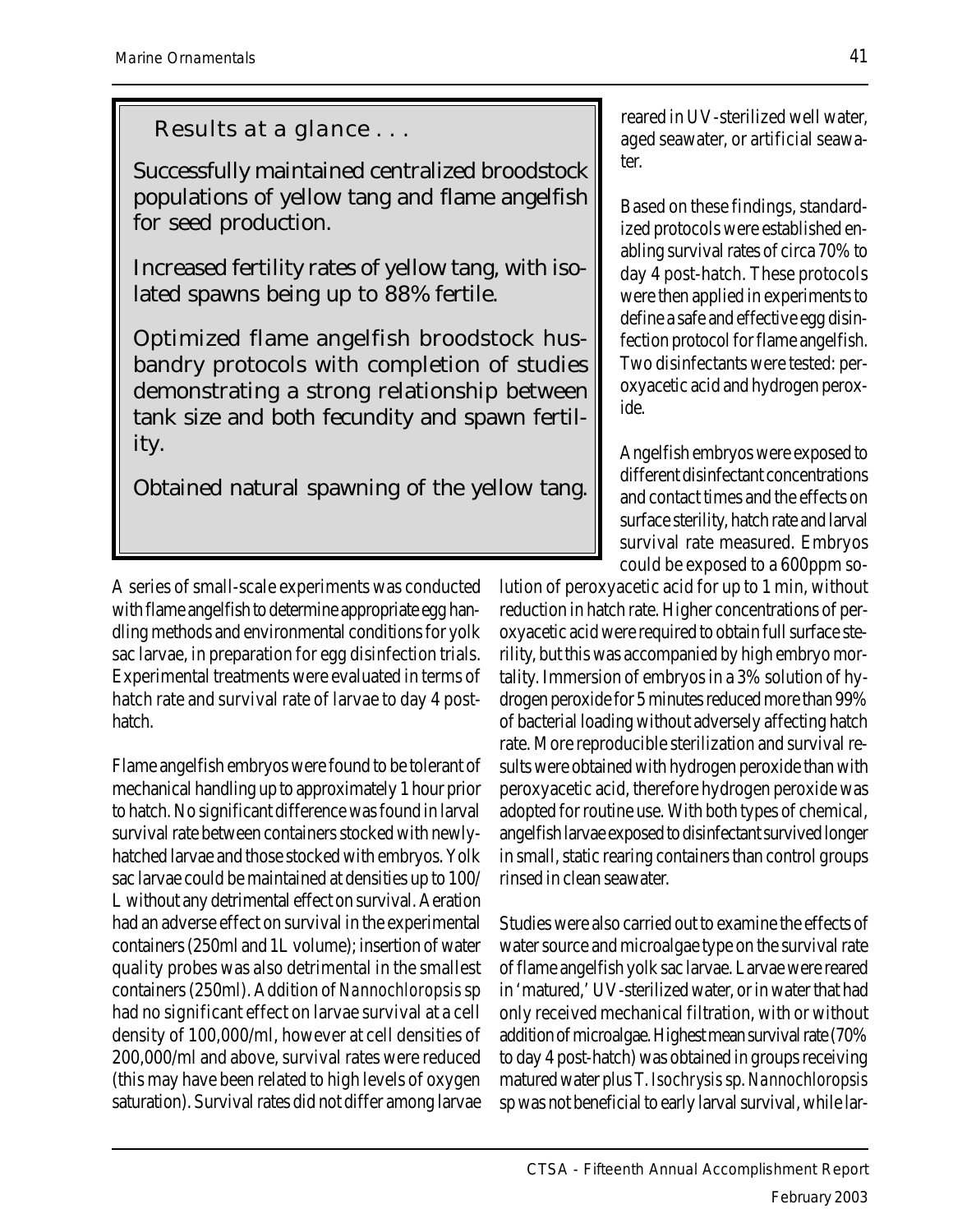## Results at a glance . . .

Successfully maintained centralized broodstock populations of yellow tang and flame angelfish for seed production.

Increased fertility rates of yellow tang, with isolated spawns being up to 88% fertile.

Optimized flame angelfish broodstock husbandry protocols with completion of studies demonstrating a strong relationship between tank size and both fecundity and spawn fertility.

Obtained natural spawning of the yellow tang.

A series of small-scale experiments was conducted with flame angelfish to determine appropriate egg handling methods and environmental conditions for yolk sac larvae, in preparation for egg disinfection trials. Experimental treatments were evaluated in terms of hatch rate and survival rate of larvae to day 4 post-hatch.

Flame angelfish embryos were found to be tolerant of mechanical handling up to approximately 1 hour prior to hatch. No significant difference was found in larval survival rate between containers stocked with newly-hatched larvae and those stocked with embryos. Yolk sac larvae could be maintained at densities up to 100/L without any detrimental effect on survival. Aeration had an adverse effect on survival in the experimental containers (250ml and 1L volume); insertion of water quality probes was also detrimental in the smallest containers (250ml). Addition of *Nannochloropsis* sp had no significant effect on larvae survival at a cell density of 100,000/ml, however at cell densities of 200,000/ml and above, survival rates were reduced (this may have been related to high levels of oxygen saturation). Survival rates did not differ among larvae reared in UV-sterilized well water, aged seawater, or artificial seawater.

Based on these findings, standardized protocols were established enabling survival rates of circa 70% to day 4 post-hatch. These protocols were then applied in experiments to define a safe and effective egg disinfection protocol for flame angelfish. Two disinfectants were tested: peroxyacetic acid and hydrogen peroxide.

Angelfish embryos were exposed to different disinfectant concentrations and contact times and the effects on surface sterility, hatch rate and larval survival rate measured. Embryos could be exposed to a 600ppm solution of peroxyacetic acid for up to 1 min, without reduction in hatch rate. Higher concentrations of peroxyacetic acid were required to obtain full surface sterility, but this was accompanied by high embryo mortality. Immersion of embryos in a 3% solution of hydrogen peroxide for 5 minutes reduced more than 99% of bacterial loading without adversely affecting hatch rate. More reproducible sterilization and survival results were obtained with hydrogen peroxide than with peroxyacetic acid, therefore hydrogen peroxide was adopted for routine use. With both types of chemical, angelfish larvae exposed to disinfectant survived longer in small, static rearing containers than control groups rinsed in clean seawater.

Studies were also carried out to examine the effects of water source and microalgae type on the survival rate of flame angelfish yolk sac larvae. Larvae were reared in 'matured,' UV-sterilized water, or in water that had only received mechanical filtration, with or without addition of microalgae. Highest mean survival rate (70% to day 4 post-hatch) was obtained in groups receiving matured water plus T. *Isochrysis* sp. *Nannochloropsis* sp was not beneficial to early larval survival, while lar-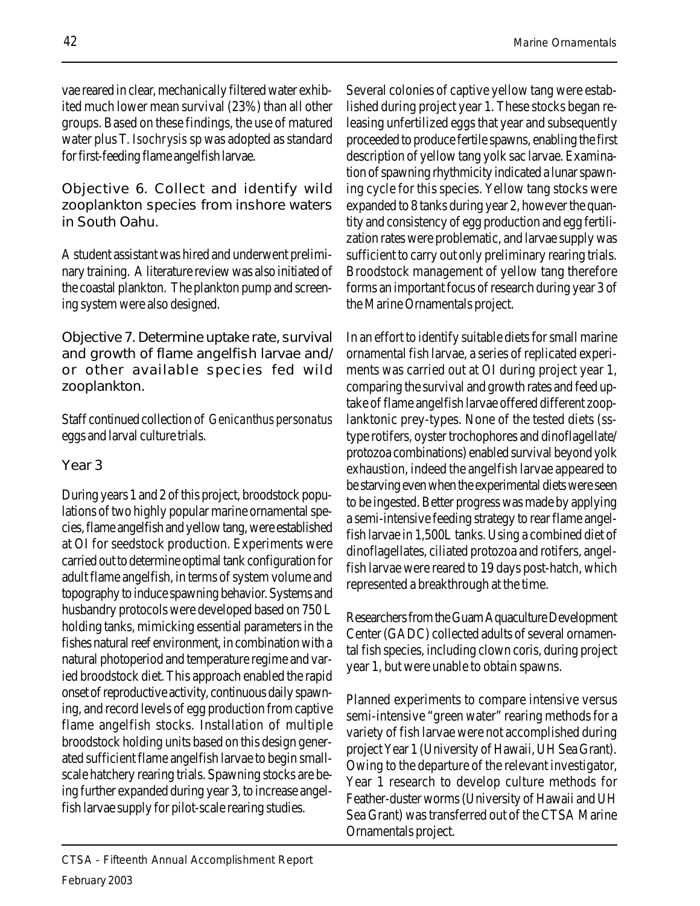vae reared in clear, mechanically filtered water exhibited much lower mean survival (23%) than all other groups. Based on these findings, the use of matured water plus T. *Isochrysis* sp was adopted as standard for first-feeding flame angelfish larvae.

### Objective 6. Collect and identify wild zooplankton species from inshore waters in South Oahu.

A student assistant was hired and underwent preliminary training. A literature review was also initiated of the coastal plankton. The plankton pump and screening system were also designed.

### Objective 7. Determine uptake rate, survival and growth of flame angelfish larvae and/or other available species fed wild zooplankton.

Staff continued collection of *Genicanthus personatus* eggs and larval culture trials.

## Year 3

During years 1 and 2 of this project, broodstock populations of two highly popular marine ornamental species, flame angelfish and yellow tang, were established at OI for seedstock production. Experiments were carried out to determine optimal tank configuration for adult flame angelfish, in terms of system volume and topography to induce spawning behavior. Systems and husbandry protocols were developed based on 750 L holding tanks, mimicking essential parameters in the fishes natural reef environment, in combination with a natural photoperiod and temperature regime and varied broodstock diet. This approach enabled the rapid onset of reproductive activity, continuous daily spawning, and record levels of egg production from captive flame angelfish stocks. Installation of multiple broodstock holding units based on this design generated sufficient flame angelfish larvae to begin small-scale hatchery rearing trials. Spawning stocks are being further expanded during year 3, to increase angelfish larvae supply for pilot-scale rearing studies.

Several colonies of captive yellow tang were established during project year 1. These stocks began releasing unfertilized eggs that year and subsequently proceeded to produce fertile spawns, enabling the first description of yellow tang yolk sac larvae. Examination of spawning rhythmicity indicated a lunar spawning cycle for this species. Yellow tang stocks were expanded to 8 tanks during year 2, however the quantity and consistency of egg production and egg fertilization rates were problematic, and larvae supply was sufficient to carry out only preliminary rearing trials. Broodstock management of yellow tang therefore forms an important focus of research during year 3 of the Marine Ornamentals project.

In an effort to identify suitable diets for small marine ornamental fish larvae, a series of replicated experiments was carried out at OI during project year 1, comparing the survival and growth rates and feed uptake of flame angelfish larvae offered different zooplanktonic prey-types. None of the tested diets (ss-type rotifers, oyster trochophores and dinoflagellate/protozoa combinations) enabled survival beyond yolk exhaustion, indeed the angelfish larvae appeared to be starving even when the experimental diets were seen to be ingested. Better progress was made by applying a semi-intensive feeding strategy to rear flame angelfish larvae in 1,500L tanks. Using a combined diet of dinoflagellates, ciliated protozoa and rotifers, angelfish larvae were reared to 19 days post-hatch, which represented a breakthrough at the time.

Researchers from the Guam Aquaculture Development Center (GADC) collected adults of several ornamental fish species, including clown coris, during project year 1, but were unable to obtain spawns.

Planned experiments to compare intensive versus semi-intensive "green water" rearing methods for a variety of fish larvae were not accomplished during project Year 1 (University of Hawaii, UH Sea Grant). Owing to the departure of the relevant investigator, Year 1 research to develop culture methods for Feather-duster worms (University of Hawaii and UH Sea Grant) was transferred out of the CTSA Marine Ornamentals project.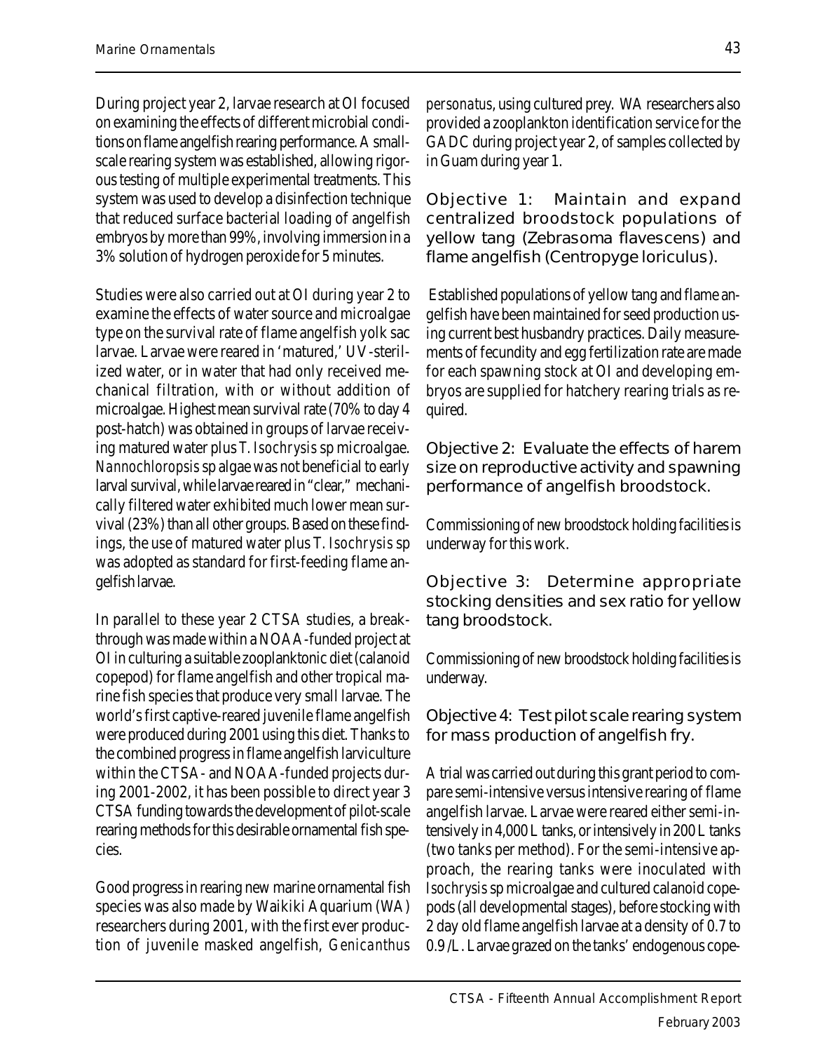During project year 2, larvae research at OI focused on examining the effects of different microbial conditions on flame angelfish rearing performance. A small-scale rearing system was established, allowing rigorous testing of multiple experimental treatments. This system was used to develop a disinfection technique that reduced surface bacterial loading of angelfish embryos by more than 99%, involving immersion in a 3% solution of hydrogen peroxide for 5 minutes.

Studies were also carried out at OI during year 2 to examine the effects of water source and microalgae type on the survival rate of flame angelfish yolk sac larvae. Larvae were reared in 'matured,' UV-sterilized water, or in water that had only received mechanical filtration, with or without addition of microalgae. Highest mean survival rate (70% to day 4 post-hatch) was obtained in groups of larvae receiving matured water plus *T. Isochrysis* sp microalgae. *Nannochloropsis* sp algae was not beneficial to early larval survival, while larvae reared in "clear," mechanically filtered water exhibited much lower mean survival (23%) than all other groups. Based on these findings, the use of matured water plus *T. Isochrysis* sp was adopted as standard for first-feeding flame angelfish larvae.

In parallel to these year 2 CTSA studies, a breakthrough was made within a NOAA-funded project at OI in culturing a suitable zooplanktonic diet (calanoid copepod) for flame angelfish and other tropical marine fish species that produce very small larvae. The world's first captive-reared juvenile flame angelfish were produced during 2001 using this diet. Thanks to the combined progress in flame angelfish larviculture within the CTSA- and NOAA-funded projects during 2001-2002, it has been possible to direct year 3 CTSA funding towards the development of pilot-scale rearing methods for this desirable ornamental fish species.

Good progress in rearing new marine ornamental fish species was also made by Waikiki Aquarium (WA) researchers during 2001, with the first ever production of juvenile masked angelfish, *Genicanthus personatus*, using cultured prey. WA researchers also provided a zooplankton identification service for the GADC during project year 2, of samples collected by in Guam during year 1.

## Objective 1: Maintain and expand centralized broodstock populations of yellow tang (*Zebrasoma flavescens*) and flame angelfish (*Centropyge loriculus*).

Established populations of yellow tang and flame angelfish have been maintained for seed production using current best husbandry practices. Daily measurements of fecundity and egg fertilization rate are made for each spawning stock at OI and developing embryos are supplied for hatchery rearing trials as required.

## Objective 2: Evaluate the effects of harem size on reproductive activity and spawning performance of angelfish broodstock.

Commissioning of new broodstock holding facilities is underway for this work.

## Objective 3: Determine appropriate stocking densities and sex ratio for yellow tang broodstock.

Commissioning of new broodstock holding facilities is underway.

## Objective 4: Test pilot scale rearing system for mass production of angelfish fry.

A trial was carried out during this grant period to compare semi-intensive versus intensive rearing of flame angelfish larvae. Larvae were reared either semi-intensively in 4,000 L tanks, or intensively in 200 L tanks (two tanks per method). For the semi-intensive approach, the rearing tanks were inoculated with *Isochrysis* sp microalgae and cultured calanoid copepods (all developmental stages), before stocking with 2 day old flame angelfish larvae at a density of 0.7 to 0.9 /L. Larvae grazed on the tanks' endogenous cope-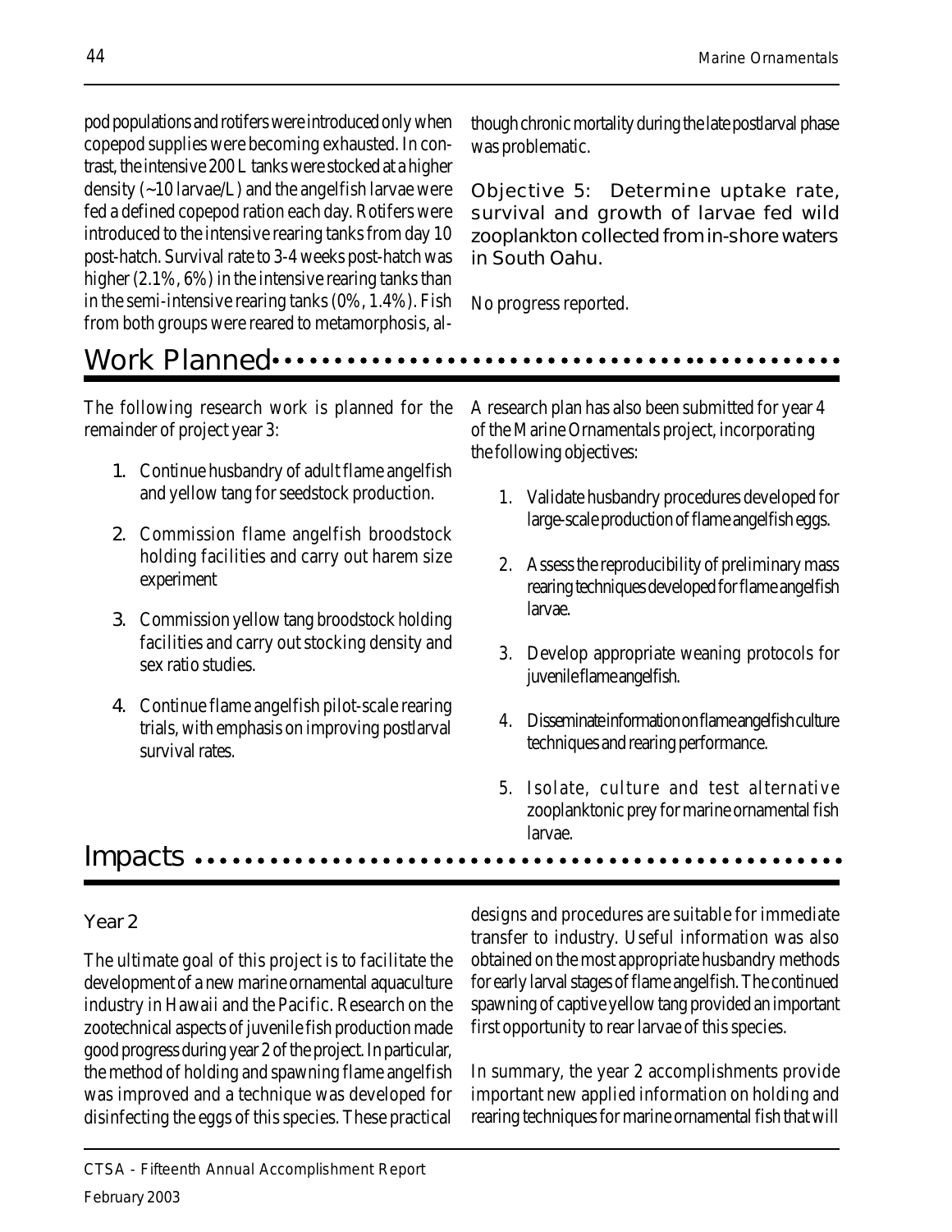pod populations and rotifers were introduced only when copepod supplies were becoming exhausted. In contrast, the intensive 200 L tanks were stocked at a higher density (~10 larvae/L) and the angelfish larvae were fed a defined copepod ration each day. Rotifers were introduced to the intensive rearing tanks from day 10 post-hatch. Survival rate to 3-4 weeks post-hatch was higher (2.1%, 6%) in the intensive rearing tanks than in the semi-intensive rearing tanks (0%, 1.4%). Fish from both groups were reared to metamorphosis, although chronic mortality during the late postlarval phase was problematic.

### Objective 5: Determine uptake rate, survival and growth of larvae fed wild zooplankton collected from in-shore waters in South Oahu.

No progress reported.

## Work Planned

The following research work is planned for the remainder of project year 3:

1. Continue husbandry of adult flame angelfish and yellow tang for seedstock production.
2. Commission flame angelfish broodstock holding facilities and carry out harem size experiment
3. Commission yellow tang broodstock holding facilities and carry out stocking density and sex ratio studies.
4. Continue flame angelfish pilot-scale rearing trials, with emphasis on improving postlarval survival rates.

A research plan has also been submitted for year 4 of the Marine Ornamentals project, incorporating the following objectives:

1. Validate husbandry procedures developed for large-scale production of flame angelfish eggs.
2. Assess the reproducibility of preliminary mass rearing techniques developed for flame angelfish larvae.
3. Develop appropriate weaning protocols for juvenile flame angelfish.
4. Disseminate information on flame angelfish culture techniques and rearing performance.
5. Isolate, culture and test alternative zooplanktonic prey for marine ornamental fish larvae.

## Impacts

### Year 2

The ultimate goal of this project is to facilitate the development of a new marine ornamental aquaculture industry in Hawaii and the Pacific. Research on the zootechnical aspects of juvenile fish production made good progress during year 2 of the project. In particular, the method of holding and spawning flame angelfish was improved and a technique was developed for disinfecting the eggs of this species. These practical designs and procedures are suitable for immediate transfer to industry. Useful information was also obtained on the most appropriate husbandry methods for early larval stages of flame angelfish. The continued spawning of captive yellow tang provided an important first opportunity to rear larvae of this species.

In summary, the year 2 accomplishments provide important new applied information on holding and rearing techniques for marine ornamental fish that will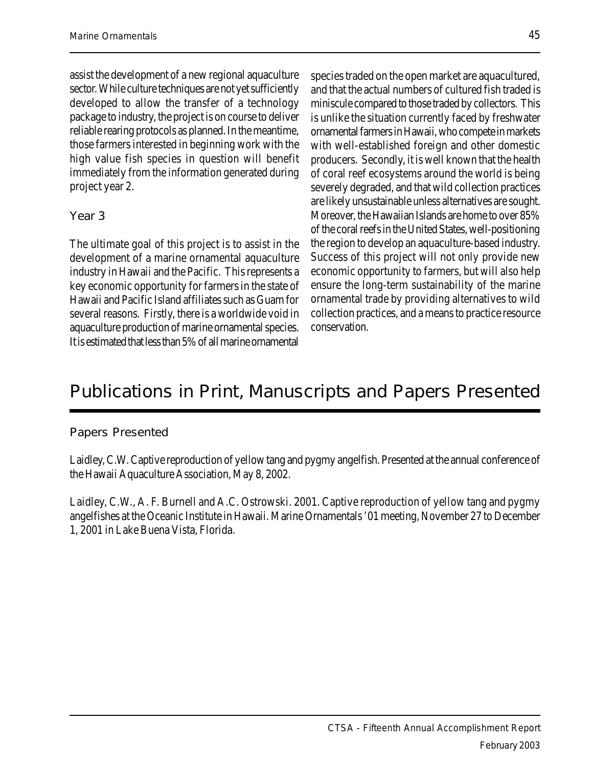assist the development of a new regional aquaculture sector. While culture techniques are not yet sufficiently developed to allow the transfer of a technology package to industry, the project is on course to deliver reliable rearing protocols as planned. In the meantime, those farmers interested in beginning work with the high value fish species in question will benefit immediately from the information generated during project year 2.

### Year 3

The ultimate goal of this project is to assist in the development of a marine ornamental aquaculture industry in Hawaii and the Pacific. This represents a key economic opportunity for farmers in the state of Hawaii and Pacific Island affiliates such as Guam for several reasons. Firstly, there is a worldwide void in aquaculture production of marine ornamental species. It is estimated that less than 5% of all marine ornamental species traded on the open market are aquacultured, and that the actual numbers of cultured fish traded is miniscule compared to those traded by collectors. This is unlike the situation currently faced by freshwater ornamental farmers in Hawaii, who compete in markets with well-established foreign and other domestic producers. Secondly, it is well known that the health of coral reef ecosystems around the world is being severely degraded, and that wild collection practices are likely unsustainable unless alternatives are sought. Moreover, the Hawaiian Islands are home to over 85% of the coral reefs in the United States, well-positioning the region to develop an aquaculture-based industry. Success of this project will not only provide new economic opportunity to farmers, but will also help ensure the long-term sustainability of the marine ornamental trade by providing alternatives to wild collection practices, and a means to practice resource conservation.

# Publications in Print, Manuscripts and Papers Presented

### Papers Presented

Laidley, C.W. Captive reproduction of yellow tang and pygmy angelfish. Presented at the annual conference of the Hawaii Aquaculture Association, May 8, 2002.

Laidley, C.W., A. F. Burnell and A.C. Ostrowski. 2001. Captive reproduction of yellow tang and pygmy angelfishes at the Oceanic Institute in Hawaii. Marine Ornamentals '01 meeting, November 27 to December 1, 2001 in Lake Buena Vista, Florida.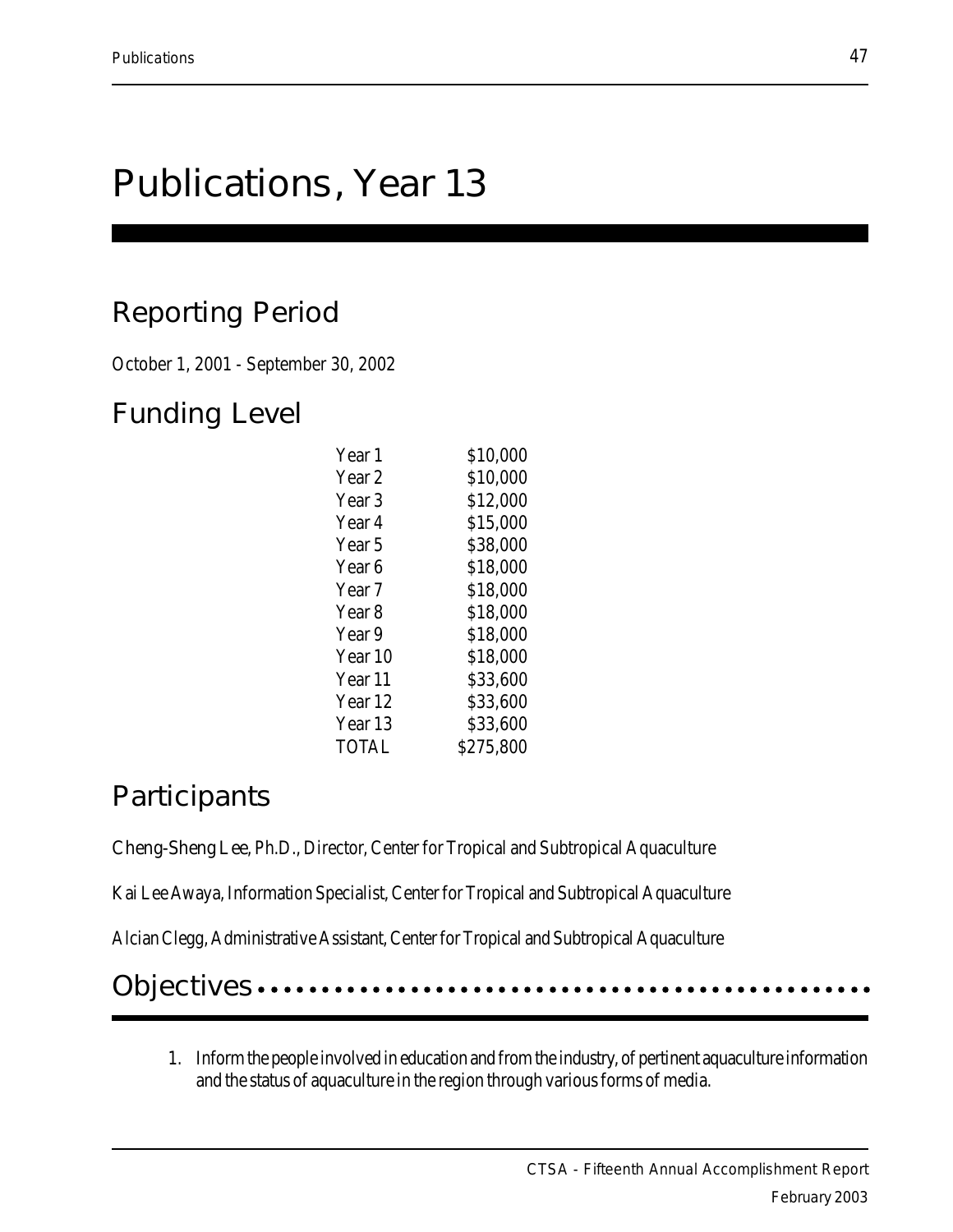# Publications, Year 13

## Reporting Period

October 1, 2001 - September 30, 2002

## Funding Level

| | |
|---|---|
| Year 1 | \$10,000 |
| Year 2 | \$10,000 |
| Year 3 | \$12,000 |
| Year 4 | \$15,000 |
| Year 5 | \$38,000 |
| Year 6 | \$18,000 |
| Year 7 | \$18,000 |
| Year 8 | \$18,000 |
| Year 9 | \$18,000 |
| Year 10 | \$18,000 |
| Year 11 | \$33,600 |
| Year 12 | \$33,600 |
| Year 13 | \$33,600 |
| TOTAL | \$275,800 |

## Participants

Cheng-Sheng Lee, Ph.D., Director, Center for Tropical and Subtropical Aquaculture

Kai Lee Awaya, Information Specialist, Center for Tropical and Subtropical Aquaculture

Alcian Clegg, Administrative Assistant, Center for Tropical and Subtropical Aquaculture

## Objectives

1. Inform the people involved in education and from the industry, of pertinent aquaculture information and the status of aquaculture in the region through various forms of media.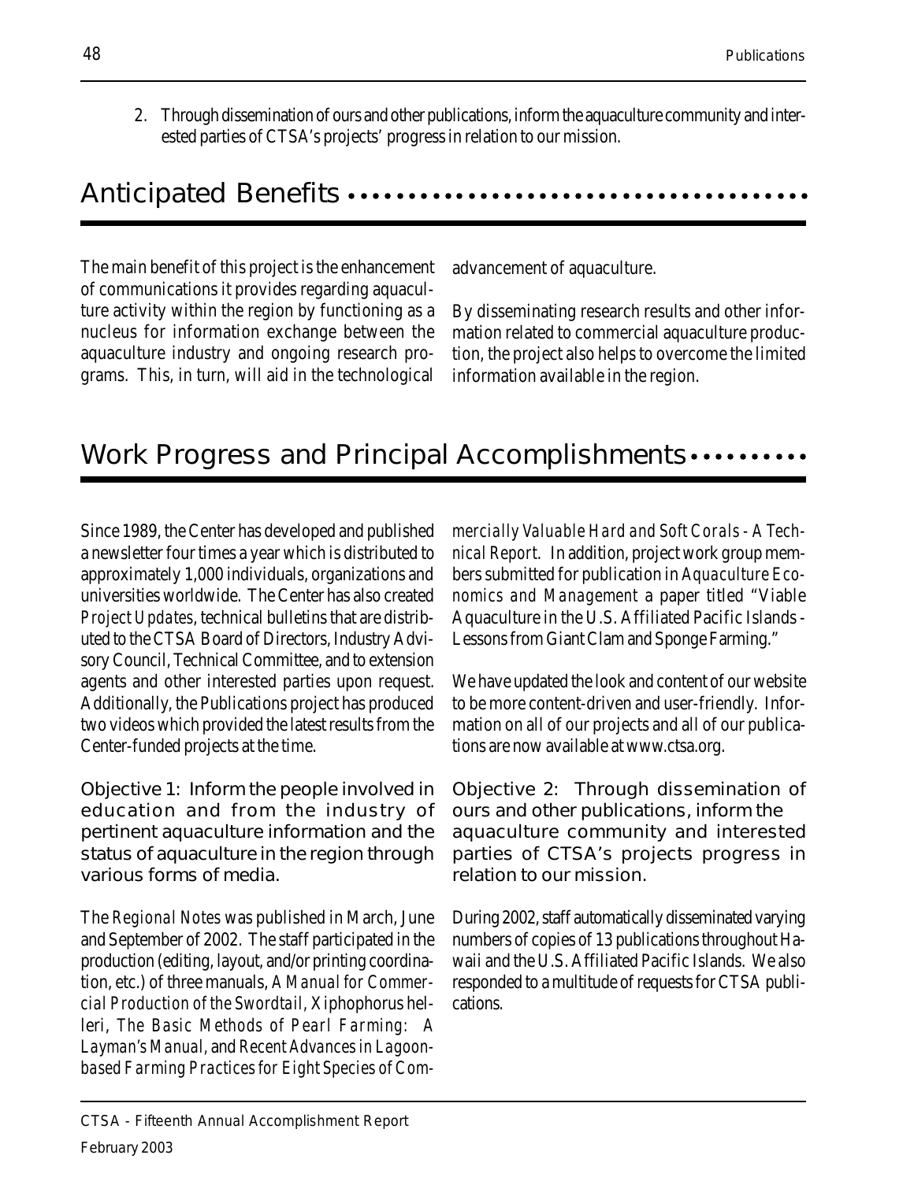2. Through dissemination of ours and other publications, inform the aquaculture community and interested parties of CTSA's projects' progress in relation to our mission.

## Anticipated Benefits

The main benefit of this project is the enhancement of communications it provides regarding aquaculture activity within the region by functioning as a nucleus for information exchange between the aquaculture industry and ongoing research programs. This, in turn, will aid in the technological advancement of aquaculture.

By disseminating research results and other information related to commercial aquaculture production, the project also helps to overcome the limited information available in the region.

## Work Progress and Principal Accomplishments

Since 1989, the Center has developed and published a newsletter four times a year which is distributed to approximately 1,000 individuals, organizations and universities worldwide. The Center has also created *Project Updates*, technical bulletins that are distributed to the CTSA Board of Directors, Industry Advisory Council, Technical Committee, and to extension agents and other interested parties upon request. Additionally, the Publications project has produced two videos which provided the latest results from the Center-funded projects at the time.

### Objective 1: Inform the people involved in education and from the industry of pertinent aquaculture information and the status of aquaculture in the region through various forms of media.

The *Regional Notes* was published in March, June and September of 2002. The staff participated in the production (editing, layout, and/or printing coordination, etc.) of three manuals, *A Manual for Commercial Production of the Swordtail,* Xiphophorus helleri, *The Basic Methods of Pearl Farming: A Layman's Manual*, and *Recent Advances in Lagoon-based Farming Practices for Eight Species of Commercially Valuable Hard and Soft Corals - A Technical Report*. In addition, project work group members submitted for publication in *Aquaculture Economics and Management* a paper titled "Viable Aquaculture in the U.S. Affiliated Pacific Islands - Lessons from Giant Clam and Sponge Farming."

We have updated the look and content of our website to be more content-driven and user-friendly. Information on all of our projects and all of our publications are now available at www.ctsa.org.

### Objective 2: Through dissemination of ours and other publications, inform the aquaculture community and interested parties of CTSA's projects progress in relation to our mission.

During 2002, staff automatically disseminated varying numbers of copies of 13 publications throughout Hawaii and the U.S. Affiliated Pacific Islands. We also responded to a multitude of requests for CTSA publications.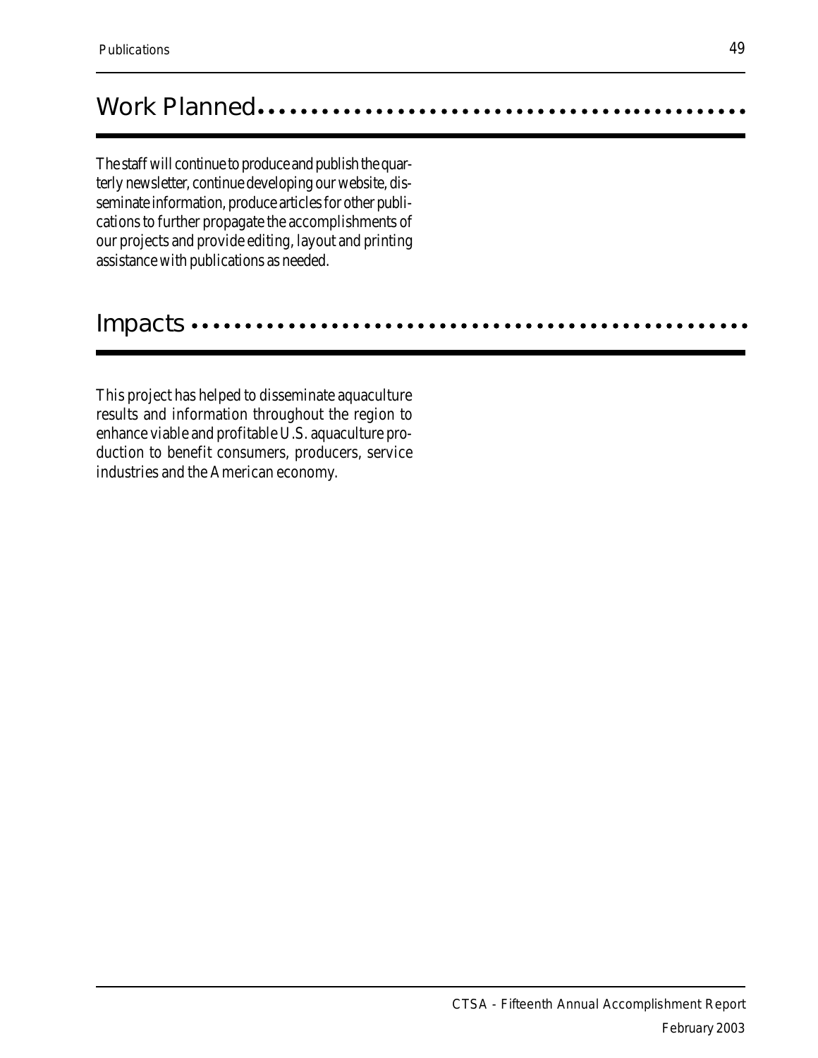## Work Planned

The staff will continue to produce and publish the quarterly newsletter, continue developing our website, disseminate information, produce articles for other publications to further propagate the accomplishments of our projects and provide editing, layout and printing assistance with publications as needed.

## Impacts

This project has helped to disseminate aquaculture results and information throughout the region to enhance viable and profitable U.S. aquaculture production to benefit consumers, producers, service industries and the American economy.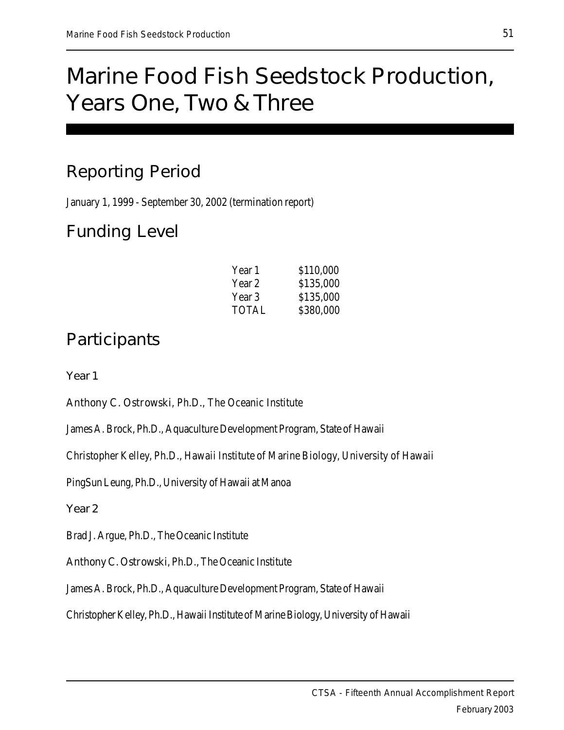# Marine Food Fish Seedstock Production, Years One, Two & Three

## Reporting Period

January 1, 1999 - September 30, 2002 (termination report)

## Funding Level

| | |
|---|---|
| Year 1 | $110,000 |
| Year 2 | $135,000 |
| Year 3 | $135,000 |
| TOTAL | $380,000 |

## Participants

### Year 1

Anthony C. Ostrowski, Ph.D., The Oceanic Institute

James A. Brock, Ph.D., Aquaculture Development Program, State of Hawaii

Christopher Kelley, Ph.D., Hawaii Institute of Marine Biology, University of Hawaii

PingSun Leung, Ph.D., University of Hawaii at Manoa

### Year 2

Brad J. Argue, Ph.D., The Oceanic Institute

Anthony C. Ostrowski, Ph.D., The Oceanic Institute

James A. Brock, Ph.D., Aquaculture Development Program, State of Hawaii

Christopher Kelley, Ph.D., Hawaii Institute of Marine Biology, University of Hawaii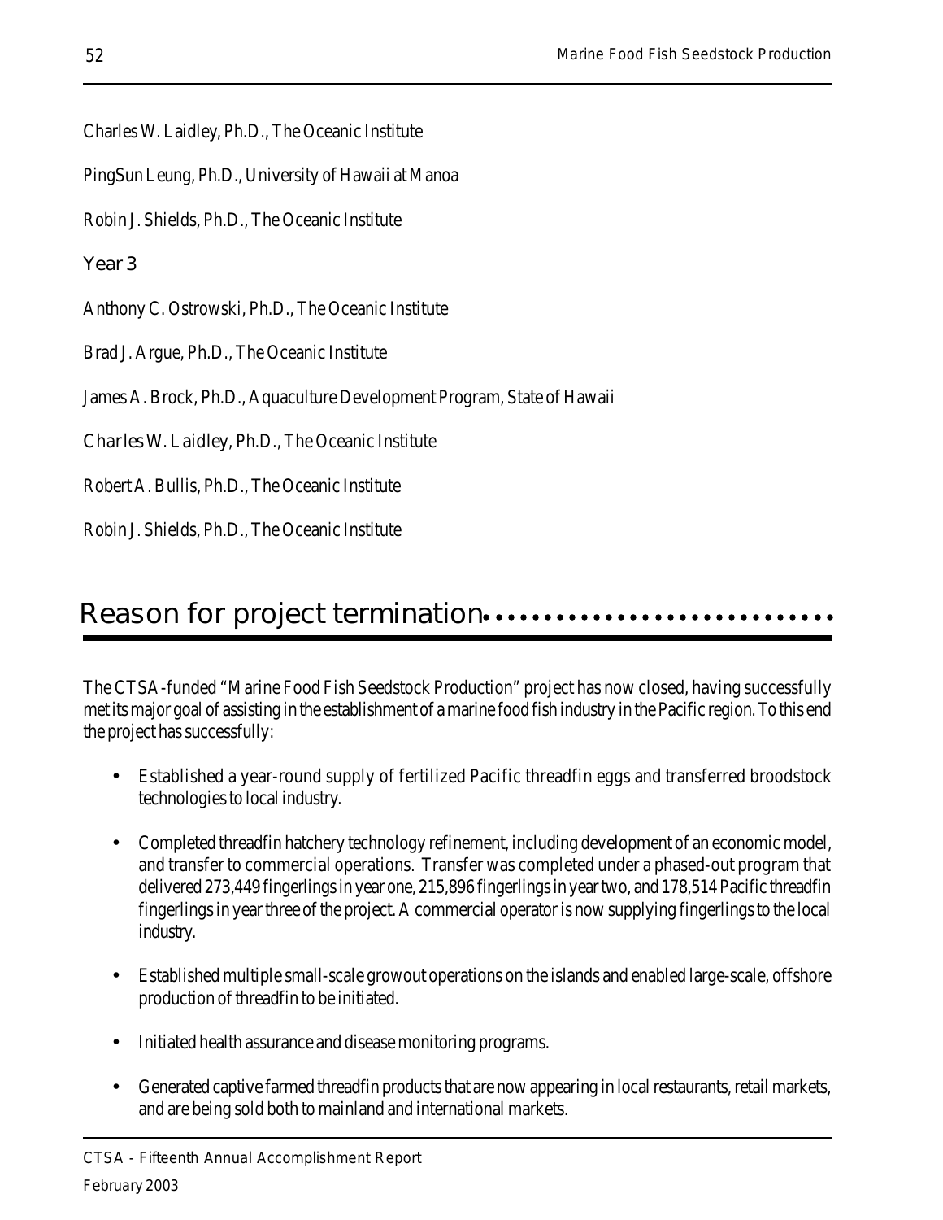Charles W. Laidley, Ph.D., The Oceanic Institute

PingSun Leung, Ph.D., University of Hawaii at Manoa

Robin J. Shields, Ph.D., The Oceanic Institute

### Year 3

Anthony C. Ostrowski, Ph.D., The Oceanic Institute

Brad J. Argue, Ph.D., The Oceanic Institute

James A. Brock, Ph.D., Aquaculture Development Program, State of Hawaii

Charles W. Laidley, Ph.D., The Oceanic Institute

Robert A. Bullis, Ph.D., The Oceanic Institute

Robin J. Shields, Ph.D., The Oceanic Institute

## Reason for project termination

The CTSA-funded "Marine Food Fish Seedstock Production" project has now closed, having successfully met its major goal of assisting in the establishment of a marine food fish industry in the Pacific region. To this end the project has successfully:

- Established a year-round supply of fertilized Pacific threadfin eggs and transferred broodstock technologies to local industry.
- Completed threadfin hatchery technology refinement, including development of an economic model, and transfer to commercial operations. Transfer was completed under a phased-out program that delivered 273,449 fingerlings in year one, 215,896 fingerlings in year two, and 178,514 Pacific threadfin fingerlings in year three of the project. A commercial operator is now supplying fingerlings to the local industry.
- Established multiple small-scale growout operations on the islands and enabled large-scale, offshore production of threadfin to be initiated.
- Initiated health assurance and disease monitoring programs.
- Generated captive farmed threadfin products that are now appearing in local restaurants, retail markets, and are being sold both to mainland and international markets.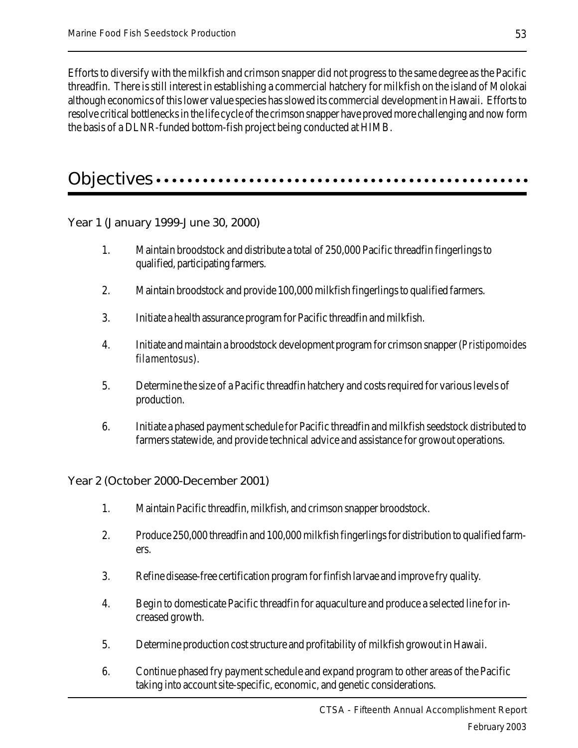Efforts to diversify with the milkfish and crimson snapper did not progress to the same degree as the Pacific threadfin. There is still interest in establishing a commercial hatchery for milkfish on the island of Molokai although economics of this lower value species has slowed its commercial development in Hawaii. Efforts to resolve critical bottlenecks in the life cycle of the crimson snapper have proved more challenging and now form the basis of a DLNR-funded bottom-fish project being conducted at HIMB.

## Objectives

### Year 1 (January 1999-June 30, 2000)

1. Maintain broodstock and distribute a total of 250,000 Pacific threadfin fingerlings to qualified, participating farmers.

2. Maintain broodstock and provide 100,000 milkfish fingerlings to qualified farmers.

3. Initiate a health assurance program for Pacific threadfin and milkfish.

4. Initiate and maintain a broodstock development program for crimson snapper (*Pristipomoides filamentosus*).

5. Determine the size of a Pacific threadfin hatchery and costs required for various levels of production.

6. Initiate a phased payment schedule for Pacific threadfin and milkfish seedstock distributed to farmers statewide, and provide technical advice and assistance for growout operations.

### Year 2 (October 2000-December 2001)

1. Maintain Pacific threadfin, milkfish, and crimson snapper broodstock.

2. Produce 250,000 threadfin and 100,000 milkfish fingerlings for distribution to qualified farmers.

3. Refine disease-free certification program for finfish larvae and improve fry quality.

4. Begin to domesticate Pacific threadfin for aquaculture and produce a selected line for increased growth.

5. Determine production cost structure and profitability of milkfish growout in Hawaii.

6. Continue phased fry payment schedule and expand program to other areas of the Pacific taking into account site-specific, economic, and genetic considerations.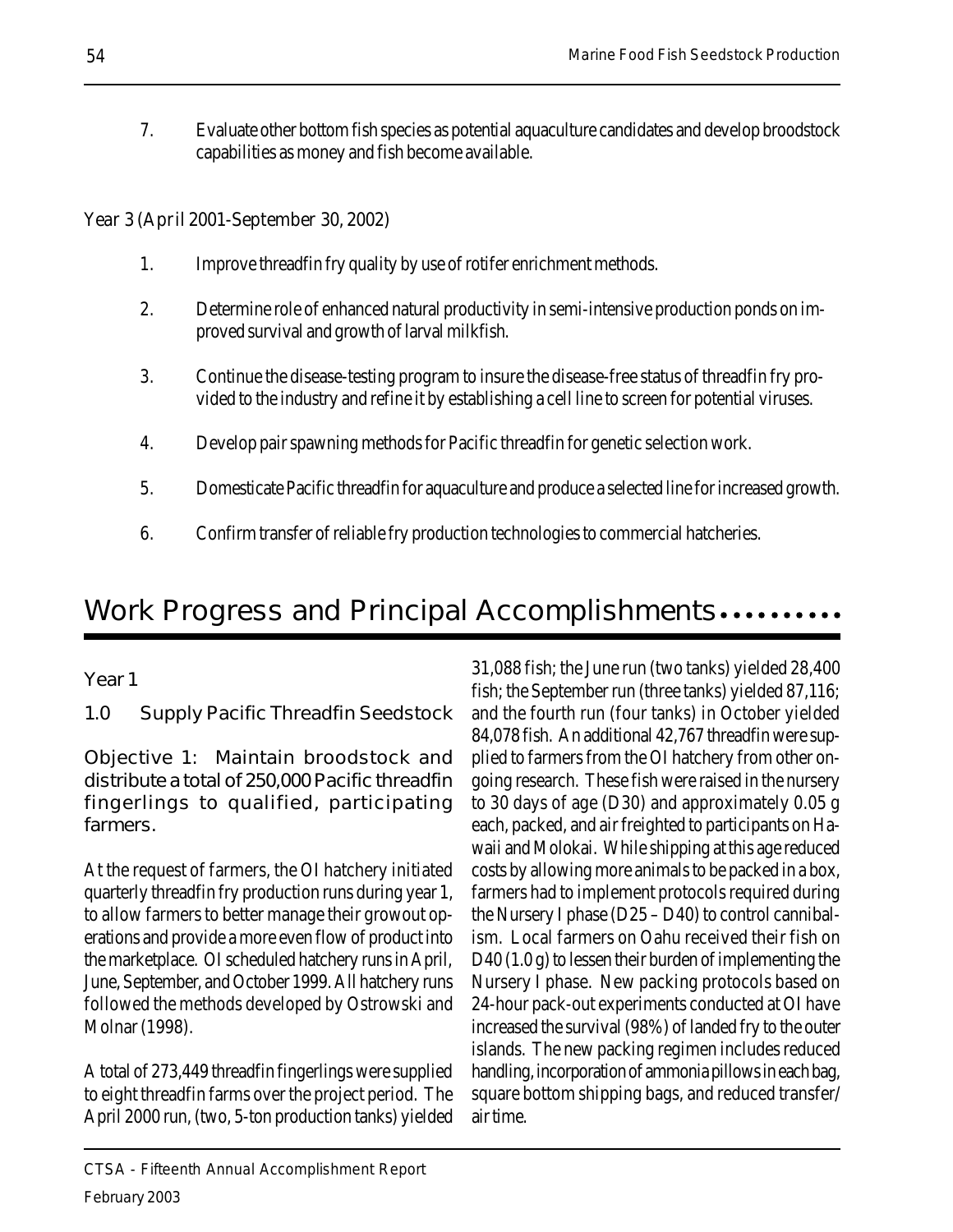7. Evaluate other bottom fish species as potential aquaculture candidates and develop broodstock capabilities as money and fish become available.

*Year 3 (April 2001-September 30, 2002)*

1. Improve threadfin fry quality by use of rotifer enrichment methods.

2. Determine role of enhanced natural productivity in semi-intensive production ponds on improved survival and growth of larval milkfish.

3. Continue the disease-testing program to insure the disease-free status of threadfin fry provided to the industry and refine it by establishing a cell line to screen for potential viruses.

4. Develop pair spawning methods for Pacific threadfin for genetic selection work.

5. Domesticate Pacific threadfin for aquaculture and produce a selected line for increased growth.

6. Confirm transfer of reliable fry production technologies to commercial hatcheries.

# Work Progress and Principal Accomplishments

## Year 1

### 1.0 Supply Pacific Threadfin Seedstock

**Objective 1: Maintain broodstock and distribute a total of 250,000 Pacific threadfin fingerlings to qualified, participating farmers.**

At the request of farmers, the OI hatchery initiated quarterly threadfin fry production runs during year 1, to allow farmers to better manage their growout operations and provide a more even flow of product into the marketplace. OI scheduled hatchery runs in April, June, September, and October 1999. All hatchery runs followed the methods developed by Ostrowski and Molnar (1998).

A total of 273,449 threadfin fingerlings were supplied to eight threadfin farms over the project period. The April 2000 run, (two, 5-ton production tanks) yielded 31,088 fish; the June run (two tanks) yielded 28,400 fish; the September run (three tanks) yielded 87,116; and the fourth run (four tanks) in October yielded 84,078 fish. An additional 42,767 threadfin were supplied to farmers from the OI hatchery from other ongoing research. These fish were raised in the nursery to 30 days of age (D30) and approximately 0.05 g each, packed, and air freighted to participants on Hawaii and Molokai. While shipping at this age reduced costs by allowing more animals to be packed in a box, farmers had to implement protocols required during the Nursery I phase (D25 – D40) to control cannibalism. Local farmers on Oahu received their fish on D40 (1.0 g) to lessen their burden of implementing the Nursery I phase. New packing protocols based on 24-hour pack-out experiments conducted at OI have increased the survival (98%) of landed fry to the outer islands. The new packing regimen includes reduced handling, incorporation of ammonia pillows in each bag, square bottom shipping bags, and reduced transfer/air time.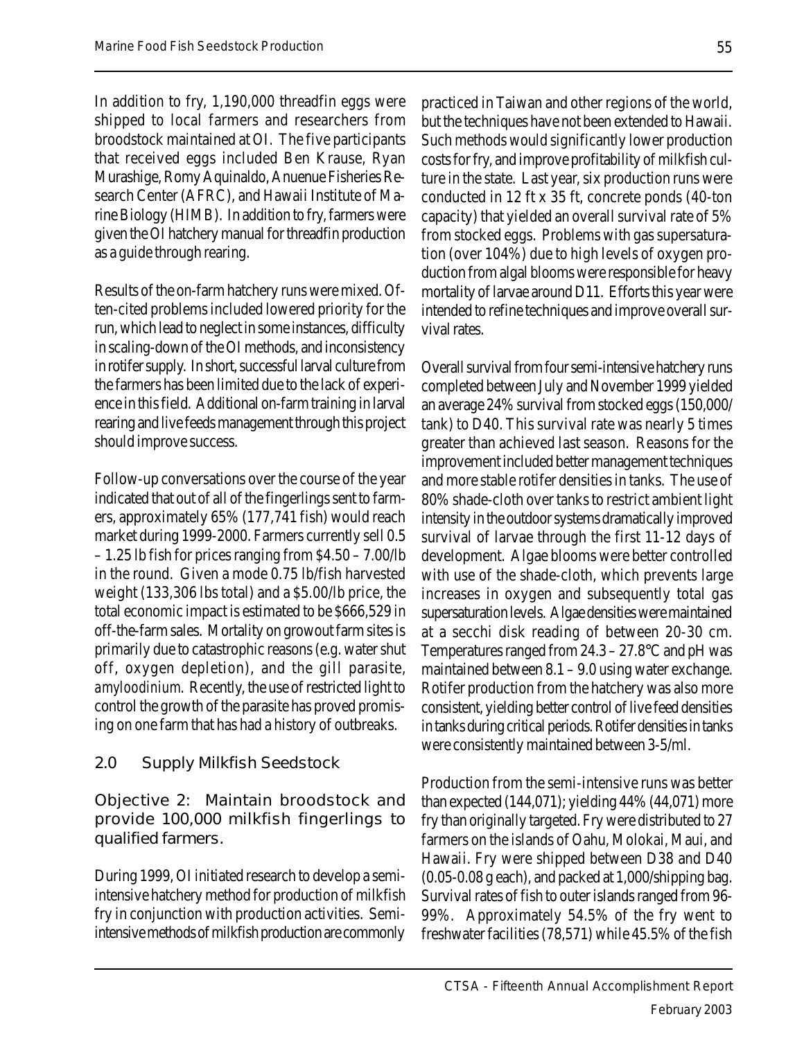In addition to fry, 1,190,000 threadfin eggs were shipped to local farmers and researchers from broodstock maintained at OI. The five participants that received eggs included Ben Krause, Ryan Murashige, Romy Aquinaldo, Anuenue Fisheries Research Center (AFRC), and Hawaii Institute of Marine Biology (HIMB). In addition to fry, farmers were given the OI hatchery manual for threadfin production as a guide through rearing.

Results of the on-farm hatchery runs were mixed. Often-cited problems included lowered priority for the run, which lead to neglect in some instances, difficulty in scaling-down of the OI methods, and inconsistency in rotifer supply. In short, successful larval culture from the farmers has been limited due to the lack of experience in this field. Additional on-farm training in larval rearing and live feeds management through this project should improve success.

Follow-up conversations over the course of the year indicated that out of all of the fingerlings sent to farmers, approximately 65% (177,741 fish) would reach market during 1999-2000. Farmers currently sell 0.5 – 1.25 lb fish for prices ranging from \$4.50 – 7.00/lb in the round. Given a mode 0.75 lb/fish harvested weight (133,306 lbs total) and a \$5.00/lb price, the total economic impact is estimated to be \$666,529 in off-the-farm sales. Mortality on growout farm sites is primarily due to catastrophic reasons (e.g. water shut off, oxygen depletion), and the gill parasite, *amyloodinium*. Recently, the use of restricted light to control the growth of the parasite has proved promising on one farm that has had a history of outbreaks.

## 2.0 Supply Milkfish Seedstock

### Objective 2: Maintain broodstock and provide 100,000 milkfish fingerlings to qualified farmers.

During 1999, OI initiated research to develop a semi-intensive hatchery method for production of milkfish fry in conjunction with production activities. Semi-intensive methods of milkfish production are commonly practiced in Taiwan and other regions of the world, but the techniques have not been extended to Hawaii. Such methods would significantly lower production costs for fry, and improve profitability of milkfish culture in the state. Last year, six production runs were conducted in 12 ft x 35 ft, concrete ponds (40-ton capacity) that yielded an overall survival rate of 5% from stocked eggs. Problems with gas supersaturation (over 104%) due to high levels of oxygen production from algal blooms were responsible for heavy mortality of larvae around D11. Efforts this year were intended to refine techniques and improve overall survival rates.

Overall survival from four semi-intensive hatchery runs completed between July and November 1999 yielded an average 24% survival from stocked eggs (150,000/tank) to D40. This survival rate was nearly 5 times greater than achieved last season. Reasons for the improvement included better management techniques and more stable rotifer densities in tanks. The use of 80% shade-cloth over tanks to restrict ambient light intensity in the outdoor systems dramatically improved survival of larvae through the first 11-12 days of development. Algae blooms were better controlled with use of the shade-cloth, which prevents large increases in oxygen and subsequently total gas supersaturation levels. Algae densities were maintained at a secchi disk reading of between 20-30 cm. Temperatures ranged from 24.3 – 27.8°C and pH was maintained between 8.1 – 9.0 using water exchange. Rotifer production from the hatchery was also more consistent, yielding better control of live feed densities in tanks during critical periods. Rotifer densities in tanks were consistently maintained between 3-5/ml.

Production from the semi-intensive runs was better than expected (144,071); yielding 44% (44,071) more fry than originally targeted. Fry were distributed to 27 farmers on the islands of Oahu, Molokai, Maui, and Hawaii. Fry were shipped between D38 and D40 (0.05-0.08 g each), and packed at 1,000/shipping bag. Survival rates of fish to outer islands ranged from 96-99%. Approximately 54.5% of the fry went to freshwater facilities (78,571) while 45.5% of the fish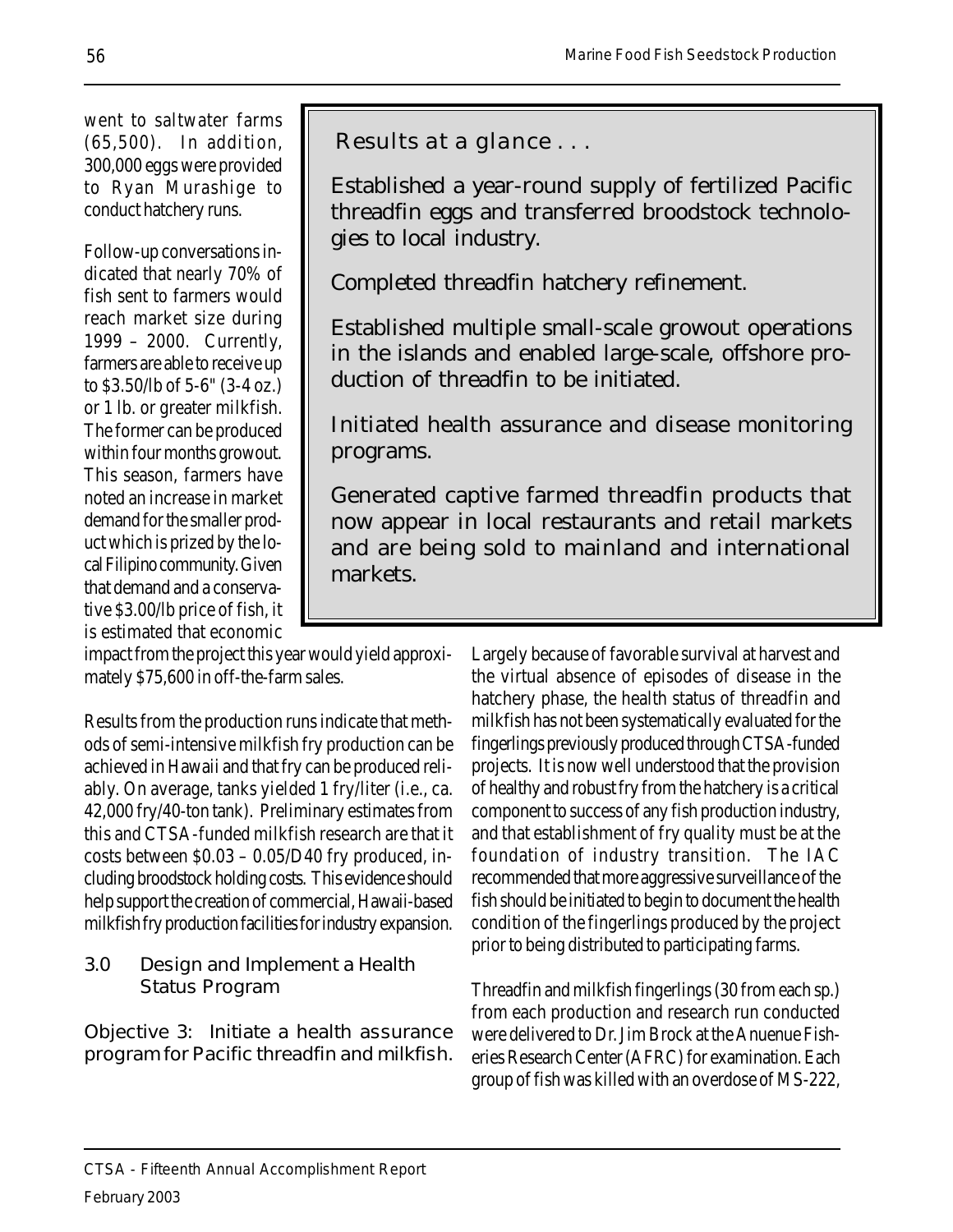went to saltwater farms (65,500). In addition, 300,000 eggs were provided to Ryan Murashige to conduct hatchery runs.

Follow-up conversations indicated that nearly 70% of fish sent to farmers would reach market size during 1999 – 2000. Currently, farmers are able to receive up to $3.50/lb of 5-6" (3-4 oz.) or 1 lb. or greater milkfish. The former can be produced within four months growout. This season, farmers have noted an increase in market demand for the smaller product which is prized by the local Filipino community. Given that demand and a conservative $3.00/lb price of fish, it is estimated that economic impact from the project this year would yield approximately $75,600 in off-the-farm sales.

> **Results at a glance . . .**
>
> Established a year-round supply of fertilized Pacific threadfin eggs and transferred broodstock technologies to local industry.
>
> Completed threadfin hatchery refinement.
>
> Established multiple small-scale growout operations in the islands and enabled large-scale, offshore production of threadfin to be initiated.
>
> Initiated health assurance and disease monitoring programs.
>
> Generated captive farmed threadfin products that now appear in local restaurants and retail markets and are being sold to mainland and international markets.

Results from the production runs indicate that methods of semi-intensive milkfish fry production can be achieved in Hawaii and that fry can be produced reliably. On average, tanks yielded 1 fry/liter (i.e., ca. 42,000 fry/40-ton tank). Preliminary estimates from this and CTSA-funded milkfish research are that it costs between $0.03 – 0.05/D40 fry produced, including broodstock holding costs. This evidence should help support the creation of commercial, Hawaii-based milkfish fry production facilities for industry expansion.

### 3.0 Design and Implement a Health Status Program

**Objective 3: Initiate a health assurance program for Pacific threadfin and milkfish.**

Largely because of favorable survival at harvest and the virtual absence of episodes of disease in the hatchery phase, the health status of threadfin and milkfish has not been systematically evaluated for the fingerlings previously produced through CTSA-funded projects. It is now well understood that the provision of healthy and robust fry from the hatchery is a critical component to success of any fish production industry, and that establishment of fry quality must be at the foundation of industry transition. The IAC recommended that more aggressive surveillance of the fish should be initiated to begin to document the health condition of the fingerlings produced by the project prior to being distributed to participating farms.

Threadfin and milkfish fingerlings (30 from each sp.) from each production and research run conducted were delivered to Dr. Jim Brock at the Anuenue Fisheries Research Center (AFRC) for examination. Each group of fish was killed with an overdose of MS-222,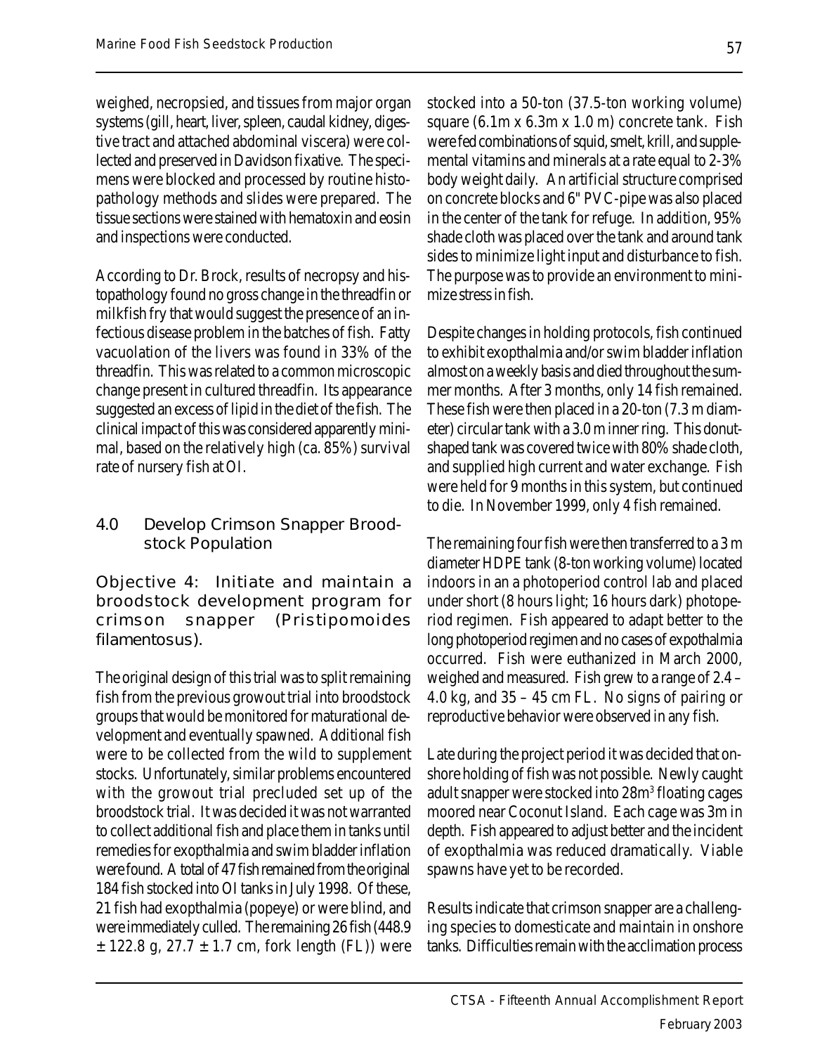weighed, necropsied, and tissues from major organ systems (gill, heart, liver, spleen, caudal kidney, digestive tract and attached abdominal viscera) were collected and preserved in Davidson fixative. The specimens were blocked and processed by routine histopathology methods and slides were prepared. The tissue sections were stained with hematoxin and eosin and inspections were conducted.

According to Dr. Brock, results of necropsy and histopathology found no gross change in the threadfin or milkfish fry that would suggest the presence of an infectious disease problem in the batches of fish. Fatty vacuolation of the livers was found in 33% of the threadfin. This was related to a common microscopic change present in cultured threadfin. Its appearance suggested an excess of lipid in the diet of the fish. The clinical impact of this was considered apparently minimal, based on the relatively high (ca. 85%) survival rate of nursery fish at OI.

## 4.0 Develop Crimson Snapper Broodstock Population

### Objective 4: Initiate and maintain a broodstock development program for crimson snapper (*Pristipomoides filamentosus*).

The original design of this trial was to split remaining fish from the previous growout trial into broodstock groups that would be monitored for maturational development and eventually spawned. Additional fish were to be collected from the wild to supplement stocks. Unfortunately, similar problems encountered with the growout trial precluded set up of the broodstock trial. It was decided it was not warranted to collect additional fish and place them in tanks until remedies for exopthalmia and swim bladder inflation were found. A total of 47 fish remained from the original 184 fish stocked into OI tanks in July 1998. Of these, 21 fish had exopthalmia (popeye) or were blind, and were immediately culled. The remaining 26 fish (448.9 ± 122.8 g, 27.7 ± 1.7 cm, fork length (FL)) were stocked into a 50-ton (37.5-ton working volume) square (6.1m x 6.3m x 1.0 m) concrete tank. Fish were fed combinations of squid, smelt, krill, and supplemental vitamins and minerals at a rate equal to 2-3% body weight daily. An artificial structure comprised on concrete blocks and 6" PVC-pipe was also placed in the center of the tank for refuge. In addition, 95% shade cloth was placed over the tank and around tank sides to minimize light input and disturbance to fish. The purpose was to provide an environment to minimize stress in fish.

Despite changes in holding protocols, fish continued to exhibit exopthalmia and/or swim bladder inflation almost on a weekly basis and died throughout the summer months. After 3 months, only 14 fish remained. These fish were then placed in a 20-ton (7.3 m diameter) circular tank with a 3.0 m inner ring. This donut-shaped tank was covered twice with 80% shade cloth, and supplied high current and water exchange. Fish were held for 9 months in this system, but continued to die. In November 1999, only 4 fish remained.

The remaining four fish were then transferred to a 3 m diameter HDPE tank (8-ton working volume) located indoors in an a photoperiod control lab and placed under short (8 hours light; 16 hours dark) photoperiod regimen. Fish appeared to adapt better to the long photoperiod regimen and no cases of expothalmia occurred. Fish were euthanized in March 2000, weighed and measured. Fish grew to a range of 2.4 – 4.0 kg, and 35 – 45 cm FL. No signs of pairing or reproductive behavior were observed in any fish.

Late during the project period it was decided that onshore holding of fish was not possible. Newly caught adult snapper were stocked into 28m$^3$ floating cages moored near Coconut Island. Each cage was 3m in depth. Fish appeared to adjust better and the incident of exopthalmia was reduced dramatically. Viable spawns have yet to be recorded.

Results indicate that crimson snapper are a challenging species to domesticate and maintain in onshore tanks. Difficulties remain with the acclimation process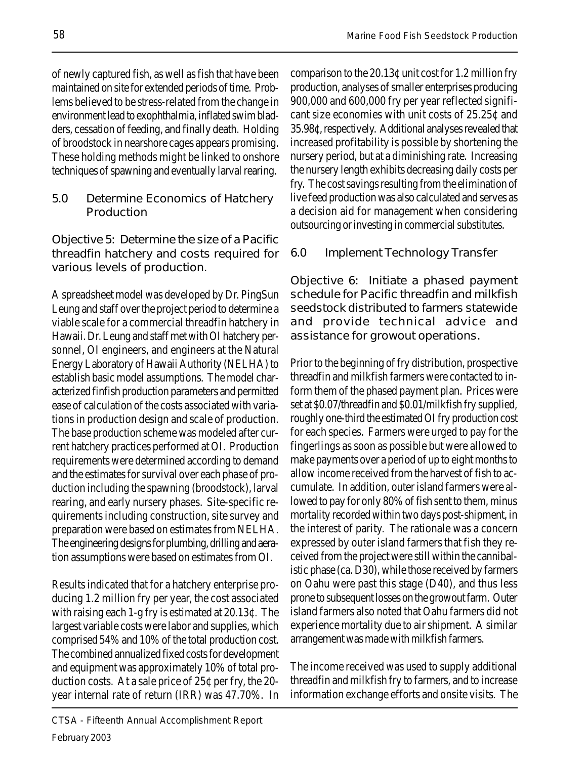of newly captured fish, as well as fish that have been maintained on site for extended periods of time. Problems believed to be stress-related from the change in environment lead to exophthalmia, inflated swim bladders, cessation of feeding, and finally death. Holding of broodstock in nearshore cages appears promising. These holding methods might be linked to onshore techniques of spawning and eventually larval rearing.

## 5.0 Determine Economics of Hatchery Production

### Objective 5: Determine the size of a Pacific threadfin hatchery and costs required for various levels of production.

A spreadsheet model was developed by Dr. PingSun Leung and staff over the project period to determine a viable scale for a commercial threadfin hatchery in Hawaii. Dr. Leung and staff met with OI hatchery personnel, OI engineers, and engineers at the Natural Energy Laboratory of Hawaii Authority (NELHA) to establish basic model assumptions. The model characterized finfish production parameters and permitted ease of calculation of the costs associated with variations in production design and scale of production. The base production scheme was modeled after current hatchery practices performed at OI. Production requirements were determined according to demand and the estimates for survival over each phase of production including the spawning (broodstock), larval rearing, and early nursery phases. Site-specific requirements including construction, site survey and preparation were based on estimates from NELHA. The engineering designs for plumbing, drilling and aeration assumptions were based on estimates from OI.

Results indicated that for a hatchery enterprise producing 1.2 million fry per year, the cost associated with raising each 1-g fry is estimated at 20.13¢. The largest variable costs were labor and supplies, which comprised 54% and 10% of the total production cost. The combined annualized fixed costs for development and equipment was approximately 10% of total production costs. At a sale price of 25¢ per fry, the 20-year internal rate of return (IRR) was 47.70%. In comparison to the 20.13¢ unit cost for 1.2 million fry production, analyses of smaller enterprises producing 900,000 and 600,000 fry per year reflected significant size economies with unit costs of 25.25¢ and 35.98¢, respectively. Additional analyses revealed that increased profitability is possible by shortening the nursery period, but at a diminishing rate. Increasing the nursery length exhibits decreasing daily costs per fry. The cost savings resulting from the elimination of live feed production was also calculated and serves as a decision aid for management when considering outsourcing or investing in commercial substitutes.

## 6.0 Implement Technology Transfer

### Objective 6: Initiate a phased payment schedule for Pacific threadfin and milkfish seedstock distributed to farmers statewide and provide technical advice and assistance for growout operations.

Prior to the beginning of fry distribution, prospective threadfin and milkfish farmers were contacted to inform them of the phased payment plan. Prices were set at $0.07/threadfin and $0.01/milkfish fry supplied, roughly one-third the estimated OI fry production cost for each species. Farmers were urged to pay for the fingerlings as soon as possible but were allowed to make payments over a period of up to eight months to allow income received from the harvest of fish to accumulate. In addition, outer island farmers were allowed to pay for only 80% of fish sent to them, minus mortality recorded within two days post-shipment, in the interest of parity. The rationale was a concern expressed by outer island farmers that fish they received from the project were still within the cannibalistic phase (ca. D30), while those received by farmers on Oahu were past this stage (D40), and thus less prone to subsequent losses on the growout farm. Outer island farmers also noted that Oahu farmers did not experience mortality due to air shipment. A similar arrangement was made with milkfish farmers.

The income received was used to supply additional threadfin and milkfish fry to farmers, and to increase information exchange efforts and onsite visits. The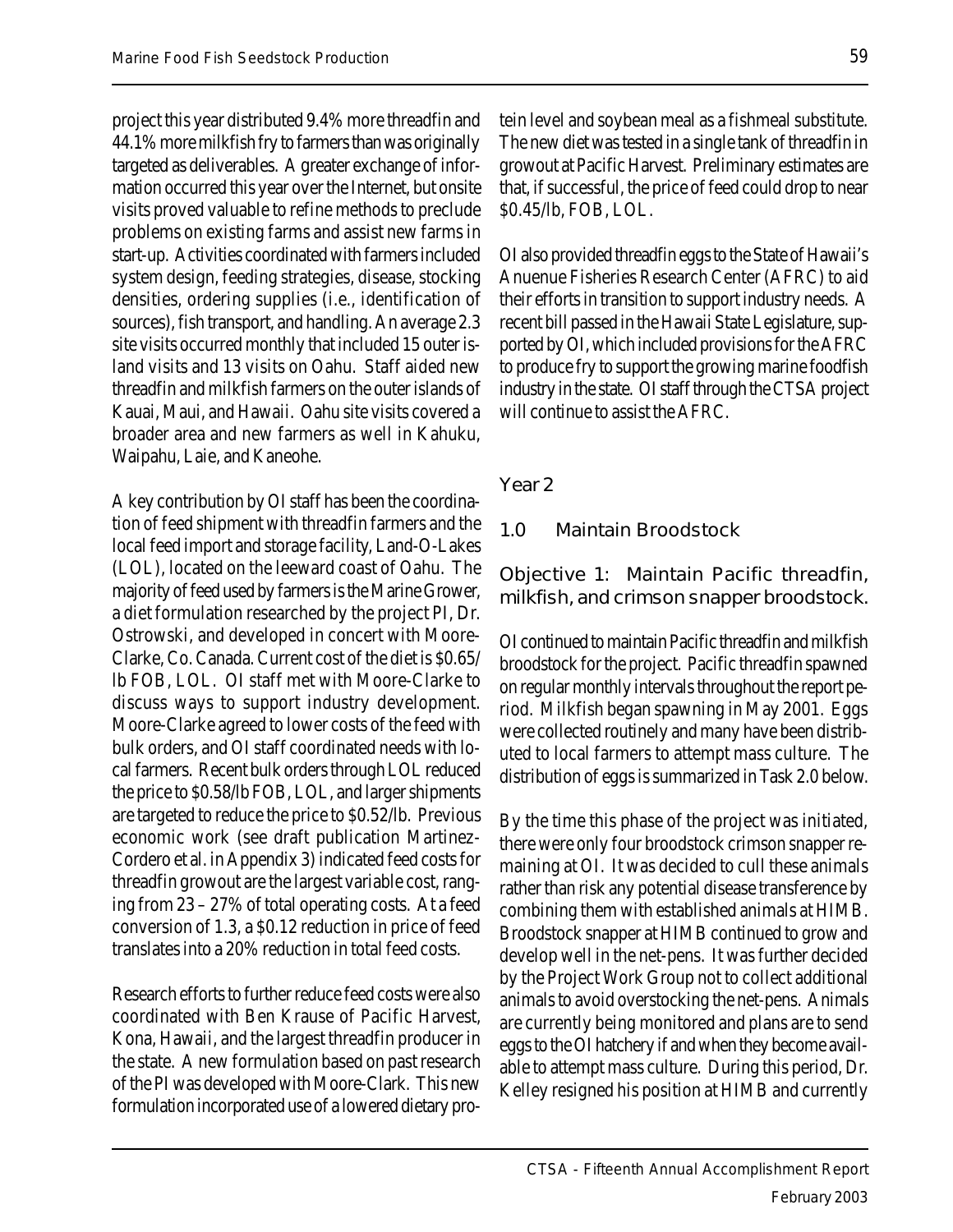project this year distributed 9.4% more threadfin and 44.1% more milkfish fry to farmers than was originally targeted as deliverables. A greater exchange of information occurred this year over the Internet, but onsite visits proved valuable to refine methods to preclude problems on existing farms and assist new farms in start-up. Activities coordinated with farmers included system design, feeding strategies, disease, stocking densities, ordering supplies (i.e., identification of sources), fish transport, and handling. An average 2.3 site visits occurred monthly that included 15 outer island visits and 13 visits on Oahu. Staff aided new threadfin and milkfish farmers on the outer islands of Kauai, Maui, and Hawaii. Oahu site visits covered a broader area and new farmers as well in Kahuku, Waipahu, Laie, and Kaneohe.

A key contribution by OI staff has been the coordination of feed shipment with threadfin farmers and the local feed import and storage facility, Land-O-Lakes (LOL), located on the leeward coast of Oahu. The majority of feed used by farmers is the Marine Grower, a diet formulation researched by the project PI, Dr. Ostrowski, and developed in concert with Moore-Clarke, Co. Canada. Current cost of the diet is $0.65/lb FOB, LOL. OI staff met with Moore-Clarke to discuss ways to support industry development. Moore-Clarke agreed to lower costs of the feed with bulk orders, and OI staff coordinated needs with local farmers. Recent bulk orders through LOL reduced the price to $0.58/lb FOB, LOL, and larger shipments are targeted to reduce the price to $0.52/lb. Previous economic work (see draft publication Martinez-Cordero et al. in Appendix 3) indicated feed costs for threadfin growout are the largest variable cost, ranging from 23 – 27% of total operating costs. At a feed conversion of 1.3, a $0.12 reduction in price of feed translates into a 20% reduction in total feed costs.

Research efforts to further reduce feed costs were also coordinated with Ben Krause of Pacific Harvest, Kona, Hawaii, and the largest threadfin producer in the state. A new formulation based on past research of the PI was developed with Moore-Clark. This new formulation incorporated use of a lowered dietary protein level and soybean meal as a fishmeal substitute. The new diet was tested in a single tank of threadfin in growout at Pacific Harvest. Preliminary estimates are that, if successful, the price of feed could drop to near $0.45/lb, FOB, LOL.

OI also provided threadfin eggs to the State of Hawaii's Anuenue Fisheries Research Center (AFRC) to aid their efforts in transition to support industry needs. A recent bill passed in the Hawaii State Legislature, supported by OI, which included provisions for the AFRC to produce fry to support the growing marine foodfish industry in the state. OI staff through the CTSA project will continue to assist the AFRC.

## Year 2

### 1.0 Maintain Broodstock

### Objective 1: Maintain Pacific threadfin, milkfish, and crimson snapper broodstock.

OI continued to maintain Pacific threadfin and milkfish broodstock for the project. Pacific threadfin spawned on regular monthly intervals throughout the report period. Milkfish began spawning in May 2001. Eggs were collected routinely and many have been distributed to local farmers to attempt mass culture. The distribution of eggs is summarized in Task 2.0 below.

By the time this phase of the project was initiated, there were only four broodstock crimson snapper remaining at OI. It was decided to cull these animals rather than risk any potential disease transference by combining them with established animals at HIMB. Broodstock snapper at HIMB continued to grow and develop well in the net-pens. It was further decided by the Project Work Group not to collect additional animals to avoid overstocking the net-pens. Animals are currently being monitored and plans are to send eggs to the OI hatchery if and when they become available to attempt mass culture. During this period, Dr. Kelley resigned his position at HIMB and currently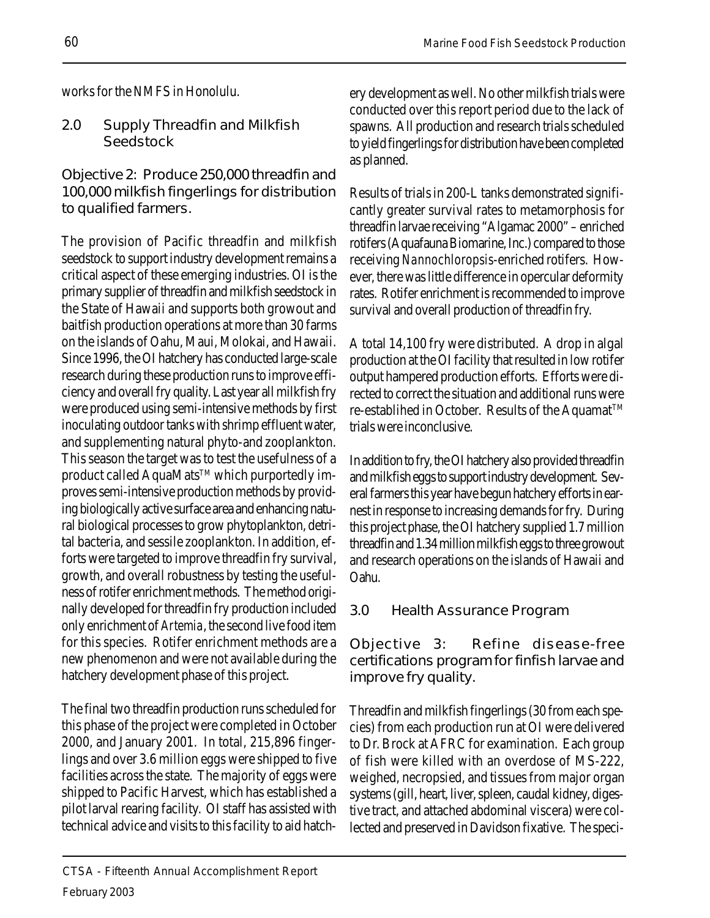works for the NMFS in Honolulu.

## 2.0 Supply Threadfin and Milkfish Seedstock

### Objective 2: Produce 250,000 threadfin and 100,000 milkfish fingerlings for distribution to qualified farmers.

The provision of Pacific threadfin and milkfish seedstock to support industry development remains a critical aspect of these emerging industries. OI is the primary supplier of threadfin and milkfish seedstock in the State of Hawaii and supports both growout and baitfish production operations at more than 30 farms on the islands of Oahu, Maui, Molokai, and Hawaii. Since 1996, the OI hatchery has conducted large-scale research during these production runs to improve efficiency and overall fry quality. Last year all milkfish fry were produced using semi-intensive methods by first inoculating outdoor tanks with shrimp effluent water, and supplementing natural phyto-and zooplankton. This season the target was to test the usefulness of a product called AquaMats™ which purportedly improves semi-intensive production methods by providing biologically active surface area and enhancing natural biological processes to grow phytoplankton, detrital bacteria, and sessile zooplankton. In addition, efforts were targeted to improve threadfin fry survival, growth, and overall robustness by testing the usefulness of rotifer enrichment methods. The method originally developed for threadfin fry production included only enrichment of *Artemia*, the second live food item for this species. Rotifer enrichment methods are a new phenomenon and were not available during the hatchery development phase of this project.

The final two threadfin production runs scheduled for this phase of the project were completed in October 2000, and January 2001. In total, 215,896 fingerlings and over 3.6 million eggs were shipped to five facilities across the state. The majority of eggs were shipped to Pacific Harvest, which has established a pilot larval rearing facility. OI staff has assisted with technical advice and visits to this facility to aid hatchery development as well. No other milkfish trials were conducted over this report period due to the lack of spawns. All production and research trials scheduled to yield fingerlings for distribution have been completed as planned.

Results of trials in 200-L tanks demonstrated significantly greater survival rates to metamorphosis for threadfin larvae receiving "Algamac 2000" – enriched rotifers (Aquafauna Biomarine, Inc.) compared to those receiving *Nannochloropsis*-enriched rotifers. However, there was little difference in opercular deformity rates. Rotifer enrichment is recommended to improve survival and overall production of threadfin fry.

A total 14,100 fry were distributed. A drop in algal production at the OI facility that resulted in low rotifer output hampered production efforts. Efforts were directed to correct the situation and additional runs were re-establihed in October. Results of the Aquamat™ trials were inconclusive.

In addition to fry, the OI hatchery also provided threadfin and milkfish eggs to support industry development. Several farmers this year have begun hatchery efforts in earnest in response to increasing demands for fry. During this project phase, the OI hatchery supplied 1.7 million threadfin and 1.34 million milkfish eggs to three growout and research operations on the islands of Hawaii and Oahu.

## 3.0 Health Assurance Program

### Objective 3: Refine disease-free certifications program for finfish larvae and improve fry quality.

Threadfin and milkfish fingerlings (30 from each species) from each production run at OI were delivered to Dr. Brock at AFRC for examination. Each group of fish were killed with an overdose of MS-222, weighed, necropsied, and tissues from major organ systems (gill, heart, liver, spleen, caudal kidney, digestive tract, and attached abdominal viscera) were collected and preserved in Davidson fixative. The speci-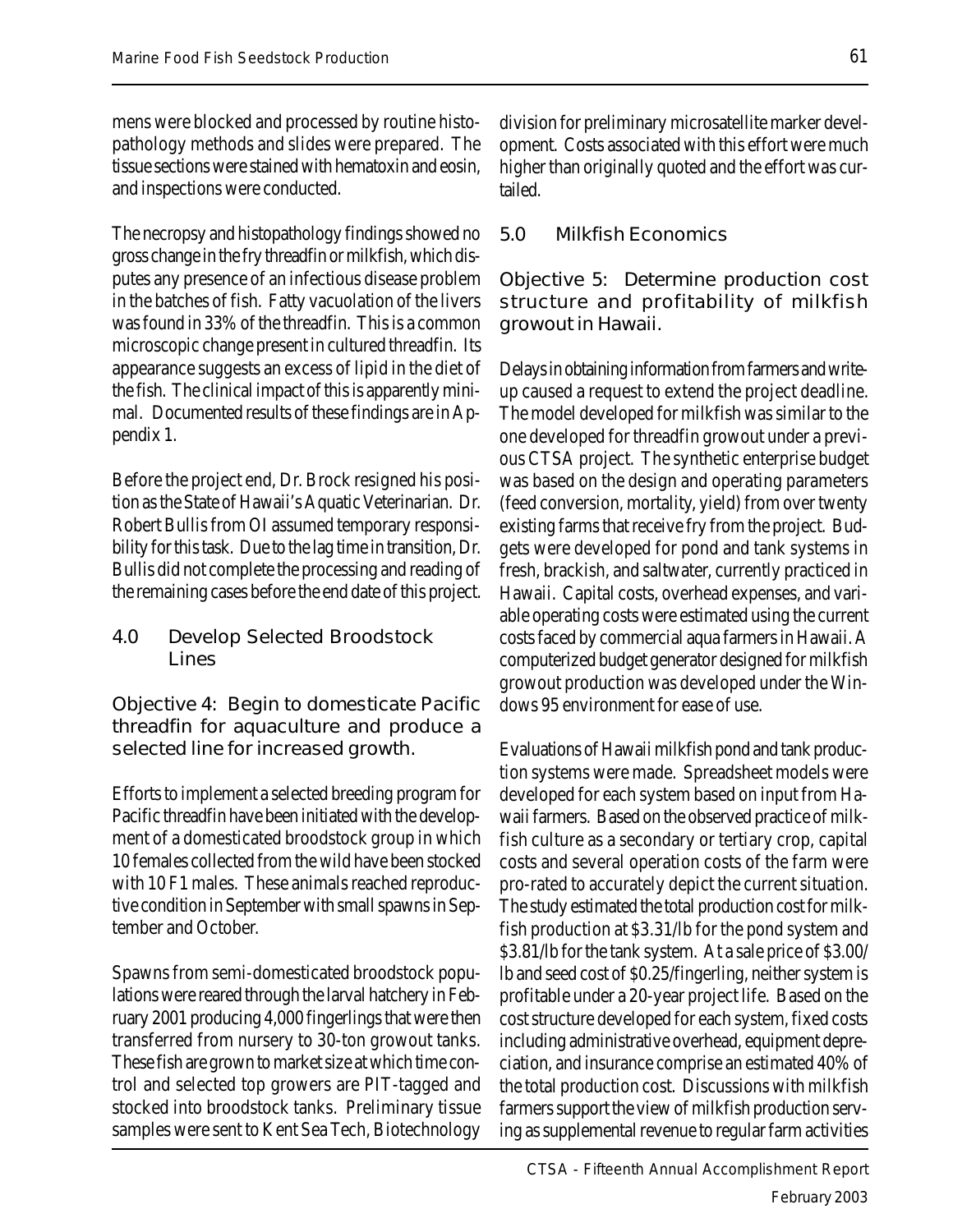mens were blocked and processed by routine histopathology methods and slides were prepared. The tissue sections were stained with hematoxin and eosin, and inspections were conducted.

The necropsy and histopathology findings showed no gross change in the fry threadfin or milkfish, which disputes any presence of an infectious disease problem in the batches of fish. Fatty vacuolation of the livers was found in 33% of the threadfin. This is a common microscopic change present in cultured threadfin. Its appearance suggests an excess of lipid in the diet of the fish. The clinical impact of this is apparently minimal. Documented results of these findings are in Appendix 1.

Before the project end, Dr. Brock resigned his position as the State of Hawaii's Aquatic Veterinarian. Dr. Robert Bullis from OI assumed temporary responsibility for this task. Due to the lag time in transition, Dr. Bullis did not complete the processing and reading of the remaining cases before the end date of this project.

## 4.0 Develop Selected Broodstock Lines

### Objective 4: Begin to domesticate Pacific threadfin for aquaculture and produce a selected line for increased growth.

Efforts to implement a selected breeding program for Pacific threadfin have been initiated with the development of a domesticated broodstock group in which 10 females collected from the wild have been stocked with 10 F1 males. These animals reached reproductive condition in September with small spawns in September and October.

Spawns from semi-domesticated broodstock populations were reared through the larval hatchery in February 2001 producing 4,000 fingerlings that were then transferred from nursery to 30-ton growout tanks. These fish are grown to market size at which time control and selected top growers are PIT-tagged and stocked into broodstock tanks. Preliminary tissue samples were sent to Kent Sea Tech, Biotechnology division for preliminary microsatellite marker development. Costs associated with this effort were much higher than originally quoted and the effort was curtailed.

## 5.0 Milkfish Economics

### Objective 5: Determine production cost structure and profitability of milkfish growout in Hawaii.

Delays in obtaining information from farmers and write-up caused a request to extend the project deadline. The model developed for milkfish was similar to the one developed for threadfin growout under a previous CTSA project. The synthetic enterprise budget was based on the design and operating parameters (feed conversion, mortality, yield) from over twenty existing farms that receive fry from the project. Budgets were developed for pond and tank systems in fresh, brackish, and saltwater, currently practiced in Hawaii. Capital costs, overhead expenses, and variable operating costs were estimated using the current costs faced by commercial aqua farmers in Hawaii. A computerized budget generator designed for milkfish growout production was developed under the Windows 95 environment for ease of use.

Evaluations of Hawaii milkfish pond and tank production systems were made. Spreadsheet models were developed for each system based on input from Hawaii farmers. Based on the observed practice of milkfish culture as a secondary or tertiary crop, capital costs and several operation costs of the farm were pro-rated to accurately depict the current situation. The study estimated the total production cost for milkfish production at \$3.31/lb for the pond system and \$3.81/lb for the tank system. At a sale price of \$3.00/lb and seed cost of \$0.25/fingerling, neither system is profitable under a 20-year project life. Based on the cost structure developed for each system, fixed costs including administrative overhead, equipment depreciation, and insurance comprise an estimated 40% of the total production cost. Discussions with milkfish farmers support the view of milkfish production serving as supplemental revenue to regular farm activities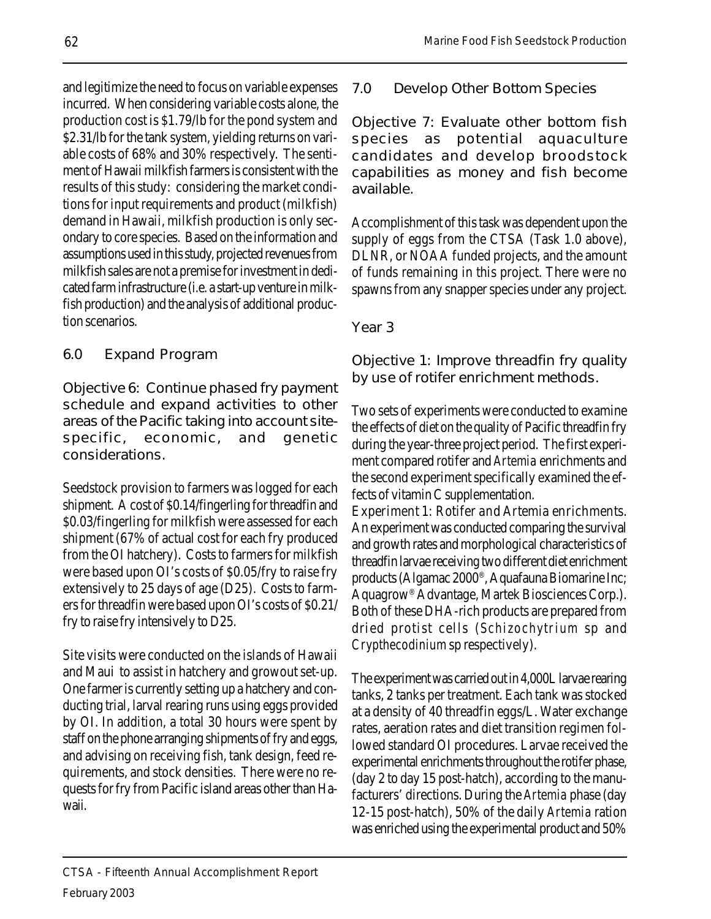and legitimize the need to focus on variable expenses incurred. When considering variable costs alone, the production cost is $1.79/lb for the pond system and $2.31/lb for the tank system, yielding returns on variable costs of 68% and 30% respectively. The sentiment of Hawaii milkfish farmers is consistent with the results of this study: considering the market conditions for input requirements and product (milkfish) demand in Hawaii, milkfish production is only secondary to core species. Based on the information and assumptions used in this study, projected revenues from milkfish sales are not a premise for investment in dedicated farm infrastructure (i.e. a start-up venture in milkfish production) and the analysis of additional production scenarios.

## 6.0 Expand Program

### Objective 6: Continue phased fry payment schedule and expand activities to other areas of the Pacific taking into account site-specific, economic, and genetic considerations.

Seedstock provision to farmers was logged for each shipment. A cost of $0.14/fingerling for threadfin and $0.03/fingerling for milkfish were assessed for each shipment (67% of actual cost for each fry produced from the OI hatchery). Costs to farmers for milkfish were based upon OI's costs of $0.05/fry to raise fry extensively to 25 days of age (D25). Costs to farmers for threadfin were based upon OI's costs of $0.21/fry to raise fry intensively to D25.

Site visits were conducted on the islands of Hawaii and Maui to assist in hatchery and growout set-up. One farmer is currently setting up a hatchery and conducting trial, larval rearing runs using eggs provided by OI. In addition, a total 30 hours were spent by staff on the phone arranging shipments of fry and eggs, and advising on receiving fish, tank design, feed requirements, and stock densities. There were no requests for fry from Pacific island areas other than Hawaii.

## 7.0 Develop Other Bottom Species

### Objective 7: Evaluate other bottom fish species as potential aquaculture candidates and develop broodstock capabilities as money and fish become available.

Accomplishment of this task was dependent upon the supply of eggs from the CTSA (Task 1.0 above), DLNR, or NOAA funded projects, and the amount of funds remaining in this project. There were no spawns from any snapper species under any project.

## Year 3

### Objective 1: Improve threadfin fry quality by use of rotifer enrichment methods.

Two sets of experiments were conducted to examine the effects of diet on the quality of Pacific threadfin fry during the year-three project period. The first experiment compared rotifer and *Artemia* enrichments and the second experiment specifically examined the effects of vitamin C supplementation.

*Experiment 1: Rotifer and* Artemia *enrichments.* An experiment was conducted comparing the survival and growth rates and morphological characteristics of threadfin larvae receiving two different diet enrichment products (Algamac 2000®, Aquafauna Biomarine Inc; Aquagrow® Advantage, Martek Biosciences Corp.). Both of these DHA-rich products are prepared from dried protist cells (*Schizochytrium* sp and *Crypthecodinium* sp respectively).

The experiment was carried out in 4,000L larvae rearing tanks, 2 tanks per treatment. Each tank was stocked at a density of 40 threadfin eggs/L. Water exchange rates, aeration rates and diet transition regimen followed standard OI procedures. Larvae received the experimental enrichments throughout the rotifer phase, (day 2 to day 15 post-hatch), according to the manufacturers' directions. During the *Artemia* phase (day 12-15 post-hatch), 50% of the daily *Artemia* ration was enriched using the experimental product and 50%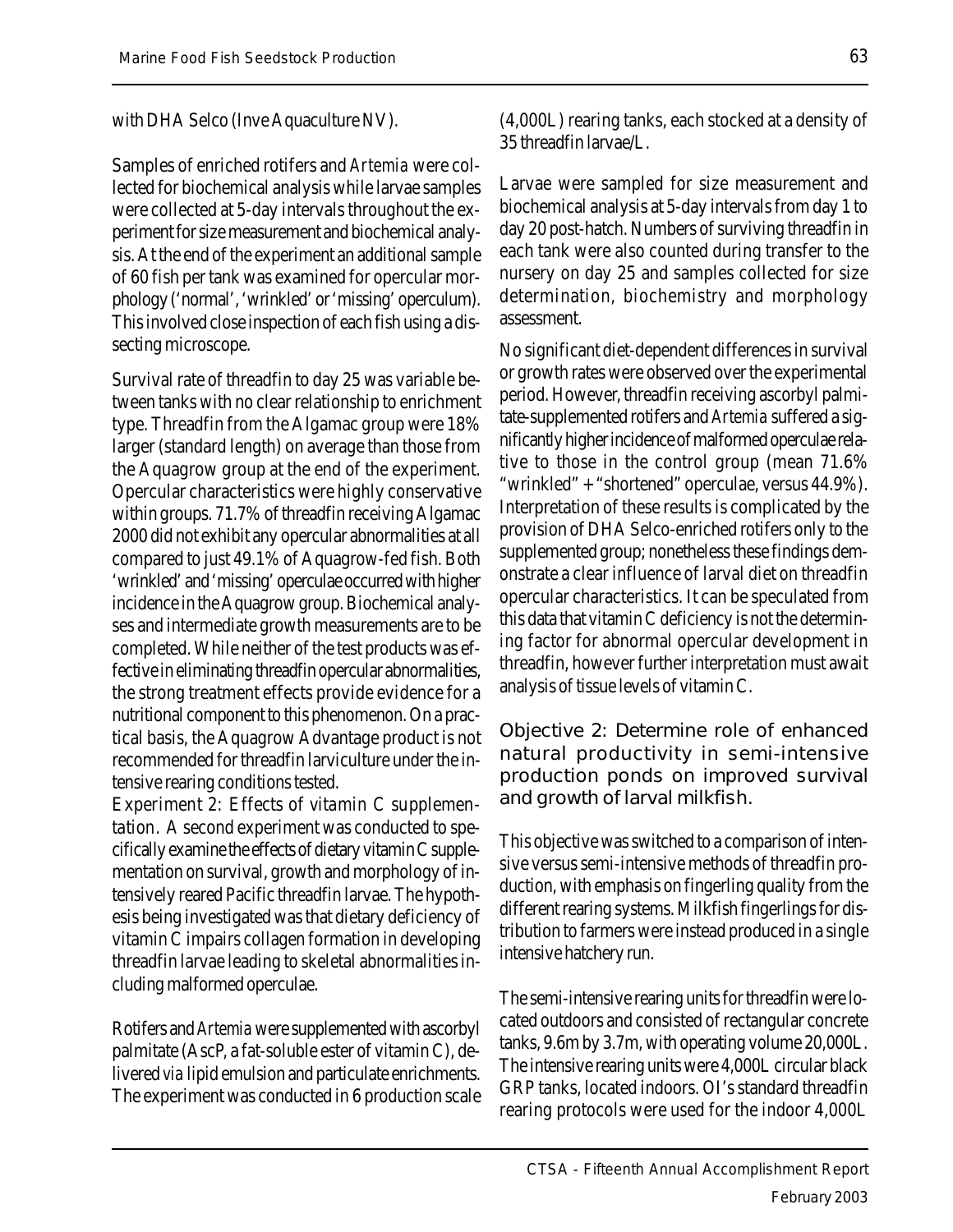with DHA Selco (Inve Aquaculture NV).

Samples of enriched rotifers and *Artemia* were collected for biochemical analysis while larvae samples were collected at 5-day intervals throughout the experiment for size measurement and biochemical analysis. At the end of the experiment an additional sample of 60 fish per tank was examined for opercular morphology ('normal', 'wrinkled' or 'missing' operculum). This involved close inspection of each fish using a dissecting microscope.

Survival rate of threadfin to day 25 was variable between tanks with no clear relationship to enrichment type. Threadfin from the Algamac group were 18% larger (standard length) on average than those from the Aquagrow group at the end of the experiment. Opercular characteristics were highly conservative within groups. 71.7% of threadfin receiving Algamac 2000 did not exhibit any opercular abnormalities at all compared to just 49.1% of Aquagrow-fed fish. Both 'wrinkled' and 'missing' operculae occurred with higher incidence in the Aquagrow group. Biochemical analyses and intermediate growth measurements are to be completed. While neither of the test products was effective in eliminating threadfin opercular abnormalities, the strong treatment effects provide evidence for a nutritional component to this phenomenon. On a practical basis, the Aquagrow Advantage product is not recommended for threadfin larviculture under the intensive rearing conditions tested.

*Experiment 2: Effects of vitamin C supplementation.* A second experiment was conducted to specifically examine the effects of dietary vitamin C supplementation on survival, growth and morphology of intensively reared Pacific threadfin larvae. The hypothesis being investigated was that dietary deficiency of vitamin C impairs collagen formation in developing threadfin larvae leading to skeletal abnormalities including malformed operculae.

Rotifers and *Artemia* were supplemented with ascorbyl palmitate (AscP, a fat-soluble ester of vitamin C), delivered via lipid emulsion and particulate enrichments. The experiment was conducted in 6 production scale (4,000L) rearing tanks, each stocked at a density of 35 threadfin larvae/L.

Larvae were sampled for size measurement and biochemical analysis at 5-day intervals from day 1 to day 20 post-hatch. Numbers of surviving threadfin in each tank were also counted during transfer to the nursery on day 25 and samples collected for size determination, biochemistry and morphology assessment.

No significant diet-dependent differences in survival or growth rates were observed over the experimental period. However, threadfin receiving ascorbyl palmitate-supplemented rotifers and *Artemia* suffered a significantly higher incidence of malformed operculae relative to those in the control group (mean 71.6% "wrinkled" + "shortened" operculae, versus 44.9%). Interpretation of these results is complicated by the provision of DHA Selco-enriched rotifers only to the supplemented group; nonetheless these findings demonstrate a clear influence of larval diet on threadfin opercular characteristics. It can be speculated from this data that vitamin C deficiency is not the determining factor for abnormal opercular development in threadfin, however further interpretation must await analysis of tissue levels of vitamin C.

### Objective 2: Determine role of enhanced natural productivity in semi-intensive production ponds on improved survival and growth of larval milkfish.

This objective was switched to a comparison of intensive versus semi-intensive methods of threadfin production, with emphasis on fingerling quality from the different rearing systems. Milkfish fingerlings for distribution to farmers were instead produced in a single intensive hatchery run.

The semi-intensive rearing units for threadfin were located outdoors and consisted of rectangular concrete tanks, 9.6m by 3.7m, with operating volume 20,000L. The intensive rearing units were 4,000L circular black GRP tanks, located indoors. OI's standard threadfin rearing protocols were used for the indoor 4,000L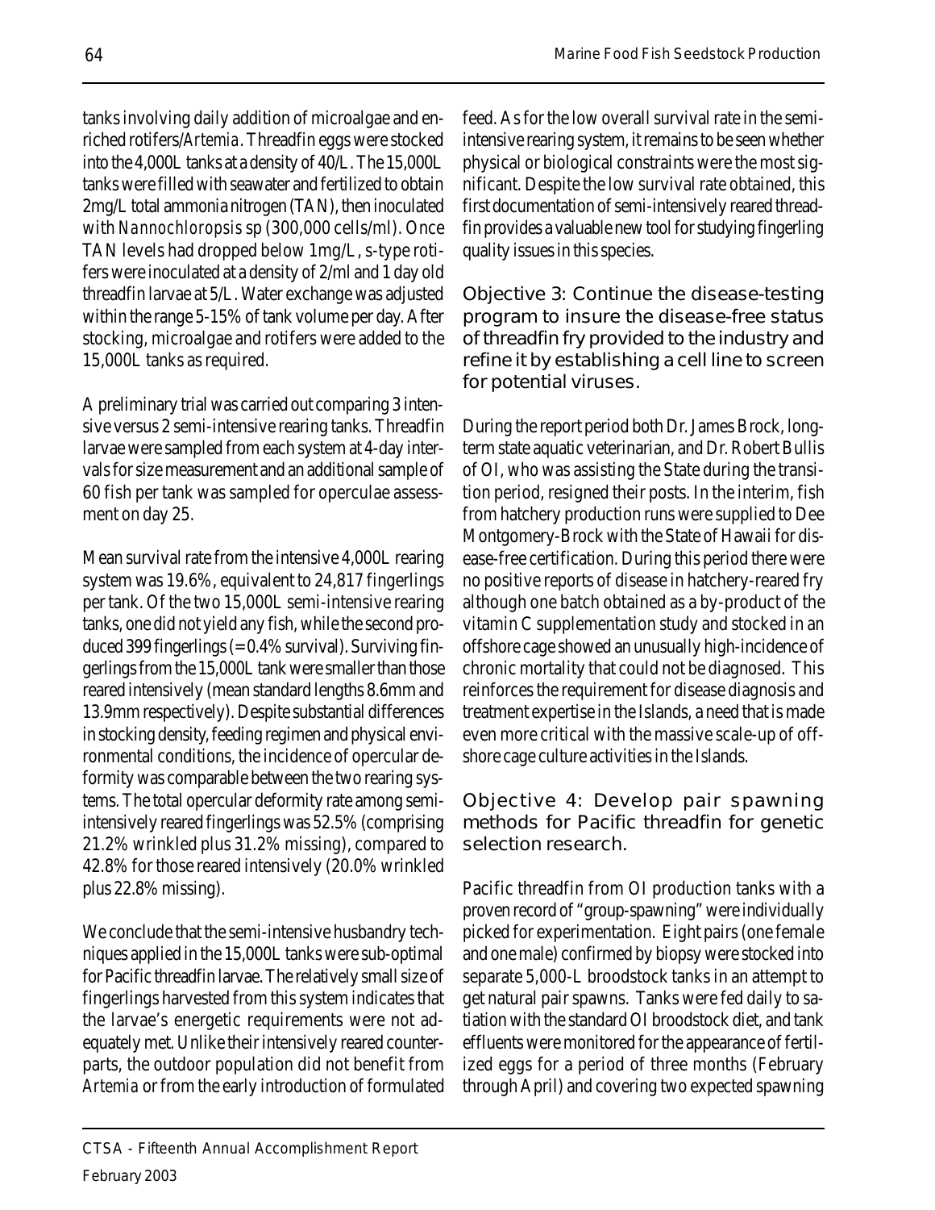tanks involving daily addition of microalgae and enriched rotifers/*Artemia*. Threadfin eggs were stocked into the 4,000L tanks at a density of 40/L. The 15,000L tanks were filled with seawater and fertilized to obtain 2mg/L total ammonia nitrogen (TAN), then inoculated with *Nannochloropsis* sp (300,000 cells/ml). Once TAN levels had dropped below 1mg/L, s-type rotifers were inoculated at a density of 2/ml and 1 day old threadfin larvae at 5/L. Water exchange was adjusted within the range 5-15% of tank volume per day. After stocking, microalgae and rotifers were added to the 15,000L tanks as required.

A preliminary trial was carried out comparing 3 intensive versus 2 semi-intensive rearing tanks. Threadfin larvae were sampled from each system at 4-day intervals for size measurement and an additional sample of 60 fish per tank was sampled for operculae assessment on day 25.

Mean survival rate from the intensive 4,000L rearing system was 19.6%, equivalent to 24,817 fingerlings per tank. Of the two 15,000L semi-intensive rearing tanks, one did not yield any fish, while the second produced 399 fingerlings (= 0.4% survival). Surviving fingerlings from the 15,000L tank were smaller than those reared intensively (mean standard lengths 8.6mm and 13.9mm respectively). Despite substantial differences in stocking density, feeding regimen and physical environmental conditions, the incidence of opercular deformity was comparable between the two rearing systems. The total opercular deformity rate among semi-intensively reared fingerlings was 52.5% (comprising 21.2% wrinkled plus 31.2% missing), compared to 42.8% for those reared intensively (20.0% wrinkled plus 22.8% missing).

We conclude that the semi-intensive husbandry techniques applied in the 15,000L tanks were sub-optimal for Pacific threadfin larvae. The relatively small size of fingerlings harvested from this system indicates that the larvae's energetic requirements were not adequately met. Unlike their intensively reared counterparts, the outdoor population did not benefit from *Artemia* or from the early introduction of formulated feed. As for the low overall survival rate in the semi-intensive rearing system, it remains to be seen whether physical or biological constraints were the most significant. Despite the low survival rate obtained, this first documentation of semi-intensively reared threadfin provides a valuable new tool for studying fingerling quality issues in this species.

### Objective 3: Continue the disease-testing program to insure the disease-free status of threadfin fry provided to the industry and refine it by establishing a cell line to screen for potential viruses.

During the report period both Dr. James Brock, long-term state aquatic veterinarian, and Dr. Robert Bullis of OI, who was assisting the State during the transition period, resigned their posts. In the interim, fish from hatchery production runs were supplied to Dee Montgomery-Brock with the State of Hawaii for disease-free certification. During this period there were no positive reports of disease in hatchery-reared fry although one batch obtained as a by-product of the vitamin C supplementation study and stocked in an offshore cage showed an unusually high-incidence of chronic mortality that could not be diagnosed. This reinforces the requirement for disease diagnosis and treatment expertise in the Islands, a need that is made even more critical with the massive scale-up of offshore cage culture activities in the Islands.

### Objective 4: Develop pair spawning methods for Pacific threadfin for genetic selection research.

Pacific threadfin from OI production tanks with a proven record of "group-spawning" were individually picked for experimentation. Eight pairs (one female and one male) confirmed by biopsy were stocked into separate 5,000-L broodstock tanks in an attempt to get natural pair spawns. Tanks were fed daily to satiation with the standard OI broodstock diet, and tank effluents were monitored for the appearance of fertilized eggs for a period of three months (February through April) and covering two expected spawning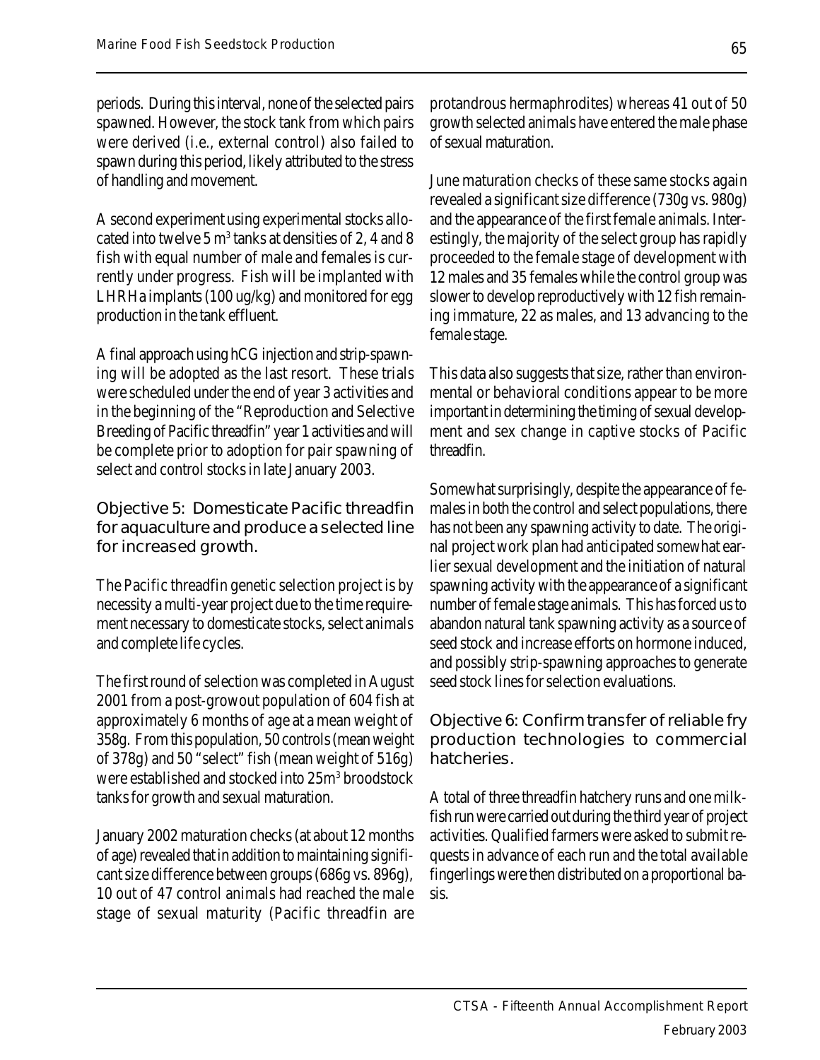periods. During this interval, none of the selected pairs spawned. However, the stock tank from which pairs were derived (i.e., external control) also failed to spawn during this period, likely attributed to the stress of handling and movement.

A second experiment using experimental stocks allocated into twelve 5 $m^3$ tanks at densities of 2, 4 and 8 fish with equal number of male and females is currently under progress. Fish will be implanted with LHRHa implants (100 ug/kg) and monitored for egg production in the tank effluent.

A final approach using hCG injection and strip-spawning will be adopted as the last resort. These trials were scheduled under the end of year 3 activities and in the beginning of the "Reproduction and Selective Breeding of Pacific threadfin" year 1 activities and will be complete prior to adoption for pair spawning of select and control stocks in late January 2003.

### Objective 5: Domesticate Pacific threadfin for aquaculture and produce a selected line for increased growth.

The Pacific threadfin genetic selection project is by necessity a multi-year project due to the time requirement necessary to domesticate stocks, select animals and complete life cycles.

The first round of selection was completed in August 2001 from a post-growout population of 604 fish at approximately 6 months of age at a mean weight of 358g. From this population, 50 controls (mean weight of 378g) and 50 "select" fish (mean weight of 516g) were established and stocked into 25$m^3$ broodstock tanks for growth and sexual maturation.

January 2002 maturation checks (at about 12 months of age) revealed that in addition to maintaining significant size difference between groups (686g vs. 896g), 10 out of 47 control animals had reached the male stage of sexual maturity (Pacific threadfin are protandrous hermaphrodites) whereas 41 out of 50 growth selected animals have entered the male phase of sexual maturation.

June maturation checks of these same stocks again revealed a significant size difference (730g vs. 980g) and the appearance of the first female animals. Interestingly, the majority of the select group has rapidly proceeded to the female stage of development with 12 males and 35 females while the control group was slower to develop reproductively with 12 fish remaining immature, 22 as males, and 13 advancing to the female stage.

This data also suggests that size, rather than environmental or behavioral conditions appear to be more important in determining the timing of sexual development and sex change in captive stocks of Pacific threadfin.

Somewhat surprisingly, despite the appearance of females in both the control and select populations, there has not been any spawning activity to date. The original project work plan had anticipated somewhat earlier sexual development and the initiation of natural spawning activity with the appearance of a significant number of female stage animals. This has forced us to abandon natural tank spawning activity as a source of seed stock and increase efforts on hormone induced, and possibly strip-spawning approaches to generate seed stock lines for selection evaluations.

### Objective 6: Confirm transfer of reliable fry production technologies to commercial hatcheries.

A total of three threadfin hatchery runs and one milkfish run were carried out during the third year of project activities. Qualified farmers were asked to submit requests in advance of each run and the total available fingerlings were then distributed on a proportional basis.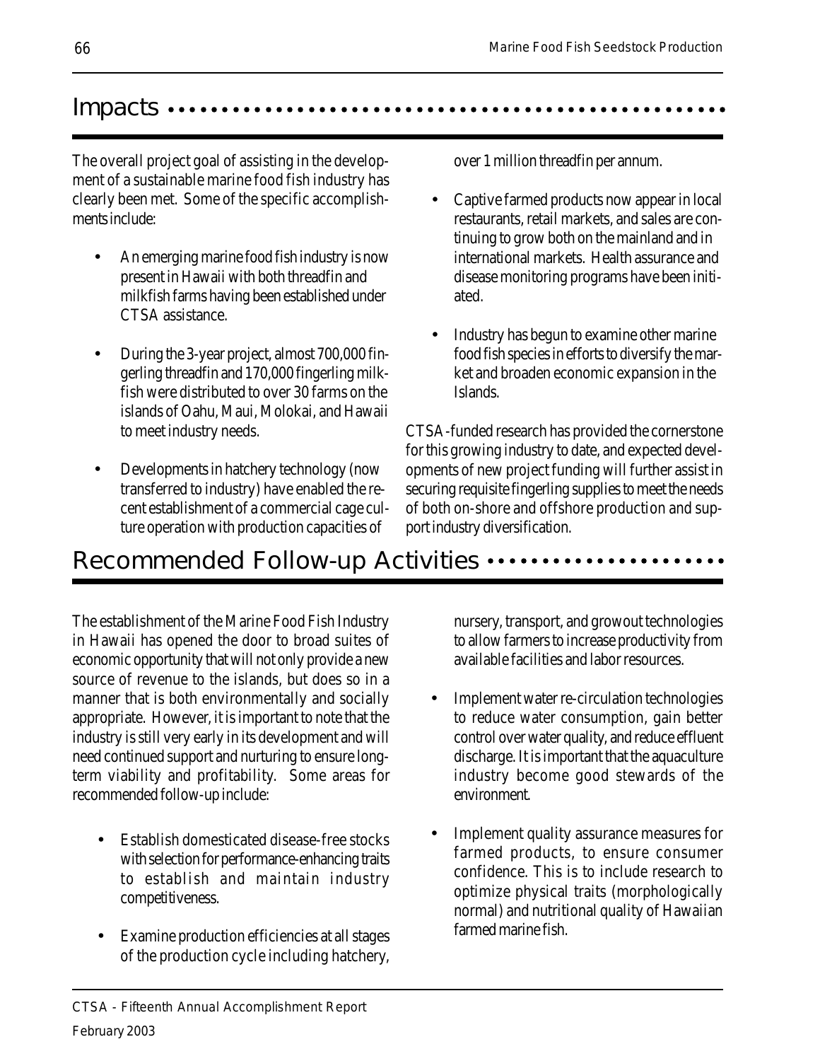## Impacts

The overall project goal of assisting in the development of a sustainable marine food fish industry has clearly been met. Some of the specific accomplishments include:

- An emerging marine food fish industry is now present in Hawaii with both threadfin and milkfish farms having been established under CTSA assistance.
- During the 3-year project, almost 700,000 fingerling threadfin and 170,000 fingerling milkfish were distributed to over 30 farms on the islands of Oahu, Maui, Molokai, and Hawaii to meet industry needs.
- Developments in hatchery technology (now transferred to industry) have enabled the recent establishment of a commercial cage culture operation with production capacities of over 1 million threadfin per annum.
- Captive farmed products now appear in local restaurants, retail markets, and sales are continuing to grow both on the mainland and in international markets. Health assurance and disease monitoring programs have been initiated.
- Industry has begun to examine other marine food fish species in efforts to diversify the market and broaden economic expansion in the Islands.

CTSA-funded research has provided the cornerstone for this growing industry to date, and expected developments of new project funding will further assist in securing requisite fingerling supplies to meet the needs of both on-shore and offshore production and support industry diversification.

## Recommended Follow-up Activities

The establishment of the Marine Food Fish Industry in Hawaii has opened the door to broad suites of economic opportunity that will not only provide a new source of revenue to the islands, but does so in a manner that is both environmentally and socially appropriate. However, it is important to note that the industry is still very early in its development and will need continued support and nurturing to ensure long-term viability and profitability. Some areas for recommended follow-up include:

- Establish domesticated disease-free stocks with selection for performance-enhancing traits to establish and maintain industry competitiveness.
- Examine production efficiencies at all stages of the production cycle including hatchery, nursery, transport, and growout technologies to allow farmers to increase productivity from available facilities and labor resources.
- Implement water re-circulation technologies to reduce water consumption, gain better control over water quality, and reduce effluent discharge. It is important that the aquaculture industry become good stewards of the environment.
- Implement quality assurance measures for farmed products, to ensure consumer confidence. This is to include research to optimize physical traits (morphologically normal) and nutritional quality of Hawaiian farmed marine fish.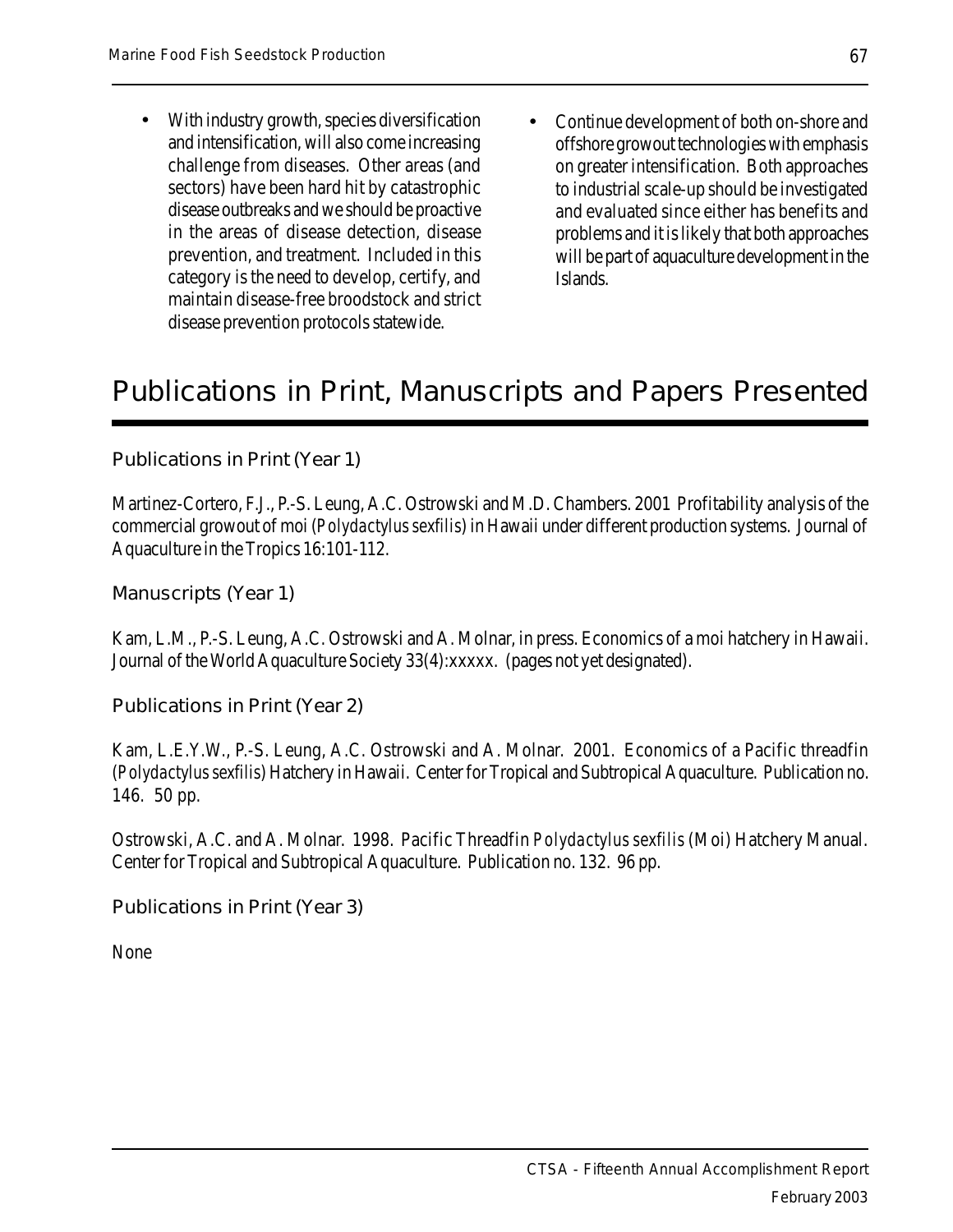- With industry growth, species diversification and intensification, will also come increasing challenge from diseases. Other areas (and sectors) have been hard hit by catastrophic disease outbreaks and we should be proactive in the areas of disease detection, disease prevention, and treatment. Included in this category is the need to develop, certify, and maintain disease-free broodstock and strict disease prevention protocols statewide.
- Continue development of both on-shore and offshore growout technologies with emphasis on greater intensification. Both approaches to industrial scale-up should be investigated and evaluated since either has benefits and problems and it is likely that both approaches will be part of aquaculture development in the Islands.

# Publications in Print, Manuscripts and Papers Presented

## Publications in Print (Year 1)

Martinez-Cortero, F.J., P.-S. Leung, A.C. Ostrowski and M.D. Chambers. 2001 Profitability analysis of the commercial growout of moi (*Polydactylus sexfilis*) in Hawaii under different production systems. Journal of Aquaculture in the Tropics 16:101-112.

## Manuscripts (Year 1)

Kam, L.M., P.-S. Leung, A.C. Ostrowski and A. Molnar, in press. Economics of a moi hatchery in Hawaii. Journal of the World Aquaculture Society 33(4):xxxxx. (pages not yet designated).

## Publications in Print (Year 2)

Kam, L.E.Y.W., P.-S. Leung, A.C. Ostrowski and A. Molnar. 2001. Economics of a Pacific threadfin (*Polydactylus sexfilis*) Hatchery in Hawaii. Center for Tropical and Subtropical Aquaculture. Publication no. 146. 50 pp.

Ostrowski, A.C. and A. Molnar. 1998. Pacific Threadfin *Polydactylus sexfilis* (Moi) Hatchery Manual. Center for Tropical and Subtropical Aquaculture. Publication no. 132. 96 pp.

## Publications in Print (Year 3)

None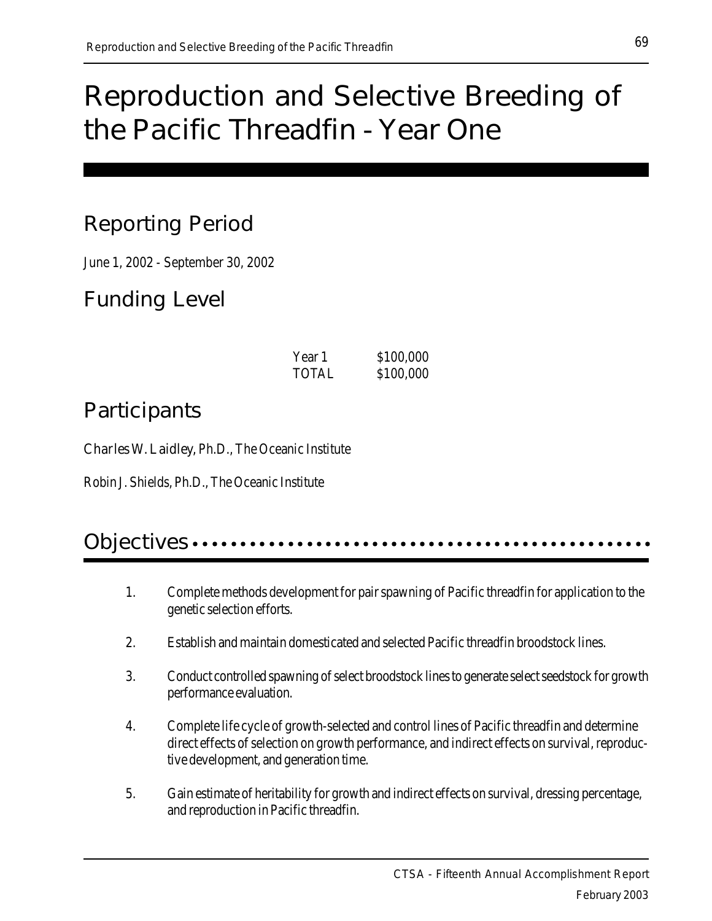# Reproduction and Selective Breeding of the Pacific Threadfin - Year One

## Reporting Period

June 1, 2002 - September 30, 2002

## Funding Level

| | |
|---|---|
| Year 1 | $100,000 |
| TOTAL | $100,000 |

## Participants

Charles W. Laidley, Ph.D., The Oceanic Institute

Robin J. Shields, Ph.D., The Oceanic Institute

## Objectives

1. Complete methods development for pair spawning of Pacific threadfin for application to the genetic selection efforts.

2. Establish and maintain domesticated and selected Pacific threadfin broodstock lines.

3. Conduct controlled spawning of select broodstock lines to generate select seedstock for growth performance evaluation.

4. Complete life cycle of growth-selected and control lines of Pacific threadfin and determine direct effects of selection on growth performance, and indirect effects on survival, reproductive development, and generation time.

5. Gain estimate of heritability for growth and indirect effects on survival, dressing percentage, and reproduction in Pacific threadfin.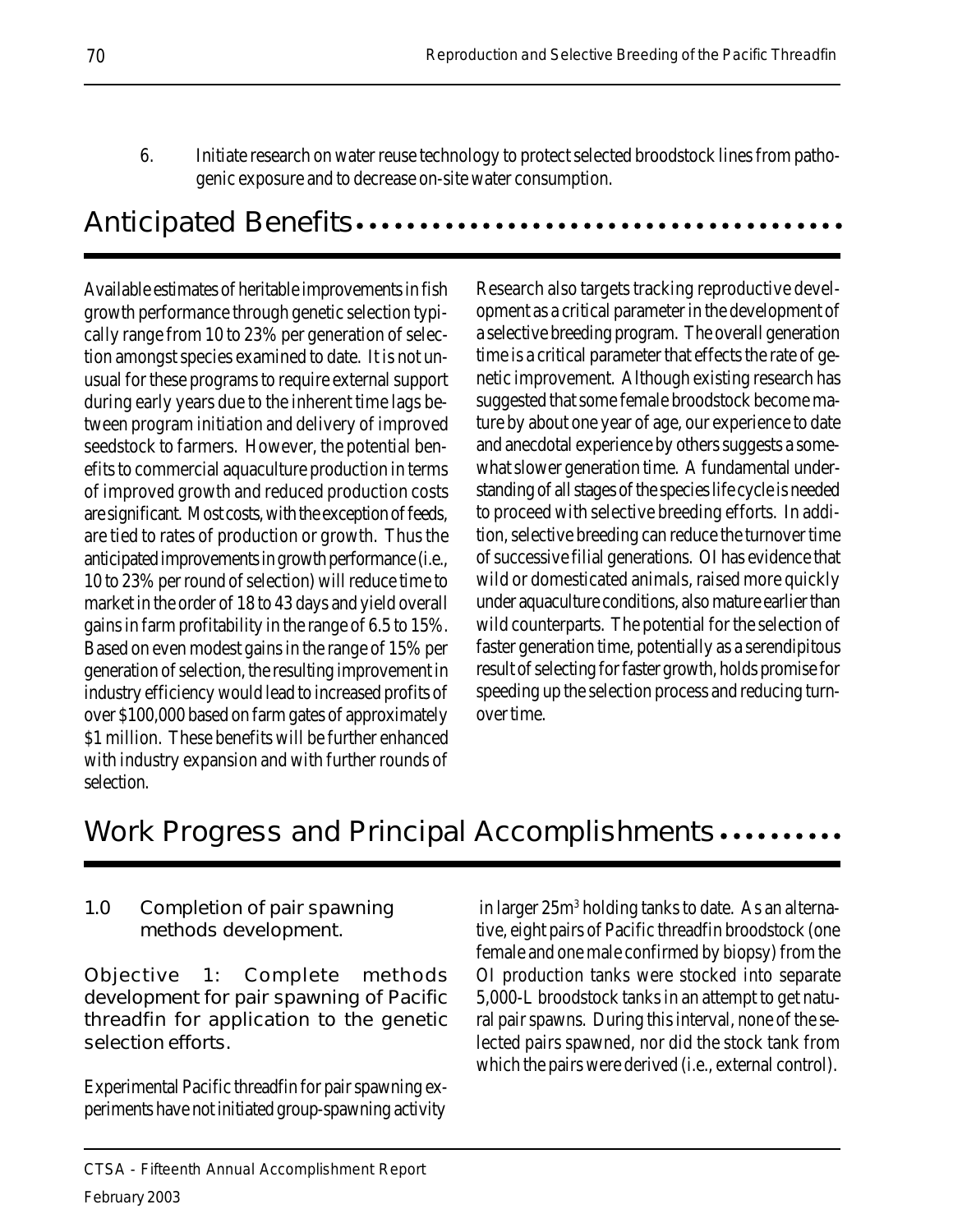6. Initiate research on water reuse technology to protect selected broodstock lines from pathogenic exposure and to decrease on-site water consumption.

## Anticipated Benefits

Available estimates of heritable improvements in fish growth performance through genetic selection typically range from 10 to 23% per generation of selection amongst species examined to date. It is not unusual for these programs to require external support during early years due to the inherent time lags between program initiation and delivery of improved seedstock to farmers. However, the potential benefits to commercial aquaculture production in terms of improved growth and reduced production costs are significant. Most costs, with the exception of feeds, are tied to rates of production or growth. Thus the anticipated improvements in growth performance (i.e., 10 to 23% per round of selection) will reduce time to market in the order of 18 to 43 days and yield overall gains in farm profitability in the range of 6.5 to 15%. Based on even modest gains in the range of 15% per generation of selection, the resulting improvement in industry efficiency would lead to increased profits of over $100,000 based on farm gates of approximately $1 million. These benefits will be further enhanced with industry expansion and with further rounds of selection.

Research also targets tracking reproductive development as a critical parameter in the development of a selective breeding program. The overall generation time is a critical parameter that effects the rate of genetic improvement. Although existing research has suggested that some female broodstock become mature by about one year of age, our experience to date and anecdotal experience by others suggests a somewhat slower generation time. A fundamental understanding of all stages of the species life cycle is needed to proceed with selective breeding efforts. In addition, selective breeding can reduce the turnover time of successive filial generations. OI has evidence that wild or domesticated animals, raised more quickly under aquaculture conditions, also mature earlier than wild counterparts. The potential for the selection of faster generation time, potentially as a serendipitous result of selecting for faster growth, holds promise for speeding up the selection process and reducing turnover time.

## Work Progress and Principal Accomplishments

### 1.0 Completion of pair spawning methods development.

**Objective 1: Complete methods development for pair spawning of Pacific threadfin for application to the genetic selection efforts.**

Experimental Pacific threadfin for pair spawning experiments have not initiated group-spawning activity in larger 25m$^3$ holding tanks to date. As an alternative, eight pairs of Pacific threadfin broodstock (one female and one male confirmed by biopsy) from the OI production tanks were stocked into separate 5,000-L broodstock tanks in an attempt to get natural pair spawns. During this interval, none of the selected pairs spawned, nor did the stock tank from which the pairs were derived (i.e., external control).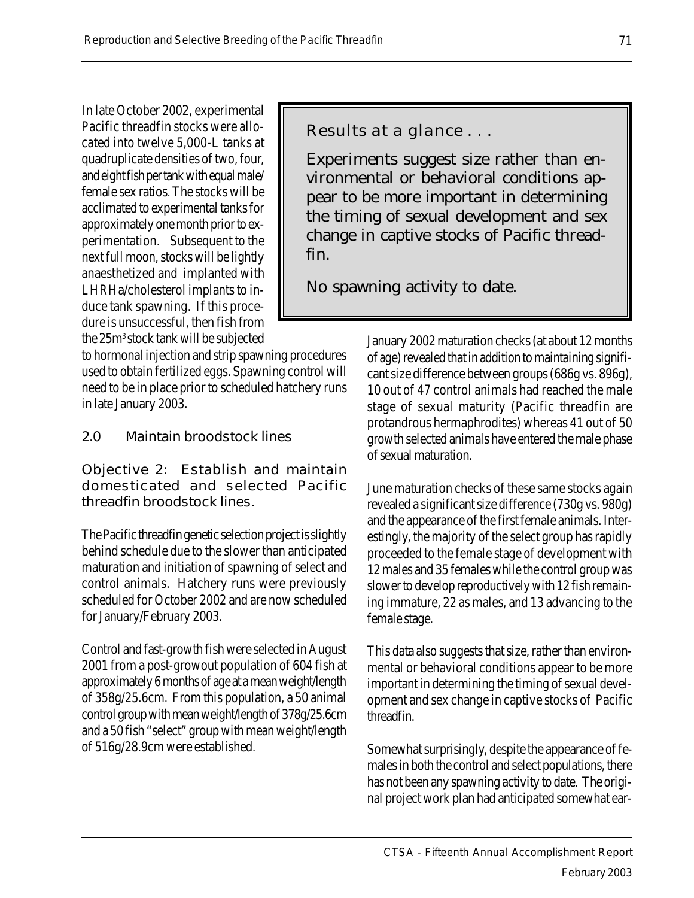In late October 2002, experimental Pacific threadfin stocks were allocated into twelve 5,000-L tanks at quadruplicate densities of two, four, and eight fish per tank with equal male/female sex ratios. The stocks will be acclimated to experimental tanks for approximately one month prior to experimentation. Subsequent to the next full moon, stocks will be lightly anaesthetized and implanted with LHRHa/cholesterol implants to induce tank spawning. If this procedure is unsuccessful, then fish from the 25m$^3$ stock tank will be subjected to hormonal injection and strip spawning procedures used to obtain fertilized eggs. Spawning control will need to be in place prior to scheduled hatchery runs in late January 2003.

> **Results at a glance . . .**
>
> Experiments suggest size rather than environmental or behavioral conditions appear to be more important in determining the timing of sexual development and sex change in captive stocks of Pacific threadfin.
>
> No spawning activity to date.

## 2.0 Maintain broodstock lines

### Objective 2: Establish and maintain domesticated and selected Pacific threadfin broodstock lines.

The Pacific threadfin genetic selection project is slightly behind schedule due to the slower than anticipated maturation and initiation of spawning of select and control animals. Hatchery runs were previously scheduled for October 2002 and are now scheduled for January/February 2003.

Control and fast-growth fish were selected in August 2001 from a post-growout population of 604 fish at approximately 6 months of age at a mean weight/length of 358g/25.6cm. From this population, a 50 animal control group with mean weight/length of 378g/25.6cm and a 50 fish "select" group with mean weight/length of 516g/28.9cm were established.

January 2002 maturation checks (at about 12 months of age) revealed that in addition to maintaining significant size difference between groups (686g vs. 896g), 10 out of 47 control animals had reached the male stage of sexual maturity (Pacific threadfin are protandrous hermaphrodites) whereas 41 out of 50 growth selected animals have entered the male phase of sexual maturation.

June maturation checks of these same stocks again revealed a significant size difference (730g vs. 980g) and the appearance of the first female animals. Interestingly, the majority of the select group has rapidly proceeded to the female stage of development with 12 males and 35 females while the control group was slower to develop reproductively with 12 fish remaining immature, 22 as males, and 13 advancing to the female stage.

This data also suggests that size, rather than environmental or behavioral conditions appear to be more important in determining the timing of sexual development and sex change in captive stocks of Pacific threadfin.

Somewhat surprisingly, despite the appearance of females in both the control and select populations, there has not been any spawning activity to date. The original project work plan had anticipated somewhat ear-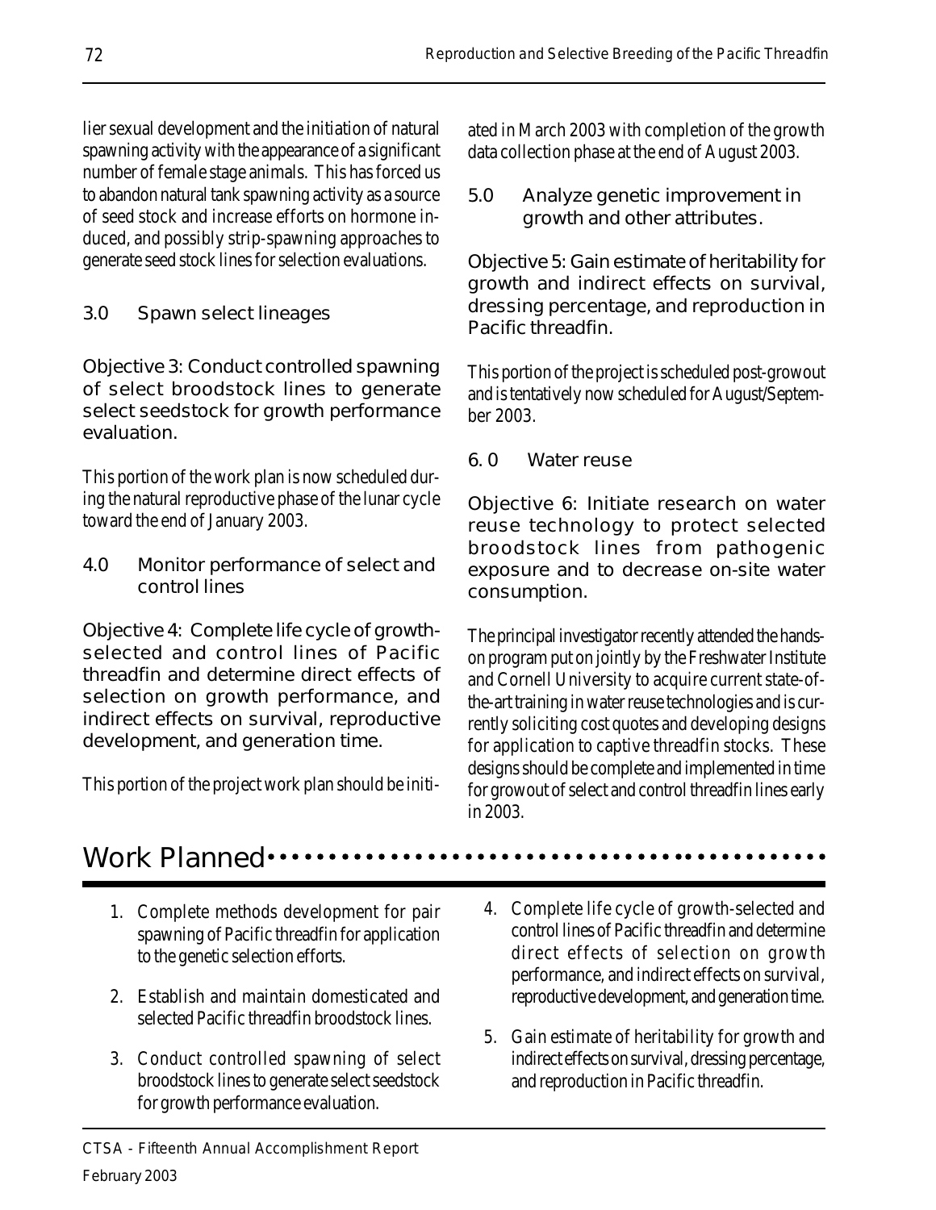lier sexual development and the initiation of natural spawning activity with the appearance of a significant number of female stage animals. This has forced us to abandon natural tank spawning activity as a source of seed stock and increase efforts on hormone induced, and possibly strip-spawning approaches to generate seed stock lines for selection evaluations.

### 3.0 Spawn select lineages

Objective 3: Conduct controlled spawning of select broodstock lines to generate select seedstock for growth performance evaluation.

This portion of the work plan is now scheduled during the natural reproductive phase of the lunar cycle toward the end of January 2003.

### 4.0 Monitor performance of select and control lines

Objective 4: Complete life cycle of growth-selected and control lines of Pacific threadfin and determine direct effects of selection on growth performance, and indirect effects on survival, reproductive development, and generation time.

This portion of the project work plan should be initiated in March 2003 with completion of the growth data collection phase at the end of August 2003.

### 5.0 Analyze genetic improvement in growth and other attributes.

Objective 5: Gain estimate of heritability for growth and indirect effects on survival, dressing percentage, and reproduction in Pacific threadfin.

This portion of the project is scheduled post-growout and is tentatively now scheduled for August/September 2003.

### 6. 0 Water reuse

Objective 6: Initiate research on water reuse technology to protect selected broodstock lines from pathogenic exposure and to decrease on-site water consumption.

The principal investigator recently attended the hands-on program put on jointly by the Freshwater Institute and Cornell University to acquire current state-of-the-art training in water reuse technologies and is currently soliciting cost quotes and developing designs for application to captive threadfin stocks. These designs should be complete and implemented in time for growout of select and control threadfin lines early in 2003.

## Work Planned

1. Complete methods development for pair spawning of Pacific threadfin for application to the genetic selection efforts.
2. Establish and maintain domesticated and selected Pacific threadfin broodstock lines.
3. Conduct controlled spawning of select broodstock lines to generate select seedstock for growth performance evaluation.
4. Complete life cycle of growth-selected and control lines of Pacific threadfin and determine direct effects of selection on growth performance, and indirect effects on survival, reproductive development, and generation time.
5. Gain estimate of heritability for growth and indirect effects on survival, dressing percentage, and reproduction in Pacific threadfin.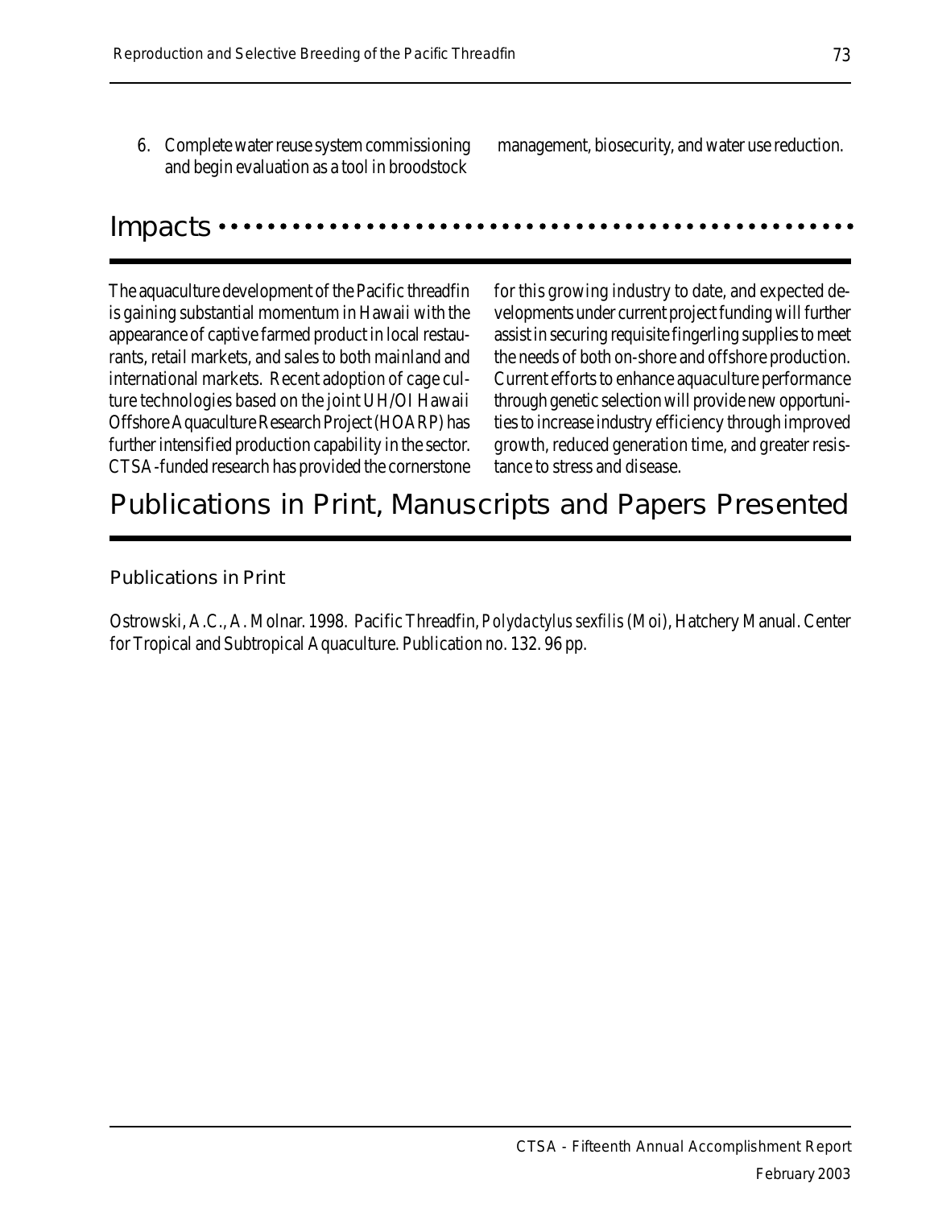6. Complete water reuse system commissioning and begin evaluation as a tool in broodstock management, biosecurity, and water use reduction.

## Impacts

The aquaculture development of the Pacific threadfin is gaining substantial momentum in Hawaii with the appearance of captive farmed product in local restaurants, retail markets, and sales to both mainland and international markets. Recent adoption of cage culture technologies based on the joint UH/OI Hawaii Offshore Aquaculture Research Project (HOARP) has further intensified production capability in the sector. CTSA-funded research has provided the cornerstone for this growing industry to date, and expected developments under current project funding will further assist in securing requisite fingerling supplies to meet the needs of both on-shore and offshore production. Current efforts to enhance aquaculture performance through genetic selection will provide new opportunities to increase industry efficiency through improved growth, reduced generation time, and greater resistance to stress and disease.

## Publications in Print, Manuscripts and Papers Presented

### Publications in Print

Ostrowski, A.C., A. Molnar. 1998. Pacific Threadfin, *Polydactylus sexfilis* (Moi), Hatchery Manual. Center for Tropical and Subtropical Aquaculture. Publication no. 132. 96 pp.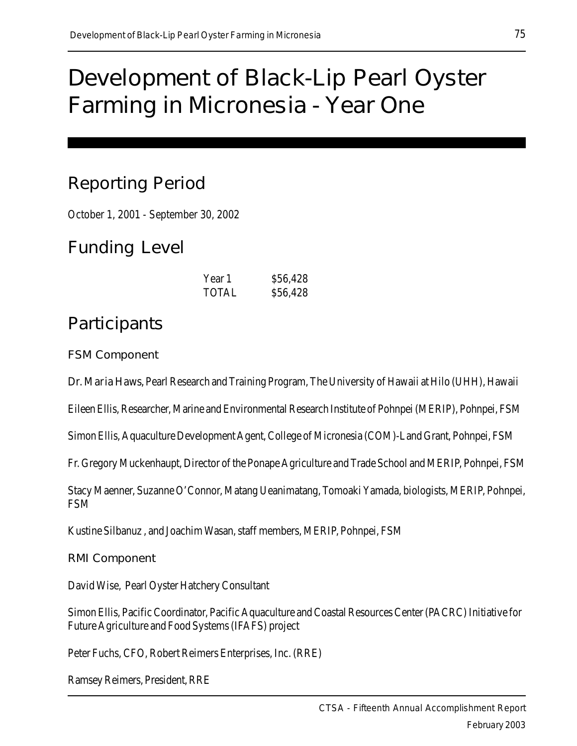# Development of Black-Lip Pearl Oyster Farming in Micronesia - Year One

## Reporting Period

October 1, 2001 - September 30, 2002

## Funding Level

| | |
|---|---|
| Year 1 | $56,428 |
| TOTAL | $56,428 |

## Participants

### FSM Component

Dr. Maria Haws, Pearl Research and Training Program, The University of Hawaii at Hilo (UHH), Hawaii

Eileen Ellis, Researcher, Marine and Environmental Research Institute of Pohnpei (MERIP), Pohnpei, FSM

Simon Ellis, Aquaculture Development Agent, College of Micronesia (COM)-Land Grant, Pohnpei, FSM

Fr. Gregory Muckenhaupt, Director of the Ponape Agriculture and Trade School and MERIP, Pohnpei, FSM

Stacy Maenner, Suzanne O'Connor, Matang Ueanimatang, Tomoaki Yamada, biologists, MERIP, Pohnpei, FSM

Kustine Silbanuz , and Joachim Wasan, staff members, MERIP, Pohnpei, FSM

### RMI Component

David Wise, Pearl Oyster Hatchery Consultant

Simon Ellis, Pacific Coordinator, Pacific Aquaculture and Coastal Resources Center (PACRC) Initiative for Future Agriculture and Food Systems (IFAFS) project

Peter Fuchs, CFO, Robert Reimers Enterprises, Inc. (RRE)

Ramsey Reimers, President, RRE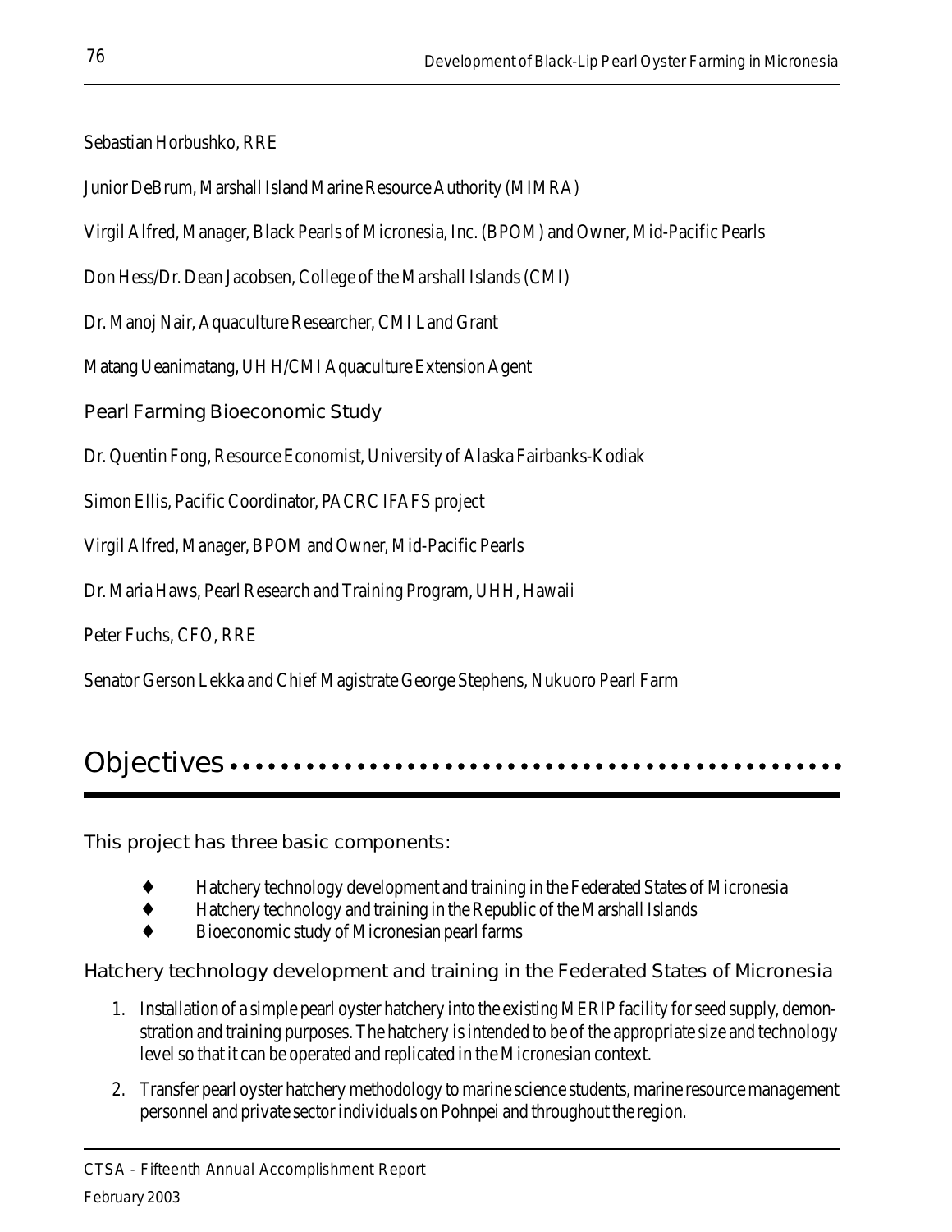Sebastian Horbushko, RRE

Junior DeBrum, Marshall Island Marine Resource Authority (MIMRA)

Virgil Alfred, Manager, Black Pearls of Micronesia, Inc. (BPOM) and Owner, Mid-Pacific Pearls

Don Hess/Dr. Dean Jacobsen, College of the Marshall Islands (CMI)

Dr. Manoj Nair, Aquaculture Researcher, CMI Land Grant

Matang Ueanimatang, UH H/CMI Aquaculture Extension Agent

### Pearl Farming Bioeconomic Study

Dr. Quentin Fong, Resource Economist, University of Alaska Fairbanks-Kodiak

Simon Ellis, Pacific Coordinator, PACRC IFAFS project

Virgil Alfred, Manager, BPOM and Owner, Mid-Pacific Pearls

Dr. Maria Haws, Pearl Research and Training Program, UHH, Hawaii

Peter Fuchs, CFO, RRE

Senator Gerson Lekka and Chief Magistrate George Stephens, Nukuoro Pearl Farm

## Objectives

This project has three basic components:

- Hatchery technology development and training in the Federated States of Micronesia
- Hatchery technology and training in the Republic of the Marshall Islands
- Bioeconomic study of Micronesian pearl farms

### Hatchery technology development and training in the Federated States of Micronesia

1. Installation of a simple pearl oyster hatchery into the existing MERIP facility for seed supply, demonstration and training purposes. The hatchery is intended to be of the appropriate size and technology level so that it can be operated and replicated in the Micronesian context.
2. Transfer pearl oyster hatchery methodology to marine science students, marine resource management personnel and private sector individuals on Pohnpei and throughout the region.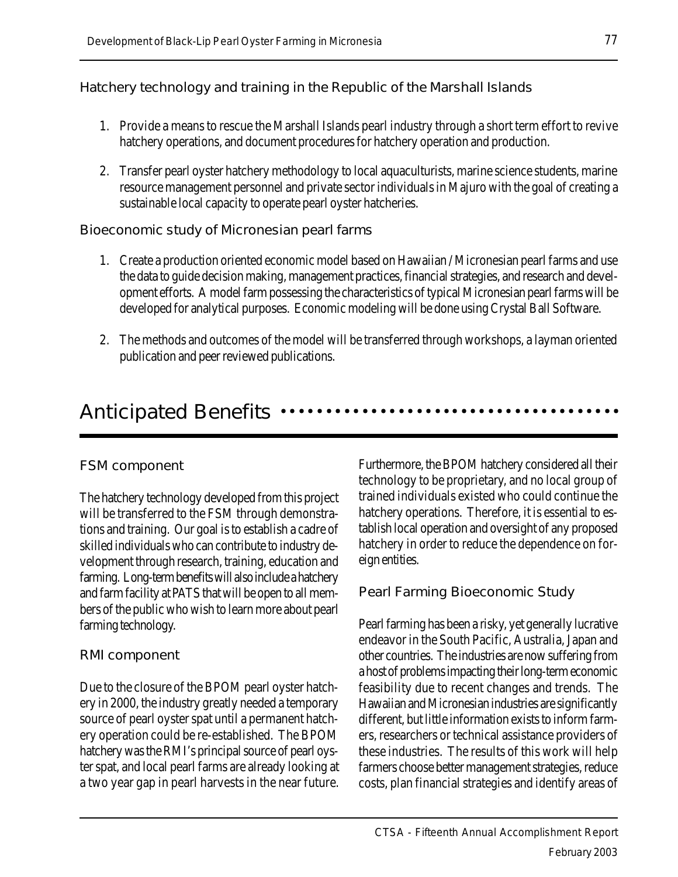### Hatchery technology and training in the Republic of the Marshall Islands

1. Provide a means to rescue the Marshall Islands pearl industry through a short term effort to revive hatchery operations, and document procedures for hatchery operation and production.

2. Transfer pearl oyster hatchery methodology to local aquaculturists, marine science students, marine resource management personnel and private sector individuals in Majuro with the goal of creating a sustainable local capacity to operate pearl oyster hatcheries.

### Bioeconomic study of Micronesian pearl farms

1. Create a production oriented economic model based on Hawaiian / Micronesian pearl farms and use the data to guide decision making, management practices, financial strategies, and research and development efforts. A model farm possessing the characteristics of typical Micronesian pearl farms will be developed for analytical purposes. Economic modeling will be done using Crystal Ball Software.

2. The methods and outcomes of the model will be transferred through workshops, a layman oriented publication and peer reviewed publications.

## Anticipated Benefits

### FSM component

The hatchery technology developed from this project will be transferred to the FSM through demonstrations and training. Our goal is to establish a cadre of skilled individuals who can contribute to industry development through research, training, education and farming. Long-term benefits will also include a hatchery and farm facility at PATS that will be open to all members of the public who wish to learn more about pearl farming technology.

### RMI component

Due to the closure of the BPOM pearl oyster hatchery in 2000, the industry greatly needed a temporary source of pearl oyster spat until a permanent hatchery operation could be re-established. The BPOM hatchery was the RMI's principal source of pearl oyster spat, and local pearl farms are already looking at a two year gap in pearl harvests in the near future. Furthermore, the BPOM hatchery considered all their technology to be proprietary, and no local group of trained individuals existed who could continue the hatchery operations. Therefore, it is essential to establish local operation and oversight of any proposed hatchery in order to reduce the dependence on foreign entities.

### Pearl Farming Bioeconomic Study

Pearl farming has been a risky, yet generally lucrative endeavor in the South Pacific, Australia, Japan and other countries. The industries are now suffering from a host of problems impacting their long-term economic feasibility due to recent changes and trends. The Hawaiian and Micronesian industries are significantly different, but little information exists to inform farmers, researchers or technical assistance providers of these industries. The results of this work will help farmers choose better management strategies, reduce costs, plan financial strategies and identify areas of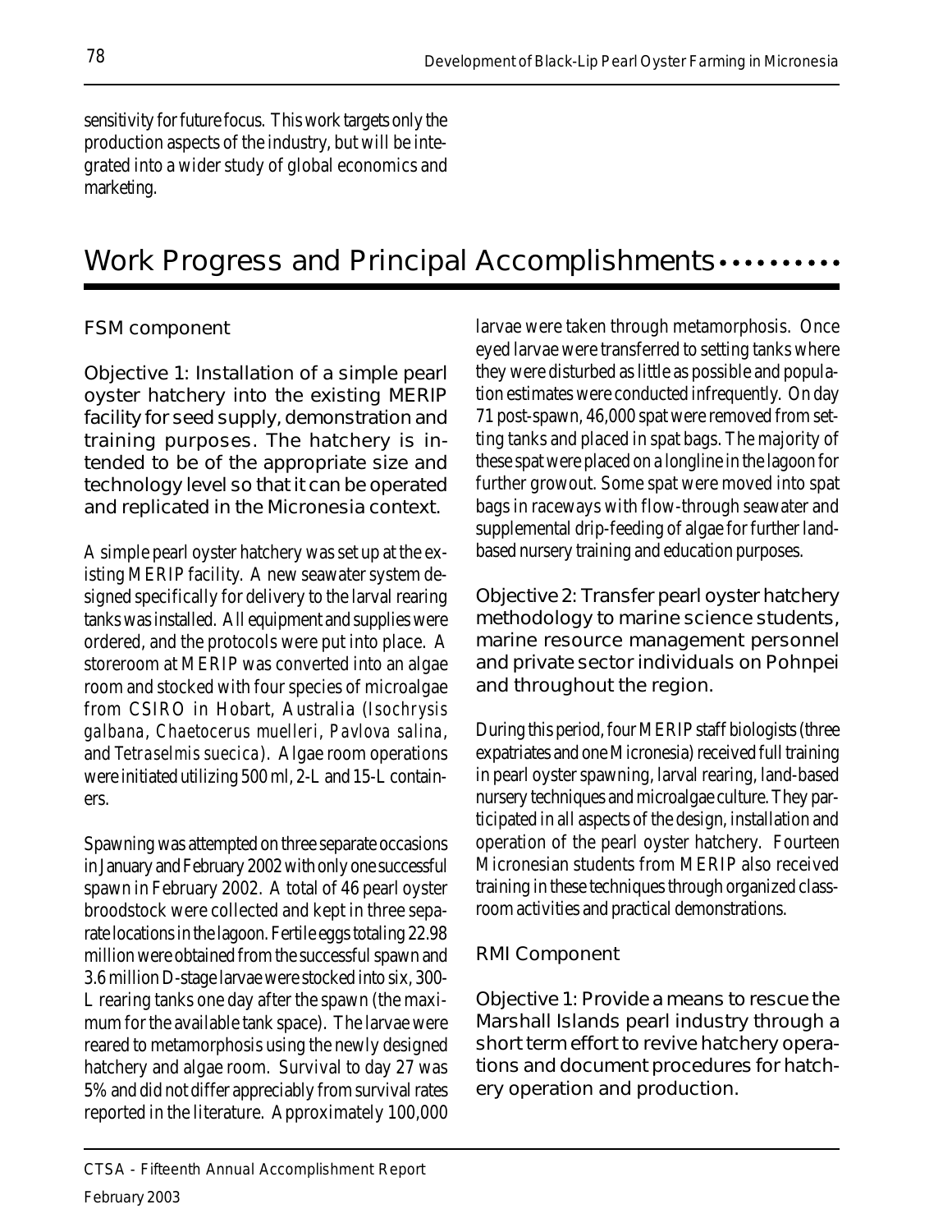sensitivity for future focus. This work targets only the production aspects of the industry, but will be integrated into a wider study of global economics and marketing.

# Work Progress and Principal Accomplishments

## FSM component

### Objective 1: Installation of a simple pearl oyster hatchery into the existing MERIP facility for seed supply, demonstration and training purposes. The hatchery is intended to be of the appropriate size and technology level so that it can be operated and replicated in the Micronesia context.

A simple pearl oyster hatchery was set up at the existing MERIP facility. A new seawater system designed specifically for delivery to the larval rearing tanks was installed. All equipment and supplies were ordered, and the protocols were put into place. A storeroom at MERIP was converted into an algae room and stocked with four species of microalgae from CSIRO in Hobart, Australia (*Isochrysis galbana*, *Chaetocerus muelleri*, *Pavlova salina*, and *Tetraselmis suecica*). Algae room operations were initiated utilizing 500 ml, 2-L and 15-L containers.

Spawning was attempted on three separate occasions in January and February 2002 with only one successful spawn in February 2002. A total of 46 pearl oyster broodstock were collected and kept in three separate locations in the lagoon. Fertile eggs totaling 22.98 million were obtained from the successful spawn and 3.6 million D-stage larvae were stocked into six, 300-L rearing tanks one day after the spawn (the maximum for the available tank space). The larvae were reared to metamorphosis using the newly designed hatchery and algae room. Survival to day 27 was 5% and did not differ appreciably from survival rates reported in the literature. Approximately 100,000 larvae were taken through metamorphosis. Once eyed larvae were transferred to setting tanks where they were disturbed as little as possible and population estimates were conducted infrequently. On day 71 post-spawn, 46,000 spat were removed from setting tanks and placed in spat bags. The majority of these spat were placed on a longline in the lagoon for further growout. Some spat were moved into spat bags in raceways with flow-through seawater and supplemental drip-feeding of algae for further land-based nursery training and education purposes.

### Objective 2: Transfer pearl oyster hatchery methodology to marine science students, marine resource management personnel and private sector individuals on Pohnpei and throughout the region.

During this period, four MERIP staff biologists (three expatriates and one Micronesia) received full training in pearl oyster spawning, larval rearing, land-based nursery techniques and microalgae culture. They participated in all aspects of the design, installation and operation of the pearl oyster hatchery. Fourteen Micronesian students from MERIP also received training in these techniques through organized classroom activities and practical demonstrations.

## RMI Component

### Objective 1: Provide a means to rescue the Marshall Islands pearl industry through a short term effort to revive hatchery operations and document procedures for hatchery operation and production.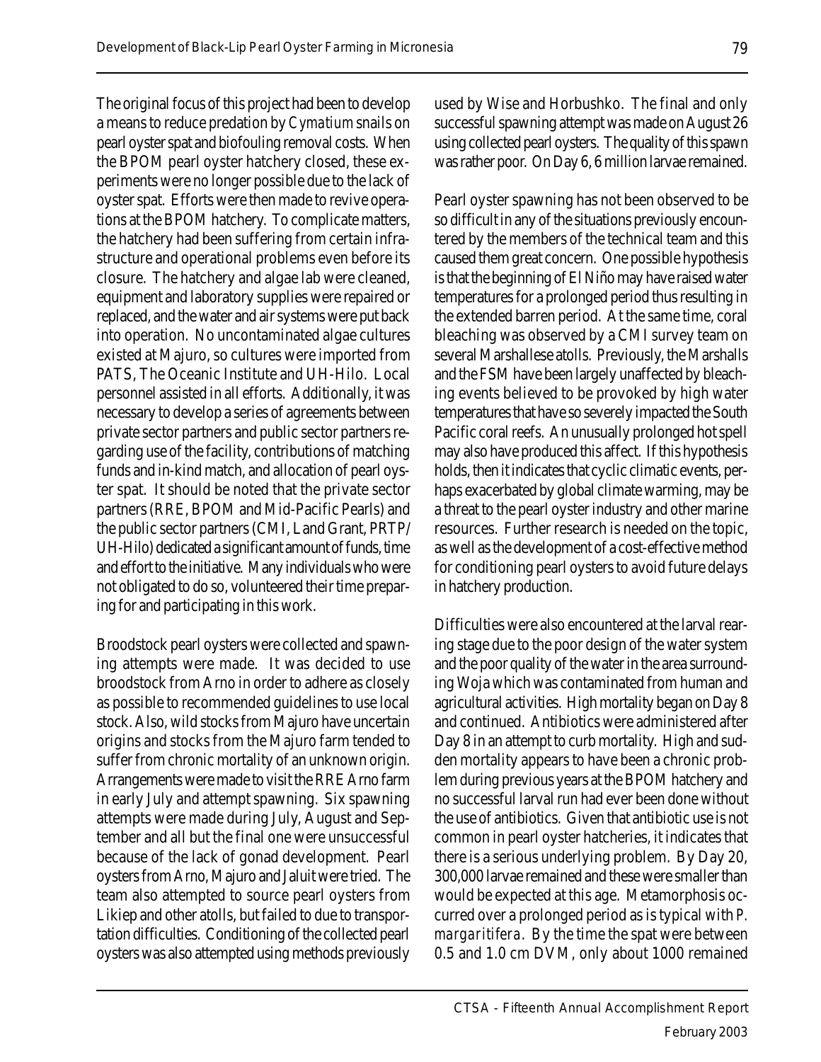The original focus of this project had been to develop a means to reduce predation by *Cymatium* snails on pearl oyster spat and biofouling removal costs. When the BPOM pearl oyster hatchery closed, these experiments were no longer possible due to the lack of oyster spat. Efforts were then made to revive operations at the BPOM hatchery. To complicate matters, the hatchery had been suffering from certain infrastructure and operational problems even before its closure. The hatchery and algae lab were cleaned, equipment and laboratory supplies were repaired or replaced, and the water and air systems were put back into operation. No uncontaminated algae cultures existed at Majuro, so cultures were imported from PATS, The Oceanic Institute and UH-Hilo. Local personnel assisted in all efforts. Additionally, it was necessary to develop a series of agreements between private sector partners and public sector partners regarding use of the facility, contributions of matching funds and in-kind match, and allocation of pearl oyster spat. It should be noted that the private sector partners (RRE, BPOM and Mid-Pacific Pearls) and the public sector partners (CMI, Land Grant, PRTP/UH-Hilo) dedicated a significant amount of funds, time and effort to the initiative. Many individuals who were not obligated to do so, volunteered their time preparing for and participating in this work.

Broodstock pearl oysters were collected and spawning attempts were made. It was decided to use broodstock from Arno in order to adhere as closely as possible to recommended guidelines to use local stock. Also, wild stocks from Majuro have uncertain origins and stocks from the Majuro farm tended to suffer from chronic mortality of an unknown origin. Arrangements were made to visit the RRE Arno farm in early July and attempt spawning. Six spawning attempts were made during July, August and September and all but the final one were unsuccessful because of the lack of gonad development. Pearl oysters from Arno, Majuro and Jaluit were tried. The team also attempted to source pearl oysters from Likiep and other atolls, but failed to due to transportation difficulties. Conditioning of the collected pearl oysters was also attempted using methods previously used by Wise and Horbushko. The final and only successful spawning attempt was made on August 26 using collected pearl oysters. The quality of this spawn was rather poor. On Day 6, 6 million larvae remained.

Pearl oyster spawning has not been observed to be so difficult in any of the situations previously encountered by the members of the technical team and this caused them great concern. One possible hypothesis is that the beginning of El Niño may have raised water temperatures for a prolonged period thus resulting in the extended barren period. At the same time, coral bleaching was observed by a CMI survey team on several Marshallese atolls. Previously, the Marshalls and the FSM have been largely unaffected by bleaching events believed to be provoked by high water temperatures that have so severely impacted the South Pacific coral reefs. An unusually prolonged hot spell may also have produced this affect. If this hypothesis holds, then it indicates that cyclic climatic events, perhaps exacerbated by global climate warming, may be a threat to the pearl oyster industry and other marine resources. Further research is needed on the topic, as well as the development of a cost-effective method for conditioning pearl oysters to avoid future delays in hatchery production.

Difficulties were also encountered at the larval rearing stage due to the poor design of the water system and the poor quality of the water in the area surrounding Woja which was contaminated from human and agricultural activities. High mortality began on Day 8 and continued. Antibiotics were administered after Day 8 in an attempt to curb mortality. High and sudden mortality appears to have been a chronic problem during previous years at the BPOM hatchery and no successful larval run had ever been done without the use of antibiotics. Given that antibiotic use is not common in pearl oyster hatcheries, it indicates that there is a serious underlying problem. By Day 20, 300,000 larvae remained and these were smaller than would be expected at this age. Metamorphosis occurred over a prolonged period as is typical with *P. margaritifera*. By the time the spat were between 0.5 and 1.0 cm DVM, only about 1000 remained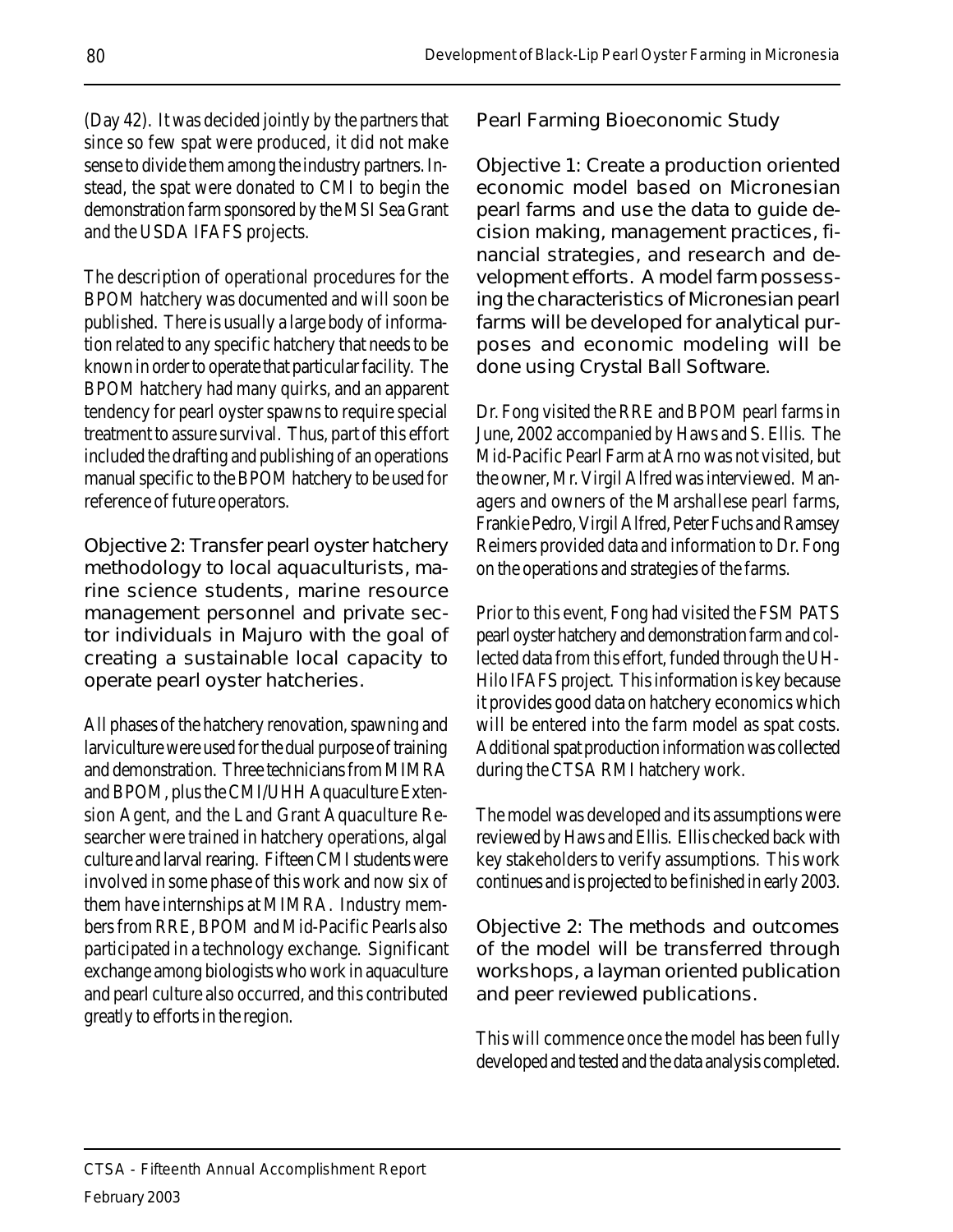(Day 42). It was decided jointly by the partners that since so few spat were produced, it did not make sense to divide them among the industry partners. Instead, the spat were donated to CMI to begin the demonstration farm sponsored by the MSI Sea Grant and the USDA IFAFS projects.

The description of operational procedures for the BPOM hatchery was documented and will soon be published. There is usually a large body of information related to any specific hatchery that needs to be known in order to operate that particular facility. The BPOM hatchery had many quirks, and an apparent tendency for pearl oyster spawns to require special treatment to assure survival. Thus, part of this effort included the drafting and publishing of an operations manual specific to the BPOM hatchery to be used for reference of future operators.

### Objective 2: Transfer pearl oyster hatchery methodology to local aquaculturists, marine science students, marine resource management personnel and private sector individuals in Majuro with the goal of creating a sustainable local capacity to operate pearl oyster hatcheries.

All phases of the hatchery renovation, spawning and larviculture were used for the dual purpose of training and demonstration. Three technicians from MIMRA and BPOM, plus the CMI/UHH Aquaculture Extension Agent, and the Land Grant Aquaculture Researcher were trained in hatchery operations, algal culture and larval rearing. Fifteen CMI students were involved in some phase of this work and now six of them have internships at MIMRA. Industry members from RRE, BPOM and Mid-Pacific Pearls also participated in a technology exchange. Significant exchange among biologists who work in aquaculture and pearl culture also occurred, and this contributed greatly to efforts in the region.

## Pearl Farming Bioeconomic Study

### Objective 1: Create a production oriented economic model based on Micronesian pearl farms and use the data to guide decision making, management practices, financial strategies, and research and development efforts. A model farm possessing the characteristics of Micronesian pearl farms will be developed for analytical purposes and economic modeling will be done using Crystal Ball Software.

Dr. Fong visited the RRE and BPOM pearl farms in June, 2002 accompanied by Haws and S. Ellis. The Mid-Pacific Pearl Farm at Arno was not visited, but the owner, Mr. Virgil Alfred was interviewed. Managers and owners of the Marshallese pearl farms, Frankie Pedro, Virgil Alfred, Peter Fuchs and Ramsey Reimers provided data and information to Dr. Fong on the operations and strategies of the farms.

Prior to this event, Fong had visited the FSM PATS pearl oyster hatchery and demonstration farm and collected data from this effort, funded through the UH-Hilo IFAFS project. This information is key because it provides good data on hatchery economics which will be entered into the farm model as spat costs. Additional spat production information was collected during the CTSA RMI hatchery work.

The model was developed and its assumptions were reviewed by Haws and Ellis. Ellis checked back with key stakeholders to verify assumptions. This work continues and is projected to be finished in early 2003.

### Objective 2: The methods and outcomes of the model will be transferred through workshops, a layman oriented publication and peer reviewed publications.

This will commence once the model has been fully developed and tested and the data analysis completed.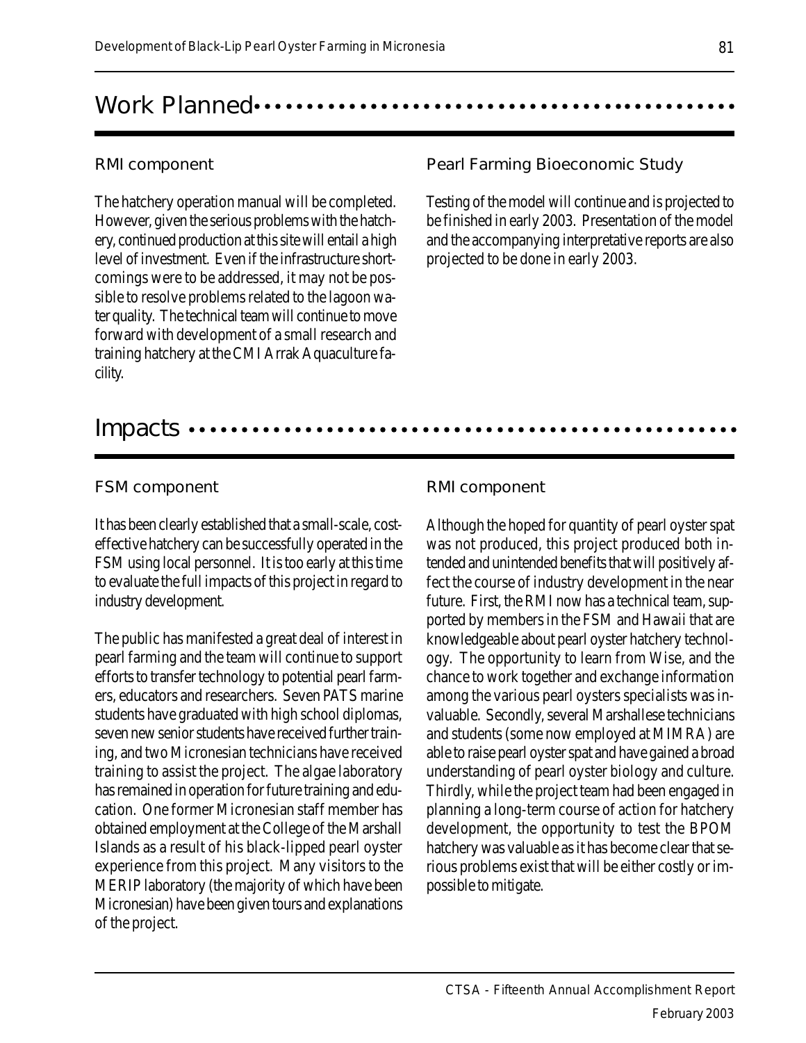# Work Planned

## RMI component

The hatchery operation manual will be completed. However, given the serious problems with the hatchery, continued production at this site will entail a high level of investment. Even if the infrastructure shortcomings were to be addressed, it may not be possible to resolve problems related to the lagoon water quality. The technical team will continue to move forward with development of a small research and training hatchery at the CMI Arrak Aquaculture facility.

## Pearl Farming Bioeconomic Study

Testing of the model will continue and is projected to be finished in early 2003. Presentation of the model and the accompanying interpretative reports are also projected to be done in early 2003.

# Impacts

## FSM component

It has been clearly established that a small-scale, cost-effective hatchery can be successfully operated in the FSM using local personnel. It is too early at this time to evaluate the full impacts of this project in regard to industry development.

The public has manifested a great deal of interest in pearl farming and the team will continue to support efforts to transfer technology to potential pearl farmers, educators and researchers. Seven PATS marine students have graduated with high school diplomas, seven new senior students have received further training, and two Micronesian technicians have received training to assist the project. The algae laboratory has remained in operation for future training and education. One former Micronesian staff member has obtained employment at the College of the Marshall Islands as a result of his black-lipped pearl oyster experience from this project. Many visitors to the MERIP laboratory (the majority of which have been Micronesian) have been given tours and explanations of the project.

## RMI component

Although the hoped for quantity of pearl oyster spat was not produced, this project produced both intended and unintended benefits that will positively affect the course of industry development in the near future. First, the RMI now has a technical team, supported by members in the FSM and Hawaii that are knowledgeable about pearl oyster hatchery technology. The opportunity to learn from Wise, and the chance to work together and exchange information among the various pearl oysters specialists was invaluable. Secondly, several Marshallese technicians and students (some now employed at MIMRA) are able to raise pearl oyster spat and have gained a broad understanding of pearl oyster biology and culture. Thirdly, while the project team had been engaged in planning a long-term course of action for hatchery development, the opportunity to test the BPOM hatchery was valuable as it has become clear that serious problems exist that will be either costly or impossible to mitigate.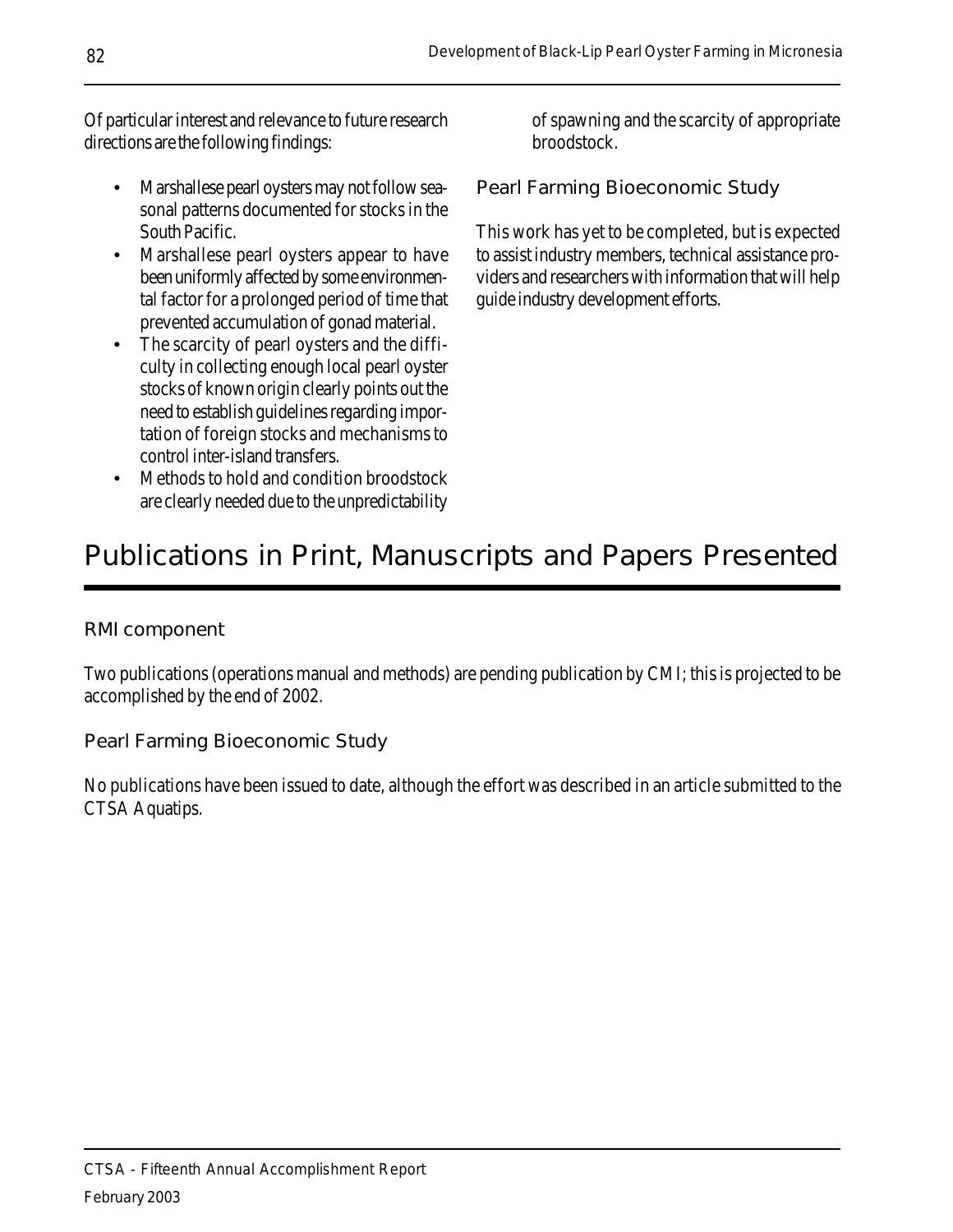Of particular interest and relevance to future research directions are the following findings:

- Marshallese pearl oysters may not follow seasonal patterns documented for stocks in the South Pacific.
- Marshallese pearl oysters appear to have been uniformly affected by some environmental factor for a prolonged period of time that prevented accumulation of gonad material.
- The scarcity of pearl oysters and the difficulty in collecting enough local pearl oyster stocks of known origin clearly points out the need to establish guidelines regarding importation of foreign stocks and mechanisms to control inter-island transfers.
- Methods to hold and condition broodstock are clearly needed due to the unpredictability of spawning and the scarcity of appropriate broodstock.

### Pearl Farming Bioeconomic Study

This work has yet to be completed, but is expected to assist industry members, technical assistance providers and researchers with information that will help guide industry development efforts.

## Publications in Print, Manuscripts and Papers Presented

### RMI component

Two publications (operations manual and methods) are pending publication by CMI; this is projected to be accomplished by the end of 2002.

### Pearl Farming Bioeconomic Study

No publications have been issued to date, although the effort was described in an article submitted to the CTSA Aquatips.